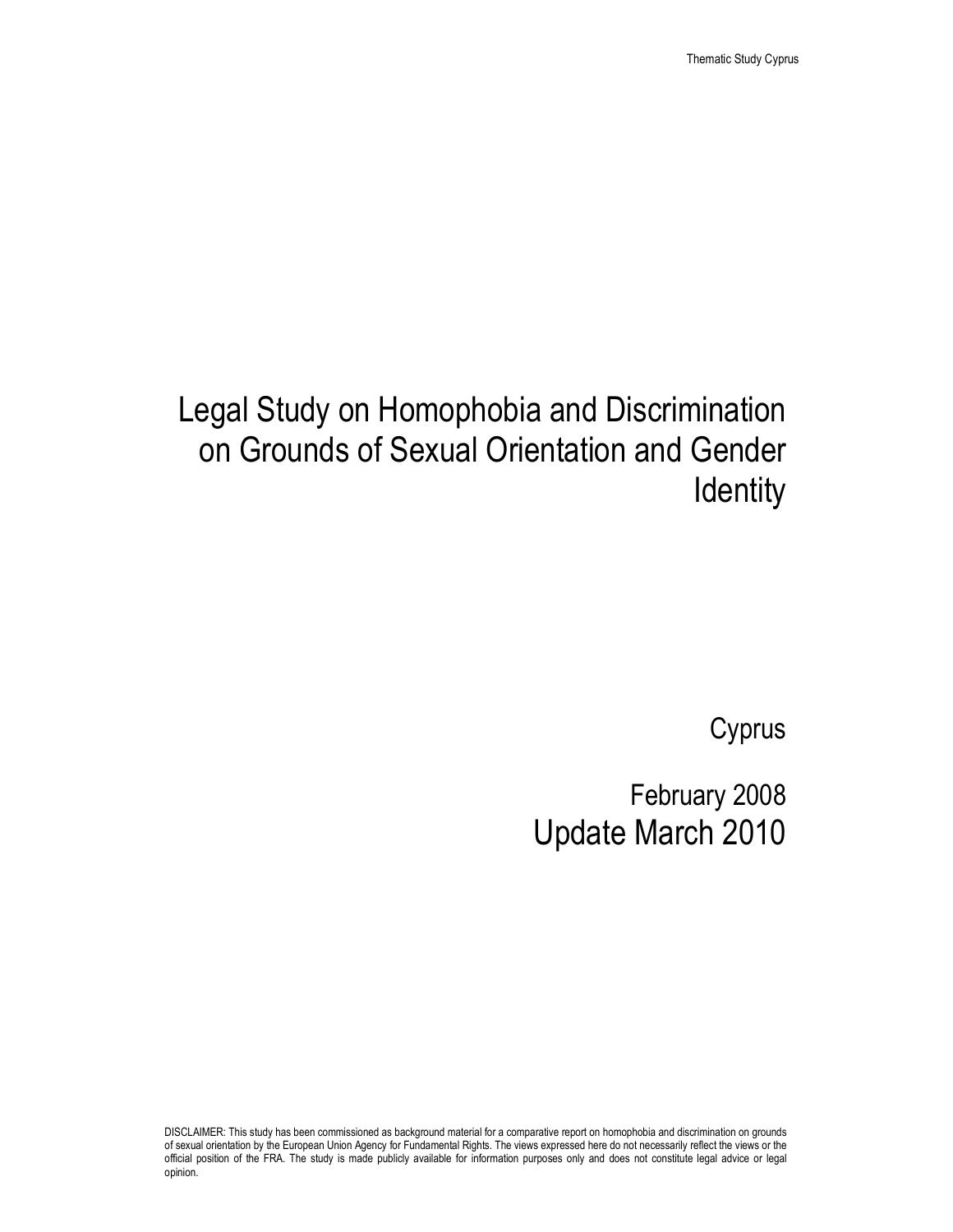# Legal Study on Homophobia and Discrimination on Grounds of Sexual Orientation and Gender Identity

Cyprus

February 2008

Update March 2010

DISCLAIMER: This study has been commissioned as background material for a comparative report on homophobia and discrimination on grounds of sexual orientation by the European Union Agency for Fundamental Rights. The views expressed here do not necessarily reflect the views or the official position of the FRA. The study is made publicly available for information purposes only and does not constitute legal advice or legal opinion.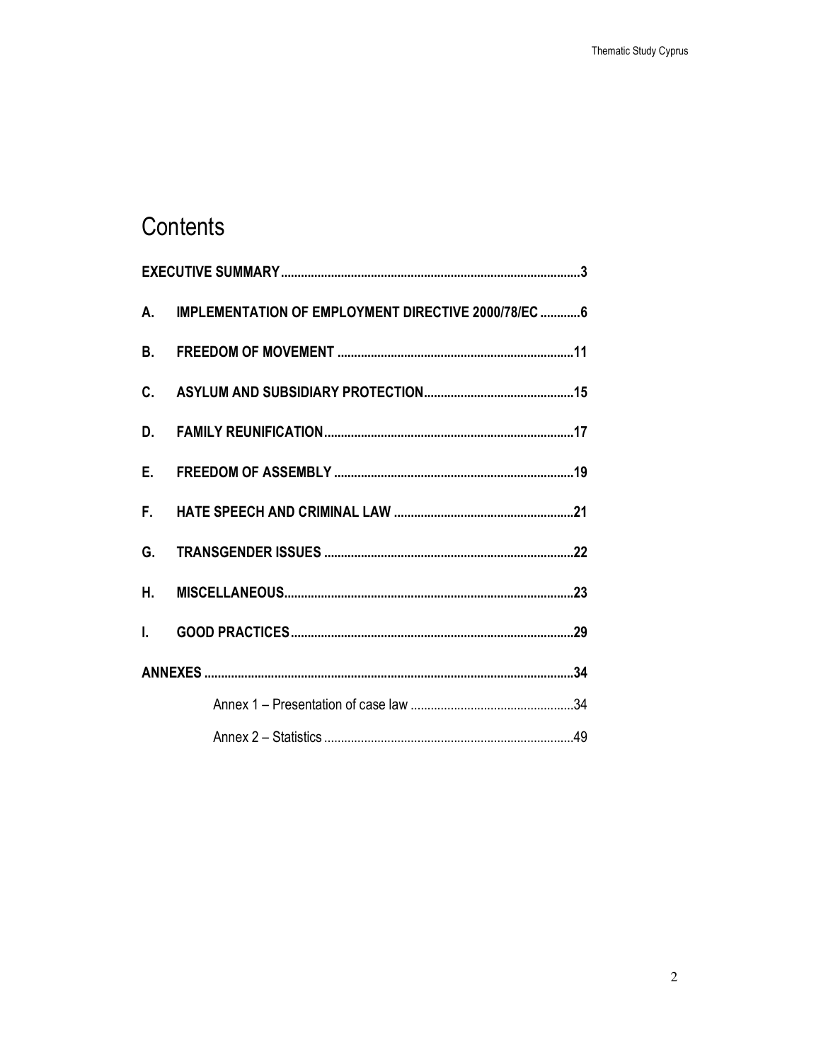# Contents

EXECUTIVE SUMMARY ........................................................................................3

A. IMPLEMENTATION OF EMPLOYMENT DIRECTIVE 2000/78/EC ............6

B. FREEDOM OF MOVEMENT .......................................................................11

C. ASYLUM AND SUBSIDIARY PROTECTION.............................................15

D. FAMILY REUNIFICATION..........................................................................17

E. FREEDOM OF ASSEMBLY .......................................................................19

F. HATE SPEECH AND CRIMINAL LAW ......................................................21

G. TRANSGENDER ISSUES ..........................................................................22

H. MISCELLANEOUS......................................................................................23

I. GOOD PRACTICES....................................................................................29

ANNEXES .............................................................................................................34

Annex 1 – Presentation of case law .................................................34

Annex 2 – Statistics ..........................................................................49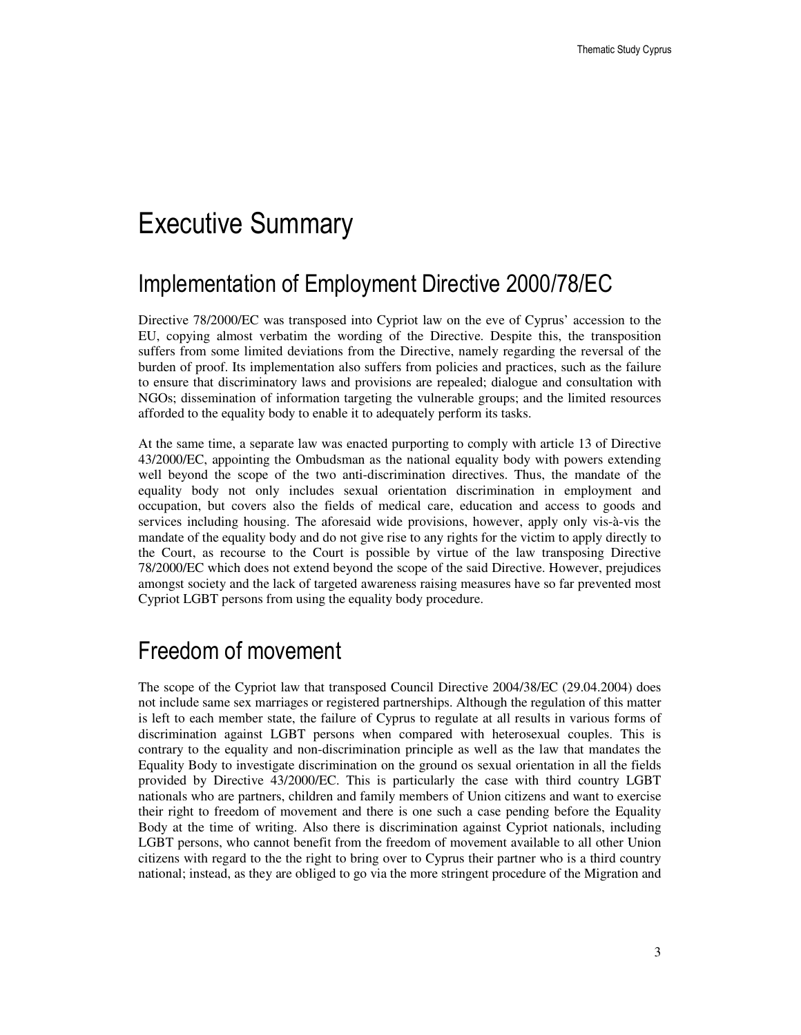# Executive Summary

## Implementation of Employment Directive 2000/78/EC

Directive 78/2000/EC was transposed into Cypriot law on the eve of Cyprus' accession to the EU, copying almost verbatim the wording of the Directive. Despite this, the transposition suffers from some limited deviations from the Directive, namely regarding the reversal of the burden of proof. Its implementation also suffers from policies and practices, such as the failure to ensure that discriminatory laws and provisions are repealed; dialogue and consultation with NGOs; dissemination of information targeting the vulnerable groups; and the limited resources afforded to the equality body to enable it to adequately perform its tasks.

At the same time, a separate law was enacted purporting to comply with article 13 of Directive 43/2000/EC, appointing the Ombudsman as the national equality body with powers extending well beyond the scope of the two anti-discrimination directives. Thus, the mandate of the equality body not only includes sexual orientation discrimination in employment and occupation, but covers also the fields of medical care, education and access to goods and services including housing. The aforesaid wide provisions, however, apply only vis-à-vis the mandate of the equality body and do not give rise to any rights for the victim to apply directly to the Court, as recourse to the Court is possible by virtue of the law transposing Directive 78/2000/EC which does not extend beyond the scope of the said Directive. However, prejudices amongst society and the lack of targeted awareness raising measures have so far prevented most Cypriot LGBT persons from using the equality body procedure.

## Freedom of movement

The scope of the Cypriot law that transposed Council Directive 2004/38/EC (29.04.2004) does not include same sex marriages or registered partnerships. Although the regulation of this matter is left to each member state, the failure of Cyprus to regulate at all results in various forms of discrimination against LGBT persons when compared with heterosexual couples. This is contrary to the equality and non-discrimination principle as well as the law that mandates the Equality Body to investigate discrimination on the ground os sexual orientation in all the fields provided by Directive 43/2000/EC. This is particularly the case with third country LGBT nationals who are partners, children and family members of Union citizens and want to exercise their right to freedom of movement and there is one such a case pending before the Equality Body at the time of writing. Also there is discrimination against Cypriot nationals, including LGBT persons, who cannot benefit from the freedom of movement available to all other Union citizens with regard to the the right to bring over to Cyprus their partner who is a third country national; instead, as they are obliged to go via the more stringent procedure of the Migration and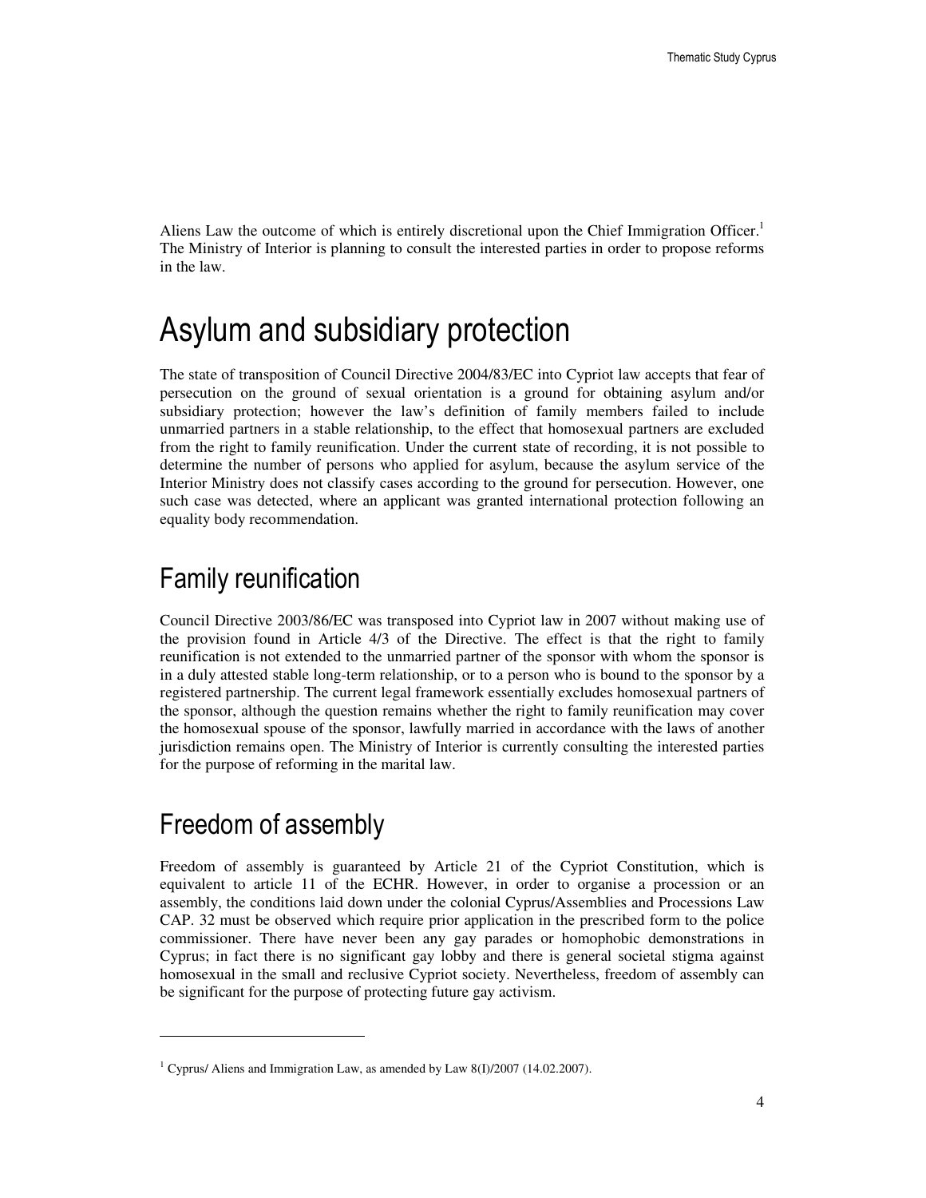Aliens Law the outcome of which is entirely discretional upon the Chief Immigration Officer.[1] The Ministry of Interior is planning to consult the interested parties in order to propose reforms in the law.

# Asylum and subsidiary protection

The state of transposition of Council Directive 2004/83/EC into Cypriot law accepts that fear of persecution on the ground of sexual orientation is a ground for obtaining asylum and/or subsidiary protection; however the law's definition of family members failed to include unmarried partners in a stable relationship, to the effect that homosexual partners are excluded from the right to family reunification. Under the current state of recording, it is not possible to determine the number of persons who applied for asylum, because the asylum service of the Interior Ministry does not classify cases according to the ground for persecution. However, one such case was detected, where an applicant was granted international protection following an equality body recommendation.

## Family reunification

Council Directive 2003/86/EC was transposed into Cypriot law in 2007 without making use of the provision found in Article 4/3 of the Directive. The effect is that the right to family reunification is not extended to the unmarried partner of the sponsor with whom the sponsor is in a duly attested stable long-term relationship, or to a person who is bound to the sponsor by a registered partnership. The current legal framework essentially excludes homosexual partners of the sponsor, although the question remains whether the right to family reunification may cover the homosexual spouse of the sponsor, lawfully married in accordance with the laws of another jurisdiction remains open. The Ministry of Interior is currently consulting the interested parties for the purpose of reforming in the marital law.

## Freedom of assembly

Freedom of assembly is guaranteed by Article 21 of the Cypriot Constitution, which is equivalent to article 11 of the ECHR. However, in order to organise a procession or an assembly, the conditions laid down under the colonial Cyprus/Assemblies and Processions Law CAP. 32 must be observed which require prior application in the prescribed form to the police commissioner. There have never been any gay parades or homophobic demonstrations in Cyprus; in fact there is no significant gay lobby and there is general societal stigma against homosexual in the small and reclusive Cypriot society. Nevertheless, freedom of assembly can be significant for the purpose of protecting future gay activism.

---

[1] Cyprus/ Aliens and Immigration Law, as amended by Law 8(I)/2007 (14.02.2007).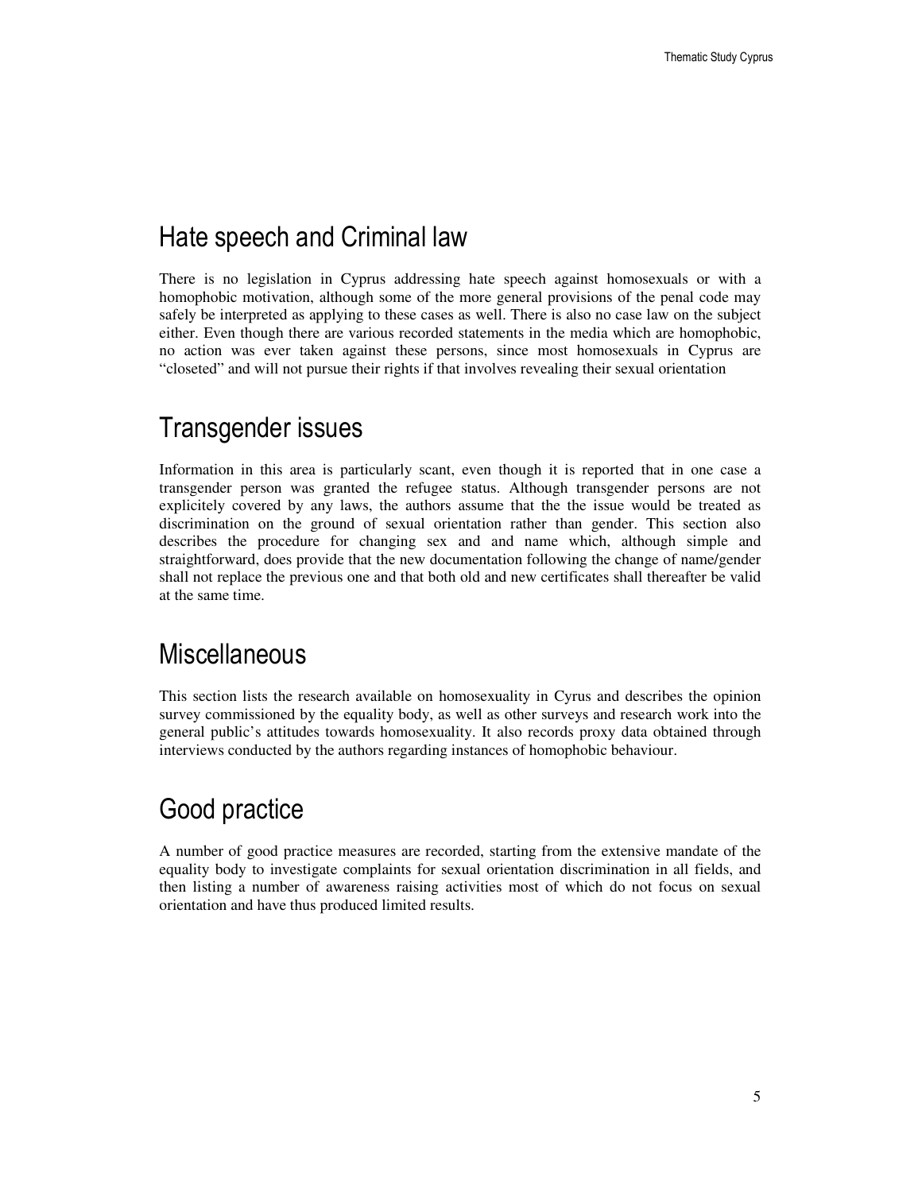## Hate speech and Criminal law

There is no legislation in Cyprus addressing hate speech against homosexuals or with a homophobic motivation, although some of the more general provisions of the penal code may safely be interpreted as applying to these cases as well. There is also no case law on the subject either. Even though there are various recorded statements in the media which are homophobic, no action was ever taken against these persons, since most homosexuals in Cyprus are "closeted" and will not pursue their rights if that involves revealing their sexual orientation

## Transgender issues

Information in this area is particularly scant, even though it is reported that in one case a transgender person was granted the refugee status. Although transgender persons are not explicitely covered by any laws, the authors assume that the the issue would be treated as discrimination on the ground of sexual orientation rather than gender. This section also describes the procedure for changing sex and and name which, although simple and straightforward, does provide that the new documentation following the change of name/gender shall not replace the previous one and that both old and new certificates shall thereafter be valid at the same time.

## Miscellaneous

This section lists the research available on homosexuality in Cyrus and describes the opinion survey commissioned by the equality body, as well as other surveys and research work into the general public's attitudes towards homosexuality. It also records proxy data obtained through interviews conducted by the authors regarding instances of homophobic behaviour.

## Good practice

A number of good practice measures are recorded, starting from the extensive mandate of the equality body to investigate complaints for sexual orientation discrimination in all fields, and then listing a number of awareness raising activities most of which do not focus on sexual orientation and have thus produced limited results.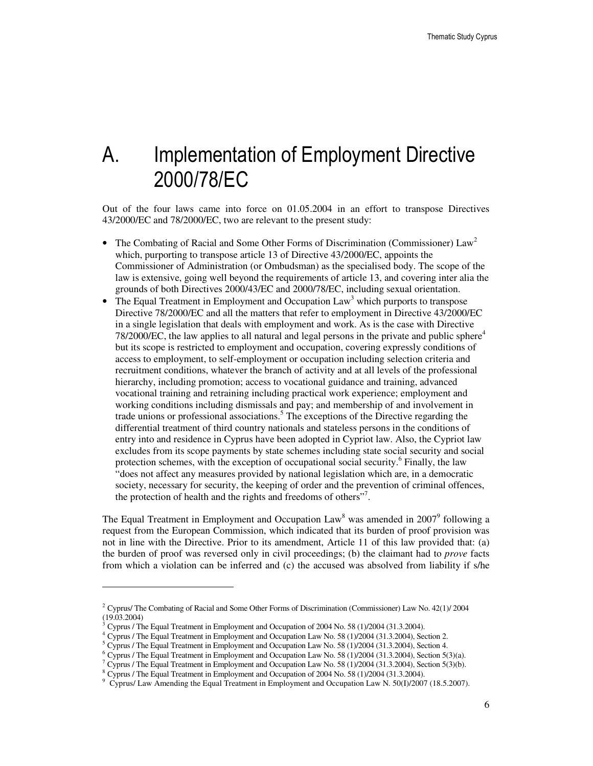# A. Implementation of Employment Directive 2000/78/EC

Out of the four laws came into force on 01.05.2004 in an effort to transpose Directives 43/2000/EC and 78/2000/EC, two are relevant to the present study:

- The Combating of Racial and Some Other Forms of Discrimination (Commissioner) Law[2] which, purporting to transpose article 13 of Directive 43/2000/EC, appoints the Commissioner of Administration (or Ombudsman) as the specialised body. The scope of the law is extensive, going well beyond the requirements of article 13, and covering inter alia the grounds of both Directives 2000/43/EC and 2000/78/EC, including sexual orientation.
- The Equal Treatment in Employment and Occupation Law[3] which purports to transpose Directive 78/2000/EC and all the matters that refer to employment in Directive 43/2000/EC in a single legislation that deals with employment and work. As is the case with Directive 78/2000/EC, the law applies to all natural and legal persons in the private and public sphere[4] but its scope is restricted to employment and occupation, covering expressly conditions of access to employment, to self-employment or occupation including selection criteria and recruitment conditions, whatever the branch of activity and at all levels of the professional hierarchy, including promotion; access to vocational guidance and training, advanced vocational training and retraining including practical work experience; employment and working conditions including dismissals and pay; and membership of and involvement in trade unions or professional associations.[5] The exceptions of the Directive regarding the differential treatment of third country nationals and stateless persons in the conditions of entry into and residence in Cyprus have been adopted in Cypriot law. Also, the Cypriot law excludes from its scope payments by state schemes including state social security and social protection schemes, with the exception of occupational social security.[6] Finally, the law "does not affect any measures provided by national legislation which are, in a democratic society, necessary for security, the keeping of order and the prevention of criminal offences, the protection of health and the rights and freedoms of others"[7].

The Equal Treatment in Employment and Occupation Law[8] was amended in 2007[9] following a request from the European Commission, which indicated that its burden of proof provision was not in line with the Directive. Prior to its amendment, Article 11 of this law provided that: (a) the burden of proof was reversed only in civil proceedings; (b) the claimant had to *prove* facts from which a violation can be inferred and (c) the accused was absolved from liability if s/he

---

[2] Cyprus/ The Combating of Racial and Some Other Forms of Discrimination (Commissioner) Law No. 42(1)/ 2004 (19.03.2004)

[3] Cyprus / The Equal Treatment in Employment and Occupation of 2004 No. 58 (1)/2004 (31.3.2004).

[4] Cyprus / The Equal Treatment in Employment and Occupation Law No. 58 (1)/2004 (31.3.2004), Section 2.

[5] Cyprus / The Equal Treatment in Employment and Occupation Law No. 58 (1)/2004 (31.3.2004), Section 4.

[6] Cyprus / The Equal Treatment in Employment and Occupation Law No. 58 (1)/2004 (31.3.2004), Section 5(3)(a).

[7] Cyprus / The Equal Treatment in Employment and Occupation Law No. 58 (1)/2004 (31.3.2004), Section 5(3)(b).

[8] Cyprus / The Equal Treatment in Employment and Occupation of 2004 No. 58 (1)/2004 (31.3.2004).

[9] Cyprus/ Law Amending the Equal Treatment in Employment and Occupation Law N. 50(I)/2007 (18.5.2007).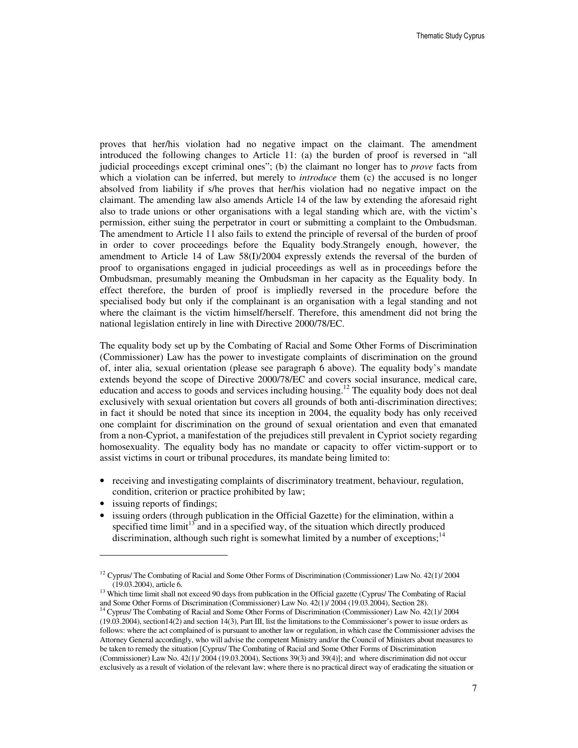proves that her/his violation had no negative impact on the claimant. The amendment introduced the following changes to Article 11: (a) the burden of proof is reversed in "all judicial proceedings except criminal ones"; (b) the claimant no longer has to *prove* facts from which a violation can be inferred, but merely to *introduce* them (c) the accused is no longer absolved from liability if s/he proves that her/his violation had no negative impact on the claimant. The amending law also amends Article 14 of the law by extending the aforesaid right also to trade unions or other organisations with a legal standing which are, with the victim's permission, either suing the perpetrator in court or submitting a complaint to the Ombudsman. The amendment to Article 11 also fails to extend the principle of reversal of the burden of proof in order to cover proceedings before the Equality body.Strangely enough, however, the amendment to Article 14 of Law 58(I)/2004 expressly extends the reversal of the burden of proof to organisations engaged in judicial proceedings as well as in proceedings before the Ombudsman, presumably meaning the Ombudsman in her capacity as the Equality body. In effect therefore, the burden of proof is impliedly reversed in the procedure before the specialised body but only if the complainant is an organisation with a legal standing and not where the claimant is the victim himself/herself. Therefore, this amendment did not bring the national legislation entirely in line with Directive 2000/78/EC.

The equality body set up by the Combating of Racial and Some Other Forms of Discrimination (Commissioner) Law has the power to investigate complaints of discrimination on the ground of, inter alia, sexual orientation (please see paragraph 6 above). The equality body's mandate extends beyond the scope of Directive 2000/78/EC and covers social insurance, medical care, education and access to goods and services including housing.[12] The equality body does not deal exclusively with sexual orientation but covers all grounds of both anti-discrimination directives; in fact it should be noted that since its inception in 2004, the equality body has only received one complaint for discrimination on the ground of sexual orientation and even that emanated from a non-Cypriot, a manifestation of the prejudices still prevalent in Cypriot society regarding homosexuality. The equality body has no mandate or capacity to offer victim-support or to assist victims in court or tribunal procedures, its mandate being limited to:

- receiving and investigating complaints of discriminatory treatment, behaviour, regulation, condition, criterion or practice prohibited by law;
- issuing reports of findings;
- issuing orders (through publication in the Official Gazette) for the elimination, within a specified time limit[13] and in a specified way, of the situation which directly produced discrimination, although such right is somewhat limited by a number of exceptions;[14]

---

[12] Cyprus/ The Combating of Racial and Some Other Forms of Discrimination (Commissioner) Law No. 42(1)/ 2004 (19.03.2004), article 6.

[13] Which time limit shall not exceed 90 days from publication in the Official gazette (Cyprus/ The Combating of Racial and Some Other Forms of Discrimination (Commissioner) Law No. 42(1)/ 2004 (19.03.2004), Section 28).

[14] Cyprus/ The Combating of Racial and Some Other Forms of Discrimination (Commissioner) Law No. 42(1)/ 2004 (19.03.2004), section14(2) and section 14(3), Part III, list the limitations to the Commissioner's power to issue orders as follows: where the act complained of is pursuant to another law or regulation, in which case the Commissioner advises the Attorney General accordingly, who will advise the competent Ministry and/or the Council of Ministers about measures to be taken to remedy the situation [Cyprus/ The Combating of Racial and Some Other Forms of Discrimination (Commissioner) Law No. 42(1)/ 2004 (19.03.2004), Sections 39(3) and 39(4)]; and where discrimination did not occur exclusively as a result of violation of the relevant law; where there is no practical direct way of eradicating the situation or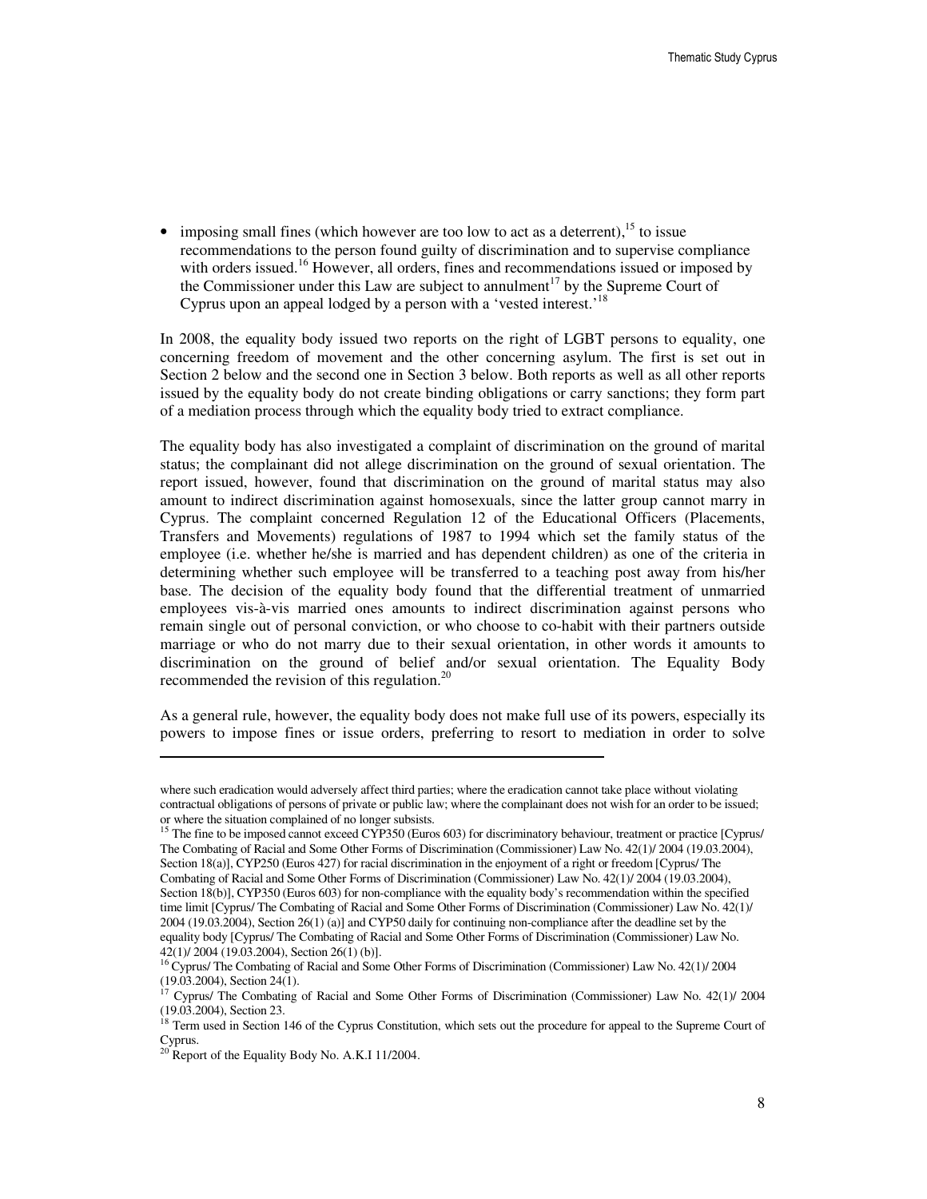- imposing small fines (which however are too low to act as a deterrent),[15] to issue recommendations to the person found guilty of discrimination and to supervise compliance with orders issued.[16] However, all orders, fines and recommendations issued or imposed by the Commissioner under this Law are subject to annulment[17] by the Supreme Court of Cyprus upon an appeal lodged by a person with a 'vested interest.'[18]

In 2008, the equality body issued two reports on the right of LGBT persons to equality, one concerning freedom of movement and the other concerning asylum. The first is set out in Section 2 below and the second one in Section 3 below. Both reports as well as all other reports issued by the equality body do not create binding obligations or carry sanctions; they form part of a mediation process through which the equality body tried to extract compliance.

The equality body has also investigated a complaint of discrimination on the ground of marital status; the complainant did not allege discrimination on the ground of sexual orientation. The report issued, however, found that discrimination on the ground of marital status may also amount to indirect discrimination against homosexuals, since the latter group cannot marry in Cyprus. The complaint concerned Regulation 12 of the Educational Officers (Placements, Transfers and Movements) regulations of 1987 to 1994 which set the family status of the employee (i.e. whether he/she is married and has dependent children) as one of the criteria in determining whether such employee will be transferred to a teaching post away from his/her base. The decision of the equality body found that the differential treatment of unmarried employees vis-à-vis married ones amounts to indirect discrimination against persons who remain single out of personal conviction, or who choose to co-habit with their partners outside marriage or who do not marry due to their sexual orientation, in other words it amounts to discrimination on the ground of belief and/or sexual orientation. The Equality Body recommended the revision of this regulation.[20]

As a general rule, however, the equality body does not make full use of its powers, especially its powers to impose fines or issue orders, preferring to resort to mediation in order to solve

---

where such eradication would adversely affect third parties; where the eradication cannot take place without violating contractual obligations of persons of private or public law; where the complainant does not wish for an order to be issued; or where the situation complained of no longer subsists.

[15] The fine to be imposed cannot exceed CYP350 (Euros 603) for discriminatory behaviour, treatment or practice [Cyprus/ The Combating of Racial and Some Other Forms of Discrimination (Commissioner) Law No. 42(1)/ 2004 (19.03.2004), Section 18(a)], CYP250 (Euros 427) for racial discrimination in the enjoyment of a right or freedom [Cyprus/ The Combating of Racial and Some Other Forms of Discrimination (Commissioner) Law No. 42(1)/ 2004 (19.03.2004), Section 18(b)], CYP350 (Euros 603) for non-compliance with the equality body's recommendation within the specified time limit [Cyprus/ The Combating of Racial and Some Other Forms of Discrimination (Commissioner) Law No. 42(1)/ 2004 (19.03.2004), Section 26(1) (a)] and CYP50 daily for continuing non-compliance after the deadline set by the equality body [Cyprus/ The Combating of Racial and Some Other Forms of Discrimination (Commissioner) Law No. 42(1)/ 2004 (19.03.2004), Section 26(1) (b)].

[16] Cyprus/ The Combating of Racial and Some Other Forms of Discrimination (Commissioner) Law No. 42(1)/ 2004 (19.03.2004), Section 24(1).

[17] Cyprus/ The Combating of Racial and Some Other Forms of Discrimination (Commissioner) Law No. 42(1)/ 2004 (19.03.2004), Section 23.

[18] Term used in Section 146 of the Cyprus Constitution, which sets out the procedure for appeal to the Supreme Court of Cyprus.

[20] Report of the Equality Body No. A.K.I 11/2004.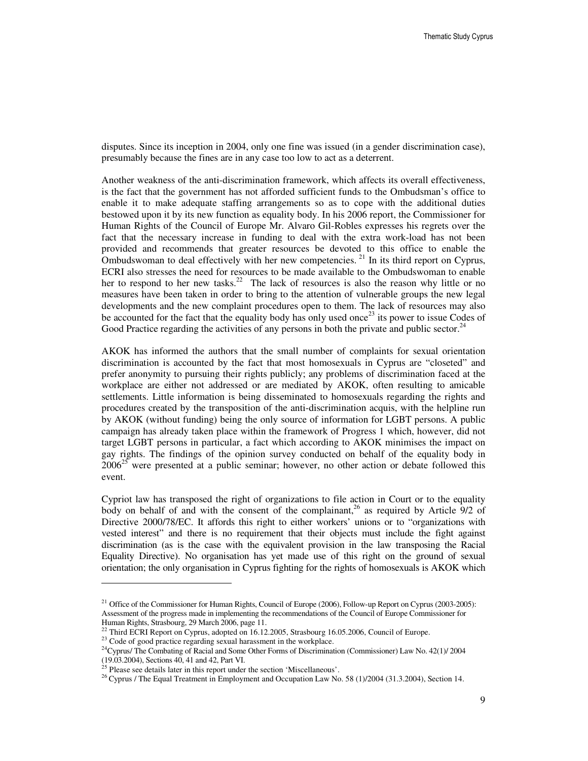disputes. Since its inception in 2004, only one fine was issued (in a gender discrimination case), presumably because the fines are in any case too low to act as a deterrent.

Another weakness of the anti-discrimination framework, which affects its overall effectiveness, is the fact that the government has not afforded sufficient funds to the Ombudsman's office to enable it to make adequate staffing arrangements so as to cope with the additional duties bestowed upon it by its new function as equality body. In his 2006 report, the Commissioner for Human Rights of the Council of Europe Mr. Alvaro Gil-Robles expresses his regrets over the fact that the necessary increase in funding to deal with the extra work-load has not been provided and recommends that greater resources be devoted to this office to enable the Ombudswoman to deal effectively with her new competencies. [21] In its third report on Cyprus, ECRI also stresses the need for resources to be made available to the Ombudswoman to enable her to respond to her new tasks.[22] The lack of resources is also the reason why little or no measures have been taken in order to bring to the attention of vulnerable groups the new legal developments and the new complaint procedures open to them. The lack of resources may also be accounted for the fact that the equality body has only used once[23] its power to issue Codes of Good Practice regarding the activities of any persons in both the private and public sector.[24]

AKOK has informed the authors that the small number of complaints for sexual orientation discrimination is accounted by the fact that most homosexuals in Cyprus are "closeted" and prefer anonymity to pursuing their rights publicly; any problems of discrimination faced at the workplace are either not addressed or are mediated by AKOK, often resulting to amicable settlements. Little information is being disseminated to homosexuals regarding the rights and procedures created by the transposition of the anti-discrimination acquis, with the helpline run by AKOK (without funding) being the only source of information for LGBT persons. A public campaign has already taken place within the framework of Progress 1 which, however, did not target LGBT persons in particular, a fact which according to AKOK minimises the impact on gay rights. The findings of the opinion survey conducted on behalf of the equality body in 2006[25] were presented at a public seminar; however, no other action or debate followed this event.

Cypriot law has transposed the right of organizations to file action in Court or to the equality body on behalf of and with the consent of the complainant,[26] as required by Article 9/2 of Directive 2000/78/EC. It affords this right to either workers' unions or to "organizations with vested interest" and there is no requirement that their objects must include the fight against discrimination (as is the case with the equivalent provision in the law transposing the Racial Equality Directive). No organisation has yet made use of this right on the ground of sexual orientation; the only organisation in Cyprus fighting for the rights of homosexuals is AKOK which

---

[21] Office of the Commissioner for Human Rights, Council of Europe (2006), Follow-up Report on Cyprus (2003-2005): Assessment of the progress made in implementing the recommendations of the Council of Europe Commissioner for Human Rights, Strasbourg, 29 March 2006, page 11.

[22] Third ECRI Report on Cyprus, adopted on 16.12.2005, Strasbourg 16.05.2006, Council of Europe.

[23] Code of good practice regarding sexual harassment in the workplace.

[24] Cyprus/ The Combating of Racial and Some Other Forms of Discrimination (Commissioner) Law No. 42(1)/ 2004 (19.03.2004), Sections 40, 41 and 42, Part VI.

[25] Please see details later in this report under the section 'Miscellaneous'.

[26] Cyprus / The Equal Treatment in Employment and Occupation Law No. 58 (1)/2004 (31.3.2004), Section 14.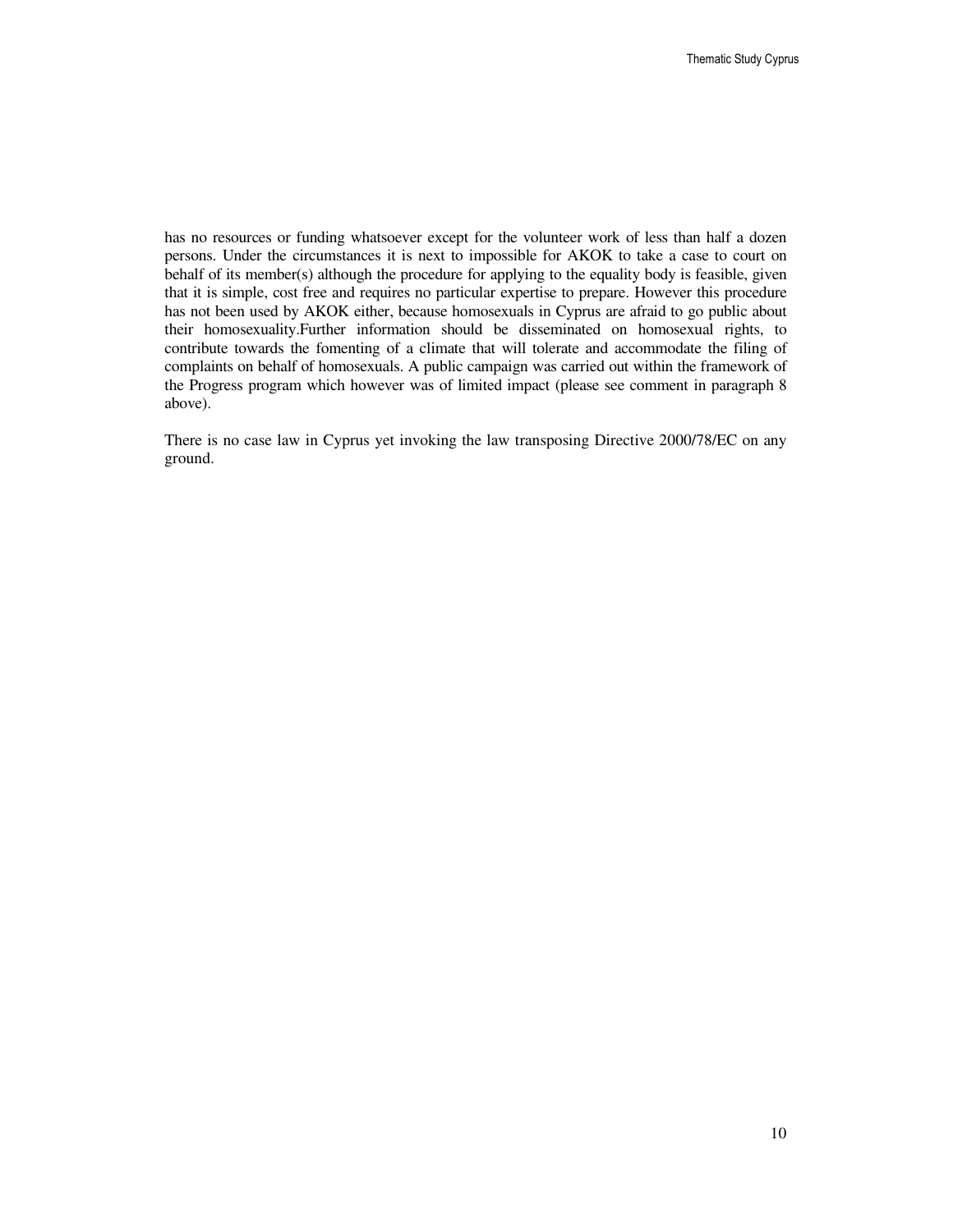has no resources or funding whatsoever except for the volunteer work of less than half a dozen persons. Under the circumstances it is next to impossible for AKOK to take a case to court on behalf of its member(s) although the procedure for applying to the equality body is feasible, given that it is simple, cost free and requires no particular expertise to prepare. However this procedure has not been used by AKOK either, because homosexuals in Cyprus are afraid to go public about their homosexuality.Further information should be disseminated on homosexual rights, to contribute towards the fomenting of a climate that will tolerate and accommodate the filing of complaints on behalf of homosexuals. A public campaign was carried out within the framework of the Progress program which however was of limited impact (please see comment in paragraph 8 above).

There is no case law in Cyprus yet invoking the law transposing Directive 2000/78/EC on any ground.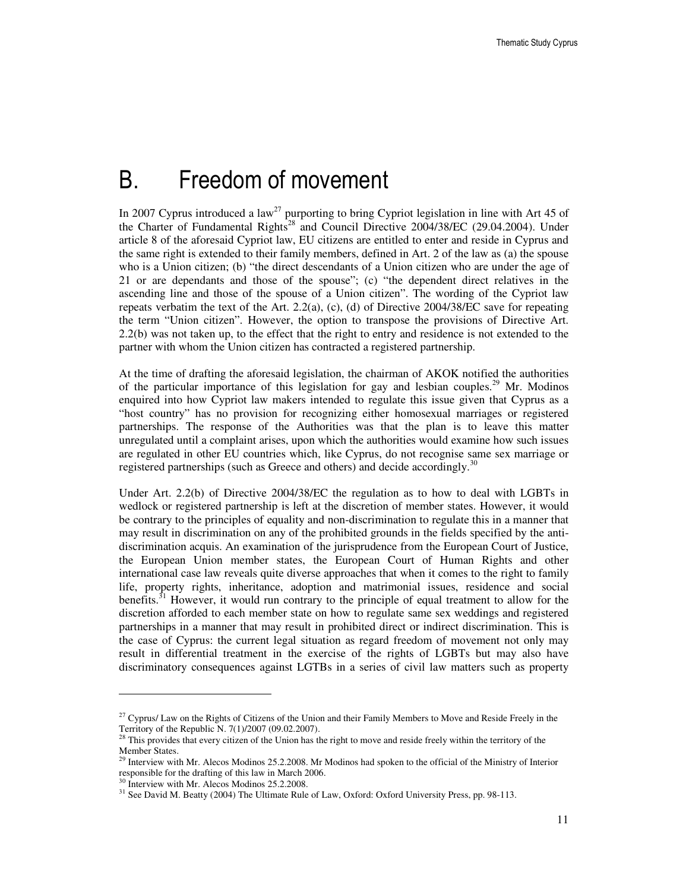# B. Freedom of movement

In 2007 Cyprus introduced a law[27] purporting to bring Cypriot legislation in line with Art 45 of the Charter of Fundamental Rights[28] and Council Directive 2004/38/EC (29.04.2004). Under article 8 of the aforesaid Cypriot law, EU citizens are entitled to enter and reside in Cyprus and the same right is extended to their family members, defined in Art. 2 of the law as (a) the spouse who is a Union citizen; (b) "the direct descendants of a Union citizen who are under the age of 21 or are dependants and those of the spouse"; (c) "the dependent direct relatives in the ascending line and those of the spouse of a Union citizen". The wording of the Cypriot law repeats verbatim the text of the Art. 2.2(a), (c), (d) of Directive 2004/38/EC save for repeating the term "Union citizen". However, the option to transpose the provisions of Directive Art. 2.2(b) was not taken up, to the effect that the right to entry and residence is not extended to the partner with whom the Union citizen has contracted a registered partnership.

At the time of drafting the aforesaid legislation, the chairman of AKOK notified the authorities of the particular importance of this legislation for gay and lesbian couples.[29] Mr. Modinos enquired into how Cypriot law makers intended to regulate this issue given that Cyprus as a "host country" has no provision for recognizing either homosexual marriages or registered partnerships. The response of the Authorities was that the plan is to leave this matter unregulated until a complaint arises, upon which the authorities would examine how such issues are regulated in other EU countries which, like Cyprus, do not recognise same sex marriage or registered partnerships (such as Greece and others) and decide accordingly.[30]

Under Art. 2.2(b) of Directive 2004/38/EC the regulation as to how to deal with LGBTs in wedlock or registered partnership is left at the discretion of member states. However, it would be contrary to the principles of equality and non-discrimination to regulate this in a manner that may result in discrimination on any of the prohibited grounds in the fields specified by the anti-discrimination acquis. An examination of the jurisprudence from the European Court of Justice, the European Union member states, the European Court of Human Rights and other international case law reveals quite diverse approaches that when it comes to the right to family life, property rights, inheritance, adoption and matrimonial issues, residence and social benefits.[31] However, it would run contrary to the principle of equal treatment to allow for the discretion afforded to each member state on how to regulate same sex weddings and registered partnerships in a manner that may result in prohibited direct or indirect discrimination. This is the case of Cyprus: the current legal situation as regard freedom of movement not only may result in differential treatment in the exercise of the rights of LGBTs but may also have discriminatory consequences against LGTBs in a series of civil law matters such as property

---

[27] Cyprus/ Law on the Rights of Citizens of the Union and their Family Members to Move and Reside Freely in the Territory of the Republic N. 7(1)/2007 (09.02.2007).

[28] This provides that every citizen of the Union has the right to move and reside freely within the territory of the Member States.

[29] Interview with Mr. Alecos Modinos 25.2.2008. Mr Modinos had spoken to the official of the Ministry of Interior responsible for the drafting of this law in March 2006.

[30] Interview with Mr. Alecos Modinos 25.2.2008.

[31] See David M. Beatty (2004) The Ultimate Rule of Law, Oxford: Oxford University Press, pp. 98-113.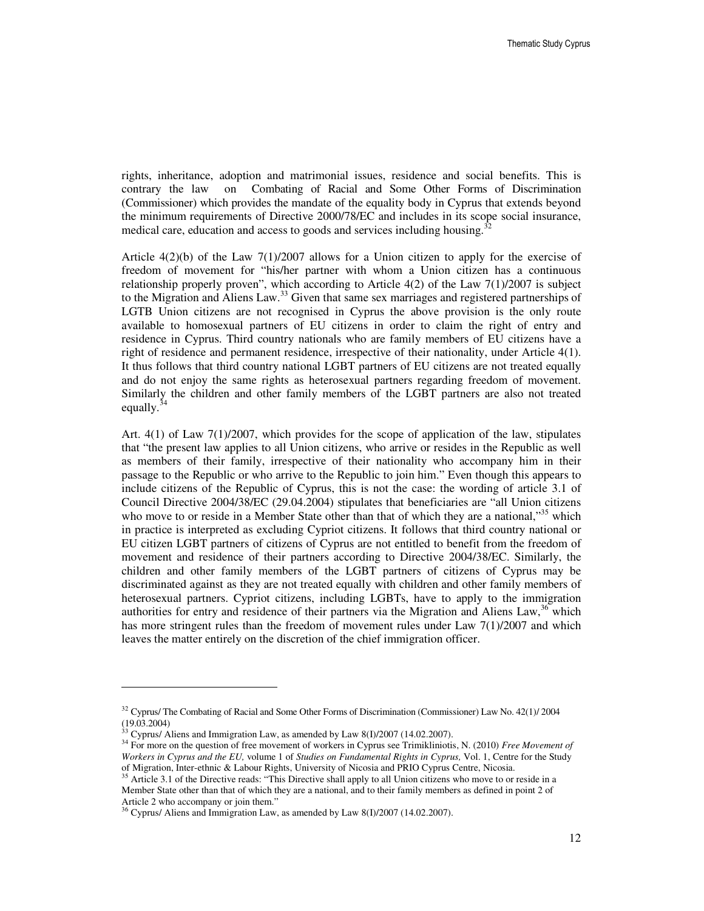rights, inheritance, adoption and matrimonial issues, residence and social benefits. This is contrary the law on Combating of Racial and Some Other Forms of Discrimination (Commissioner) which provides the mandate of the equality body in Cyprus that extends beyond the minimum requirements of Directive 2000/78/EC and includes in its scope social insurance, medical care, education and access to goods and services including housing.[32]

Article 4(2)(b) of the Law 7(1)/2007 allows for a Union citizen to apply for the exercise of freedom of movement for "his/her partner with whom a Union citizen has a continuous relationship properly proven", which according to Article 4(2) of the Law 7(1)/2007 is subject to the Migration and Aliens Law.[33] Given that same sex marriages and registered partnerships of LGTB Union citizens are not recognised in Cyprus the above provision is the only route available to homosexual partners of EU citizens in order to claim the right of entry and residence in Cyprus. Third country nationals who are family members of EU citizens have a right of residence and permanent residence, irrespective of their nationality, under Article 4(1). It thus follows that third country national LGBT partners of EU citizens are not treated equally and do not enjoy the same rights as heterosexual partners regarding freedom of movement. Similarly the children and other family members of the LGBT partners are also not treated equally.[34]

Art. 4(1) of Law 7(1)/2007, which provides for the scope of application of the law, stipulates that "the present law applies to all Union citizens, who arrive or resides in the Republic as well as members of their family, irrespective of their nationality who accompany him in their passage to the Republic or who arrive to the Republic to join him." Even though this appears to include citizens of the Republic of Cyprus, this is not the case: the wording of article 3.1 of Council Directive 2004/38/EC (29.04.2004) stipulates that beneficiaries are "all Union citizens who move to or reside in a Member State other than that of which they are a national,"[35] which in practice is interpreted as excluding Cypriot citizens. It follows that third country national or EU citizen LGBT partners of citizens of Cyprus are not entitled to benefit from the freedom of movement and residence of their partners according to Directive 2004/38/EC. Similarly, the children and other family members of the LGBT partners of citizens of Cyprus may be discriminated against as they are not treated equally with children and other family members of heterosexual partners. Cypriot citizens, including LGBTs, have to apply to the immigration authorities for entry and residence of their partners via the Migration and Aliens Law,[36] which has more stringent rules than the freedom of movement rules under Law 7(1)/2007 and which leaves the matter entirely on the discretion of the chief immigration officer.

---

[32] Cyprus/ The Combating of Racial and Some Other Forms of Discrimination (Commissioner) Law No. 42(1)/ 2004 (19.03.2004)

[33] Cyprus/ Aliens and Immigration Law, as amended by Law 8(I)/2007 (14.02.2007).

[34] For more on the question of free movement of workers in Cyprus see Trimikliniotis, N. (2010) *Free Movement of Workers in Cyprus and the EU,* volume 1 of *Studies on Fundamental Rights in Cyprus,* Vol. 1, Centre for the Study of Migration, Inter-ethnic & Labour Rights, University of Nicosia and PRIO Cyprus Centre, Nicosia.

[35] Article 3.1 of the Directive reads: "This Directive shall apply to all Union citizens who move to or reside in a Member State other than that of which they are a national, and to their family members as defined in point 2 of Article 2 who accompany or join them."

[36] Cyprus/ Aliens and Immigration Law, as amended by Law 8(I)/2007 (14.02.2007).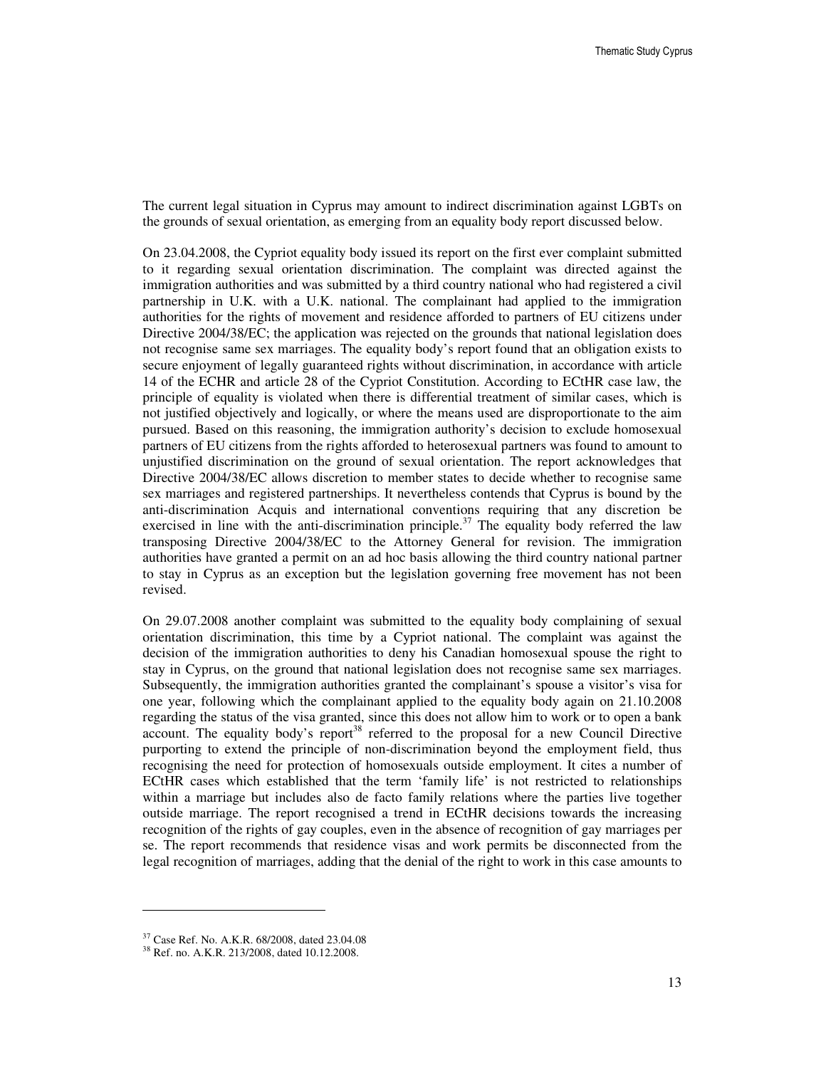The current legal situation in Cyprus may amount to indirect discrimination against LGBTs on the grounds of sexual orientation, as emerging from an equality body report discussed below.

On 23.04.2008, the Cypriot equality body issued its report on the first ever complaint submitted to it regarding sexual orientation discrimination. The complaint was directed against the immigration authorities and was submitted by a third country national who had registered a civil partnership in U.K. with a U.K. national. The complainant had applied to the immigration authorities for the rights of movement and residence afforded to partners of EU citizens under Directive 2004/38/EC; the application was rejected on the grounds that national legislation does not recognise same sex marriages. The equality body's report found that an obligation exists to secure enjoyment of legally guaranteed rights without discrimination, in accordance with article 14 of the ECHR and article 28 of the Cypriot Constitution. According to ECtHR case law, the principle of equality is violated when there is differential treatment of similar cases, which is not justified objectively and logically, or where the means used are disproportionate to the aim pursued. Based on this reasoning, the immigration authority's decision to exclude homosexual partners of EU citizens from the rights afforded to heterosexual partners was found to amount to unjustified discrimination on the ground of sexual orientation. The report acknowledges that Directive 2004/38/EC allows discretion to member states to decide whether to recognise same sex marriages and registered partnerships. It nevertheless contends that Cyprus is bound by the anti-discrimination Acquis and international conventions requiring that any discretion be exercised in line with the anti-discrimination principle.[37] The equality body referred the law transposing Directive 2004/38/EC to the Attorney General for revision. The immigration authorities have granted a permit on an ad hoc basis allowing the third country national partner to stay in Cyprus as an exception but the legislation governing free movement has not been revised.

On 29.07.2008 another complaint was submitted to the equality body complaining of sexual orientation discrimination, this time by a Cypriot national. The complaint was against the decision of the immigration authorities to deny his Canadian homosexual spouse the right to stay in Cyprus, on the ground that national legislation does not recognise same sex marriages. Subsequently, the immigration authorities granted the complainant's spouse a visitor's visa for one year, following which the complainant applied to the equality body again on 21.10.2008 regarding the status of the visa granted, since this does not allow him to work or to open a bank account. The equality body's report[38] referred to the proposal for a new Council Directive purporting to extend the principle of non-discrimination beyond the employment field, thus recognising the need for protection of homosexuals outside employment. It cites a number of ECtHR cases which established that the term 'family life' is not restricted to relationships within a marriage but includes also de facto family relations where the parties live together outside marriage. The report recognised a trend in ECtHR decisions towards the increasing recognition of the rights of gay couples, even in the absence of recognition of gay marriages per se. The report recommends that residence visas and work permits be disconnected from the legal recognition of marriages, adding that the denial of the right to work in this case amounts to

---

[37] Case Ref. No. A.K.R. 68/2008, dated 23.04.08

[38] Ref. no. A.K.R. 213/2008, dated 10.12.2008.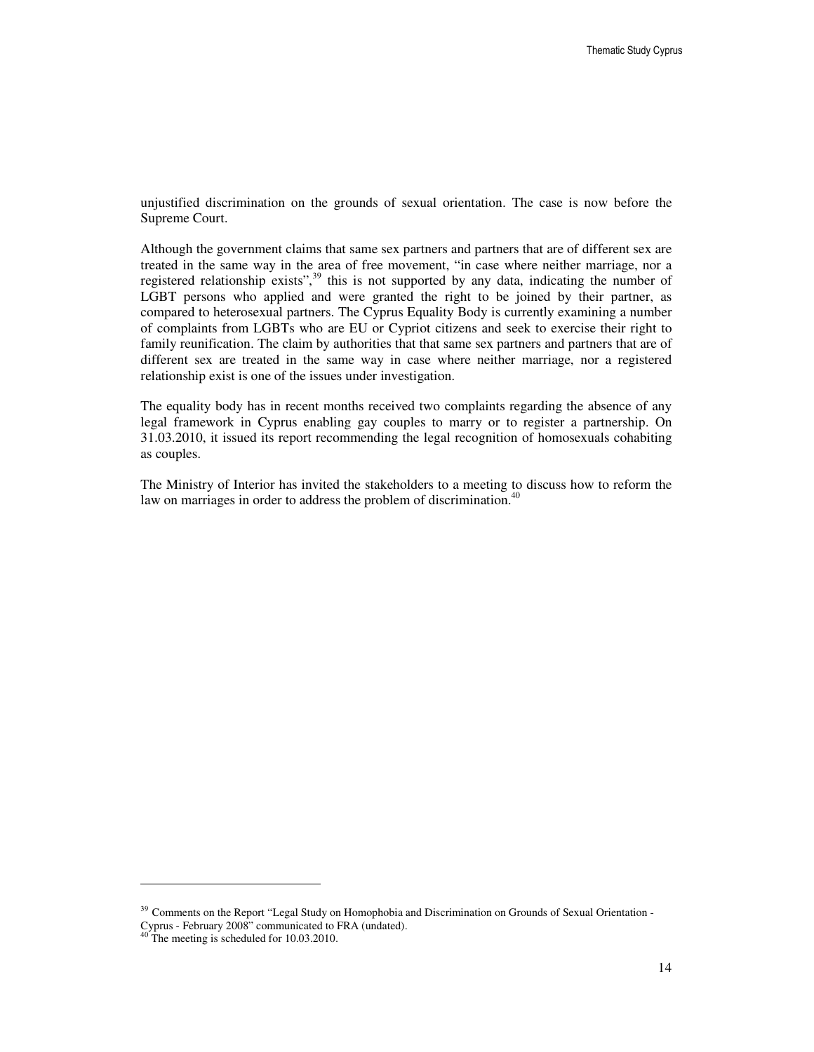unjustified discrimination on the grounds of sexual orientation. The case is now before the Supreme Court.

Although the government claims that same sex partners and partners that are of different sex are treated in the same way in the area of free movement, "in case where neither marriage, nor a registered relationship exists",[39] this is not supported by any data, indicating the number of LGBT persons who applied and were granted the right to be joined by their partner, as compared to heterosexual partners. The Cyprus Equality Body is currently examining a number of complaints from LGBTs who are EU or Cypriot citizens and seek to exercise their right to family reunification. The claim by authorities that that same sex partners and partners that are of different sex are treated in the same way in case where neither marriage, nor a registered relationship exist is one of the issues under investigation.

The equality body has in recent months received two complaints regarding the absence of any legal framework in Cyprus enabling gay couples to marry or to register a partnership. On 31.03.2010, it issued its report recommending the legal recognition of homosexuals cohabiting as couples.

The Ministry of Interior has invited the stakeholders to a meeting to discuss how to reform the law on marriages in order to address the problem of discrimination.[40]

---

[39] Comments on the Report "Legal Study on Homophobia and Discrimination on Grounds of Sexual Orientation - Cyprus - February 2008" communicated to FRA (undated).

[40] The meeting is scheduled for 10.03.2010.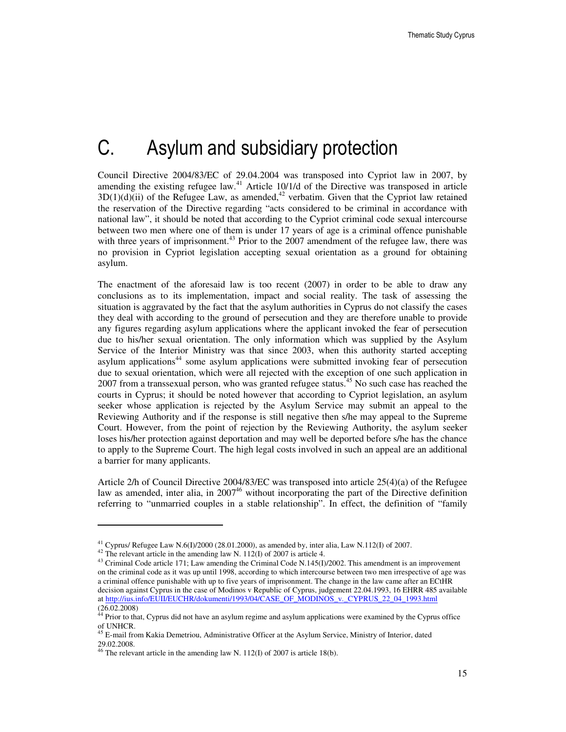# C. Asylum and subsidiary protection

Council Directive 2004/83/EC of 29.04.2004 was transposed into Cypriot law in 2007, by amending the existing refugee law.[41] Article 10/1/d of the Directive was transposed in article 3D(1)(d)(ii) of the Refugee Law, as amended,[42] verbatim. Given that the Cypriot law retained the reservation of the Directive regarding "acts considered to be criminal in accordance with national law", it should be noted that according to the Cypriot criminal code sexual intercourse between two men where one of them is under 17 years of age is a criminal offence punishable with three years of imprisonment.[43] Prior to the 2007 amendment of the refugee law, there was no provision in Cypriot legislation accepting sexual orientation as a ground for obtaining asylum.

The enactment of the aforesaid law is too recent (2007) in order to be able to draw any conclusions as to its implementation, impact and social reality. The task of assessing the situation is aggravated by the fact that the asylum authorities in Cyprus do not classify the cases they deal with according to the ground of persecution and they are therefore unable to provide any figures regarding asylum applications where the applicant invoked the fear of persecution due to his/her sexual orientation. The only information which was supplied by the Asylum Service of the Interior Ministry was that since 2003, when this authority started accepting asylum applications[44] some asylum applications were submitted invoking fear of persecution due to sexual orientation, which were all rejected with the exception of one such application in 2007 from a transsexual person, who was granted refugee status.[45] No such case has reached the courts in Cyprus; it should be noted however that according to Cypriot legislation, an asylum seeker whose application is rejected by the Asylum Service may submit an appeal to the Reviewing Authority and if the response is still negative then s/he may appeal to the Supreme Court. However, from the point of rejection by the Reviewing Authority, the asylum seeker loses his/her protection against deportation and may well be deported before s/he has the chance to apply to the Supreme Court. The high legal costs involved in such an appeal are an additional a barrier for many applicants.

Article 2/h of Council Directive 2004/83/EC was transposed into article 25(4)(a) of the Refugee law as amended, inter alia, in 2007[46] without incorporating the part of the Directive definition referring to "unmarried couples in a stable relationship". In effect, the definition of "family

---

[41] Cyprus/ Refugee Law N.6(I)/2000 (28.01.2000), as amended by, inter alia, Law N.112(I) of 2007.

[42] The relevant article in the amending law N. 112(I) of 2007 is article 4.

[43] Criminal Code article 171; Law amending the Criminal Code N.145(I)/2002. This amendment is an improvement on the criminal code as it was up until 1998, according to which intercourse between two men irrespective of age was a criminal offence punishable with up to five years of imprisonment. The change in the law came after an ECtHR decision against Cyprus in the case of Modinos v Republic of Cyprus, judgement 22.04.1993, 16 EHRR 485 available at http://ius.info/EUII/EUCHR/dokumenti/1993/04/CASE_OF_MODINOS_v._CYPRUS_22_04_1993.html (26.02.2008)

[44] Prior to that, Cyprus did not have an asylum regime and asylum applications were examined by the Cyprus office of UNHCR.

[45] E-mail from Kakia Demetriou, Administrative Officer at the Asylum Service, Ministry of Interior, dated 29.02.2008.

[46] The relevant article in the amending law N. 112(I) of 2007 is article 18(b).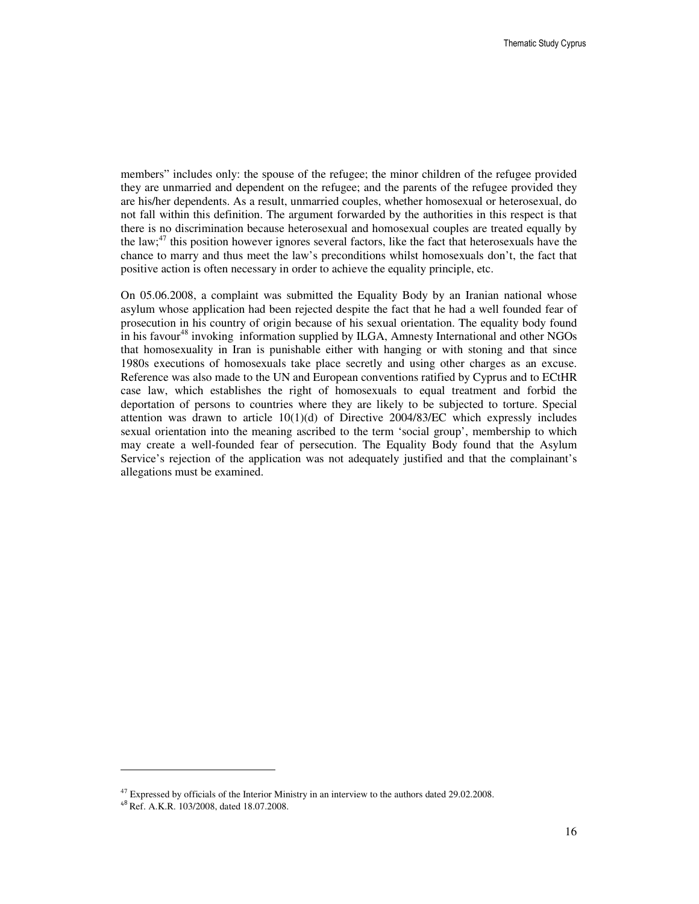members" includes only: the spouse of the refugee; the minor children of the refugee provided they are unmarried and dependent on the refugee; and the parents of the refugee provided they are his/her dependents. As a result, unmarried couples, whether homosexual or heterosexual, do not fall within this definition. The argument forwarded by the authorities in this respect is that there is no discrimination because heterosexual and homosexual couples are treated equally by the law;[47] this position however ignores several factors, like the fact that heterosexuals have the chance to marry and thus meet the law's preconditions whilst homosexuals don't, the fact that positive action is often necessary in order to achieve the equality principle, etc.

On 05.06.2008, a complaint was submitted the Equality Body by an Iranian national whose asylum whose application had been rejected despite the fact that he had a well founded fear of prosecution in his country of origin because of his sexual orientation. The equality body found in his favour[48] invoking information supplied by ILGA, Amnesty International and other NGOs that homosexuality in Iran is punishable either with hanging or with stoning and that since 1980s executions of homosexuals take place secretly and using other charges as an excuse. Reference was also made to the UN and European conventions ratified by Cyprus and to ECtHR case law, which establishes the right of homosexuals to equal treatment and forbid the deportation of persons to countries where they are likely to be subjected to torture. Special attention was drawn to article 10(1)(d) of Directive 2004/83/EC which expressly includes sexual orientation into the meaning ascribed to the term 'social group', membership to which may create a well-founded fear of persecution. The Equality Body found that the Asylum Service's rejection of the application was not adequately justified and that the complainant's allegations must be examined.

---

[47] Expressed by officials of the Interior Ministry in an interview to the authors dated 29.02.2008.

[48] Ref. A.K.R. 103/2008, dated 18.07.2008.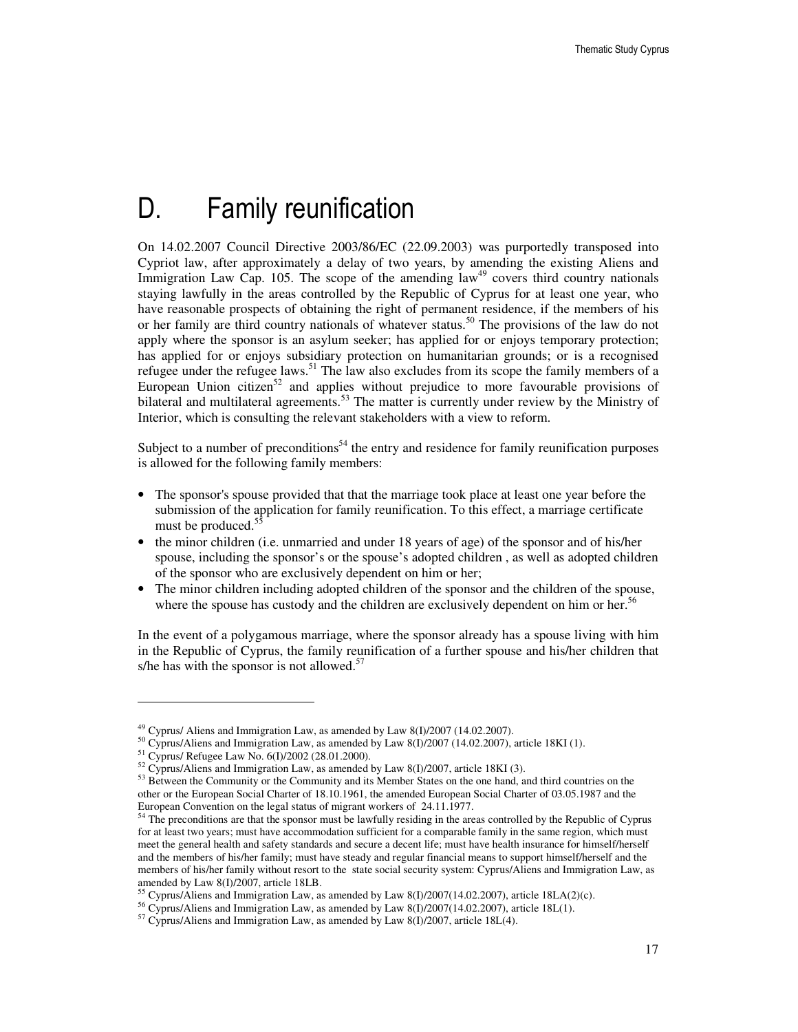# D. Family reunification

On 14.02.2007 Council Directive 2003/86/EC (22.09.2003) was purportedly transposed into Cypriot law, after approximately a delay of two years, by amending the existing Aliens and Immigration Law Cap. 105. The scope of the amending law[49] covers third country nationals staying lawfully in the areas controlled by the Republic of Cyprus for at least one year, who have reasonable prospects of obtaining the right of permanent residence, if the members of his or her family are third country nationals of whatever status.[50] The provisions of the law do not apply where the sponsor is an asylum seeker; has applied for or enjoys temporary protection; has applied for or enjoys subsidiary protection on humanitarian grounds; or is a recognised refugee under the refugee laws.[51] The law also excludes from its scope the family members of a European Union citizen[52] and applies without prejudice to more favourable provisions of bilateral and multilateral agreements.[53] The matter is currently under review by the Ministry of Interior, which is consulting the relevant stakeholders with a view to reform.

Subject to a number of preconditions[54] the entry and residence for family reunification purposes is allowed for the following family members:

- The sponsor's spouse provided that that the marriage took place at least one year before the submission of the application for family reunification. To this effect, a marriage certificate must be produced.[55]
- the minor children (i.e. unmarried and under 18 years of age) of the sponsor and of his/her spouse, including the sponsor's or the spouse's adopted children , as well as adopted children of the sponsor who are exclusively dependent on him or her;
- The minor children including adopted children of the sponsor and the children of the spouse, where the spouse has custody and the children are exclusively dependent on him or her.[56]

In the event of a polygamous marriage, where the sponsor already has a spouse living with him in the Republic of Cyprus, the family reunification of a further spouse and his/her children that s/he has with the sponsor is not allowed.[57]

---

[49] Cyprus/ Aliens and Immigration Law, as amended by Law 8(I)/2007 (14.02.2007).

[50] Cyprus/Aliens and Immigration Law, as amended by Law 8(I)/2007 (14.02.2007), article 18KI (1).

[51] Cyprus/ Refugee Law No. 6(I)/2002 (28.01.2000).

[52] Cyprus/Aliens and Immigration Law, as amended by Law 8(I)/2007, article 18KI (3).

[53] Between the Community or the Community and its Member States on the one hand, and third countries on the other or the European Social Charter of 18.10.1961, the amended European Social Charter of 03.05.1987 and the European Convention on the legal status of migrant workers of 24.11.1977.

[54] The preconditions are that the sponsor must be lawfully residing in the areas controlled by the Republic of Cyprus for at least two years; must have accommodation sufficient for a comparable family in the same region, which must meet the general health and safety standards and secure a decent life; must have health insurance for himself/herself and the members of his/her family; must have steady and regular financial means to support himself/herself and the members of his/her family without resort to the state social security system: Cyprus/Aliens and Immigration Law, as amended by Law 8(I)/2007, article 18LB.

[55] Cyprus/Aliens and Immigration Law, as amended by Law 8(I)/2007(14.02.2007), article 18LA(2)(c).

[56] Cyprus/Aliens and Immigration Law, as amended by Law 8(I)/2007(14.02.2007), article 18L(1).

[57] Cyprus/Aliens and Immigration Law, as amended by Law 8(I)/2007, article 18L(4).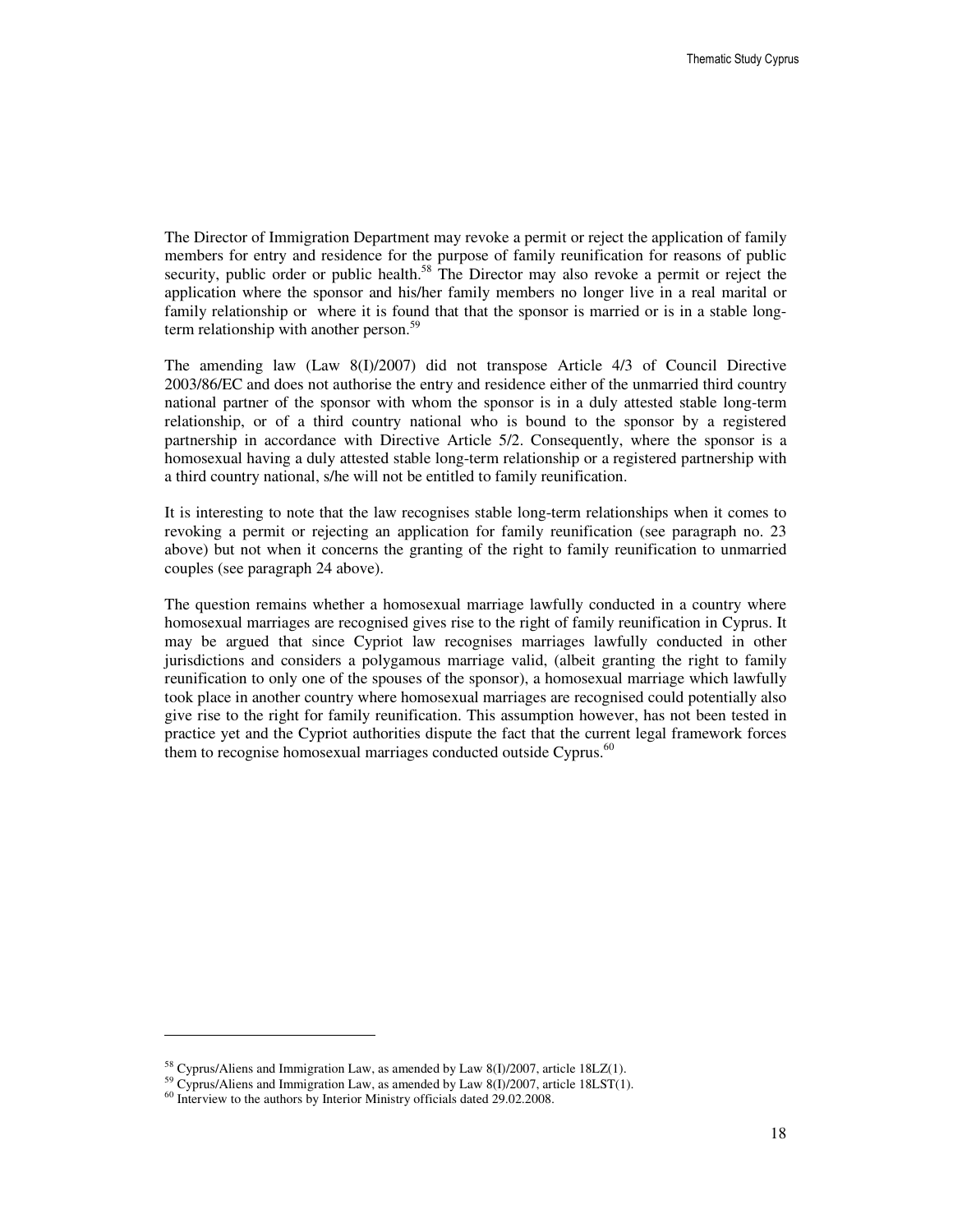The Director of Immigration Department may revoke a permit or reject the application of family members for entry and residence for the purpose of family reunification for reasons of public security, public order or public health.[58] The Director may also revoke a permit or reject the application where the sponsor and his/her family members no longer live in a real marital or family relationship or where it is found that that the sponsor is married or is in a stable long-term relationship with another person.[59]

The amending law (Law 8(I)/2007) did not transpose Article 4/3 of Council Directive 2003/86/EC and does not authorise the entry and residence either of the unmarried third country national partner of the sponsor with whom the sponsor is in a duly attested stable long-term relationship, or of a third country national who is bound to the sponsor by a registered partnership in accordance with Directive Article 5/2. Consequently, where the sponsor is a homosexual having a duly attested stable long-term relationship or a registered partnership with a third country national, s/he will not be entitled to family reunification.

It is interesting to note that the law recognises stable long-term relationships when it comes to revoking a permit or rejecting an application for family reunification (see paragraph no. 23 above) but not when it concerns the granting of the right to family reunification to unmarried couples (see paragraph 24 above).

The question remains whether a homosexual marriage lawfully conducted in a country where homosexual marriages are recognised gives rise to the right of family reunification in Cyprus. It may be argued that since Cypriot law recognises marriages lawfully conducted in other jurisdictions and considers a polygamous marriage valid, (albeit granting the right to family reunification to only one of the spouses of the sponsor), a homosexual marriage which lawfully took place in another country where homosexual marriages are recognised could potentially also give rise to the right for family reunification. This assumption however, has not been tested in practice yet and the Cypriot authorities dispute the fact that the current legal framework forces them to recognise homosexual marriages conducted outside Cyprus.[60]

---

[58] Cyprus/Aliens and Immigration Law, as amended by Law 8(I)/2007, article 18LZ(1).

[59] Cyprus/Aliens and Immigration Law, as amended by Law 8(I)/2007, article 18LST(1).

[60] Interview to the authors by Interior Ministry officials dated 29.02.2008.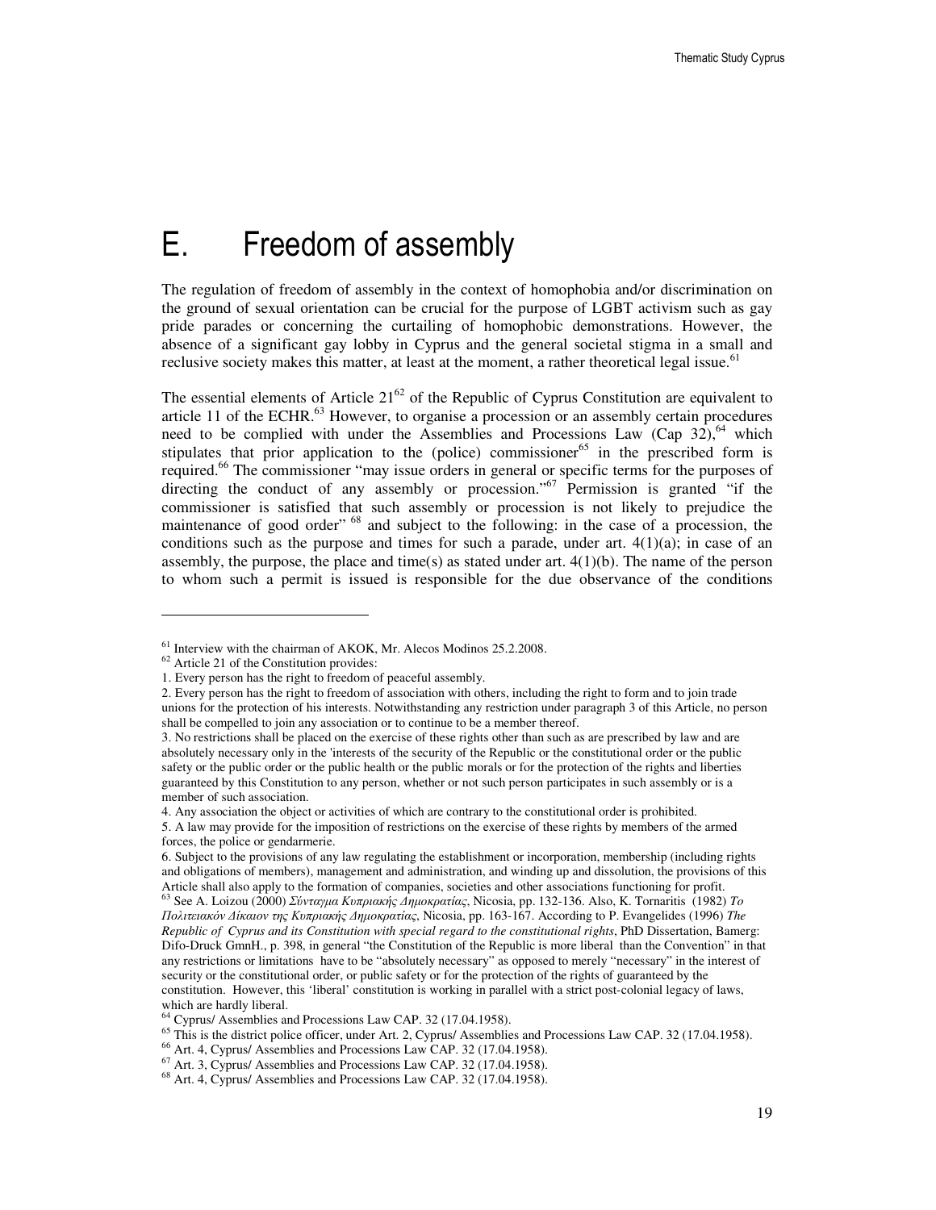# E. Freedom of assembly

The regulation of freedom of assembly in the context of homophobia and/or discrimination on the ground of sexual orientation can be crucial for the purpose of LGBT activism such as gay pride parades or concerning the curtailing of homophobic demonstrations. However, the absence of a significant gay lobby in Cyprus and the general societal stigma in a small and reclusive society makes this matter, at least at the moment, a rather theoretical legal issue.[61]

The essential elements of Article 21[62] of the Republic of Cyprus Constitution are equivalent to article 11 of the ECHR.[63] However, to organise a procession or an assembly certain procedures need to be complied with under the Assemblies and Processions Law (Cap 32),[64] which stipulates that prior application to the (police) commissioner[65] in the prescribed form is required.[66] The commissioner "may issue orders in general or specific terms for the purposes of directing the conduct of any assembly or procession."[67] Permission is granted "if the commissioner is satisfied that such assembly or procession is not likely to prejudice the maintenance of good order" [68] and subject to the following: in the case of a procession, the conditions such as the purpose and times for such a parade, under art. 4(1)(a); in case of an assembly, the purpose, the place and time(s) as stated under art. 4(1)(b). The name of the person to whom such a permit is issued is responsible for the due observance of the conditions

---

[61] Interview with the chairman of AKOK, Mr. Alecos Modinos 25.2.2008.

[62] Article 21 of the Constitution provides:

1. Every person has the right to freedom of peaceful assembly.
2. Every person has the right to freedom of association with others, including the right to form and to join trade unions for the protection of his interests. Notwithstanding any restriction under paragraph 3 of this Article, no person shall be compelled to join any association or to continue to be a member thereof.
3. No restrictions shall be placed on the exercise of these rights other than such as are prescribed by law and are absolutely necessary only in the 'interests of the security of the Republic or the constitutional order or the public safety or the public order or the public health or the public morals or for the protection of the rights and liberties guaranteed by this Constitution to any person, whether or not such person participates in such assembly or is a member of such association.
4. Any association the object or activities of which are contrary to the constitutional order is prohibited.
5. A law may provide for the imposition of restrictions on the exercise of these rights by members of the armed forces, the police or gendarmerie.
6. Subject to the provisions of any law regulating the establishment or incorporation, membership (including rights and obligations of members), management and administration, and winding up and dissolution, the provisions of this Article shall also apply to the formation of companies, societies and other associations functioning for profit.

[63] See A. Loizou (2000) *Σύνταγμα Κυπριακής Δημοκρατίας*, Nicosia, pp. 132-136. Also, K. Tornaritis (1982) *Το Πολιτειακόν Δίκαιον της Κυπριακής Δημοκρατίας*, Nicosia, pp. 163-167. According to P. Evangelides (1996) *The Republic of Cyprus and its Constitution with special regard to the constitutional rights*, PhD Dissertation, Bamerg: Difo-Druck GmnH., p. 398, in general "the Constitution of the Republic is more liberal than the Convention" in that any restrictions or limitations have to be "absolutely necessary" as opposed to merely "necessary" in the interest of security or the constitutional order, or public safety or for the protection of the rights of guaranteed by the constitution. However, this 'liberal' constitution is working in parallel with a strict post-colonial legacy of laws, which are hardly liberal.

[64] Cyprus/ Assemblies and Processions Law CAP. 32 (17.04.1958).

[65] This is the district police officer, under Art. 2, Cyprus/ Assemblies and Processions Law CAP. 32 (17.04.1958).

[66] Art. 4, Cyprus/ Assemblies and Processions Law CAP. 32 (17.04.1958).

[67] Art. 3, Cyprus/ Assemblies and Processions Law CAP. 32 (17.04.1958).

[68] Art. 4, Cyprus/ Assemblies and Processions Law CAP. 32 (17.04.1958).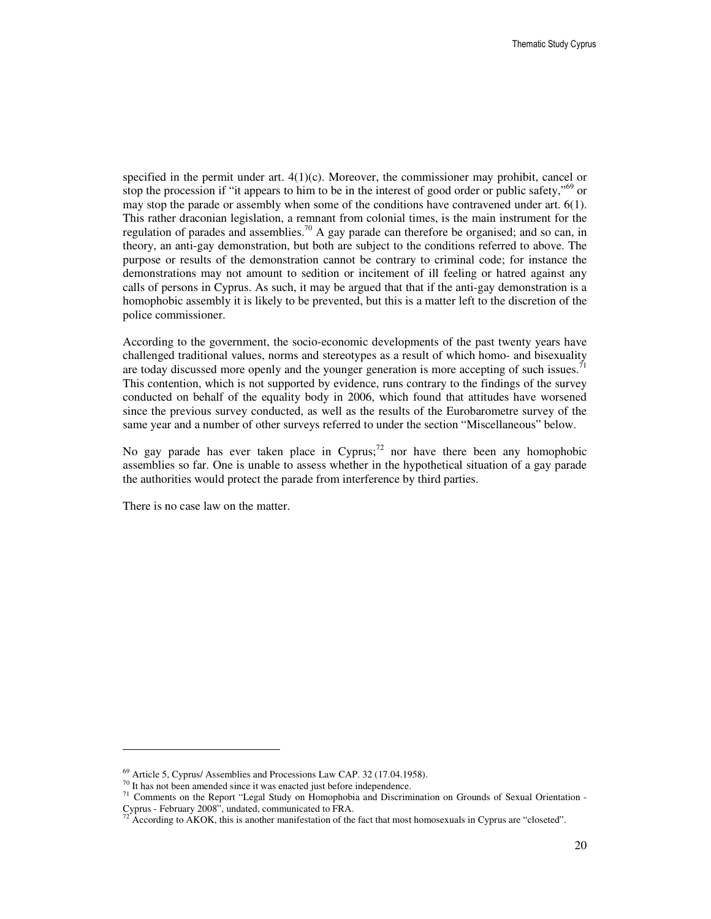specified in the permit under art. 4(1)(c). Moreover, the commissioner may prohibit, cancel or stop the procession if "it appears to him to be in the interest of good order or public safety,"[69] or may stop the parade or assembly when some of the conditions have contravened under art. 6(1). This rather draconian legislation, a remnant from colonial times, is the main instrument for the regulation of parades and assemblies.[70] A gay parade can therefore be organised; and so can, in theory, an anti-gay demonstration, but both are subject to the conditions referred to above. The purpose or results of the demonstration cannot be contrary to criminal code; for instance the demonstrations may not amount to sedition or incitement of ill feeling or hatred against any calls of persons in Cyprus. As such, it may be argued that that if the anti-gay demonstration is a homophobic assembly it is likely to be prevented, but this is a matter left to the discretion of the police commissioner.

According to the government, the socio-economic developments of the past twenty years have challenged traditional values, norms and stereotypes as a result of which homo- and bisexuality are today discussed more openly and the younger generation is more accepting of such issues.[71] This contention, which is not supported by evidence, runs contrary to the findings of the survey conducted on behalf of the equality body in 2006, which found that attitudes have worsened since the previous survey conducted, as well as the results of the Eurobarometre survey of the same year and a number of other surveys referred to under the section "Miscellaneous" below.

No gay parade has ever taken place in Cyprus;[72] nor have there been any homophobic assemblies so far. One is unable to assess whether in the hypothetical situation of a gay parade the authorities would protect the parade from interference by third parties.

There is no case law on the matter.

---

[69] Article 5, Cyprus/ Assemblies and Processions Law CAP. 32 (17.04.1958).

[70] It has not been amended since it was enacted just before independence.

[71] Comments on the Report "Legal Study on Homophobia and Discrimination on Grounds of Sexual Orientation - Cyprus - February 2008", undated, communicated to FRA.

[72] According to AKOK, this is another manifestation of the fact that most homosexuals in Cyprus are "closeted".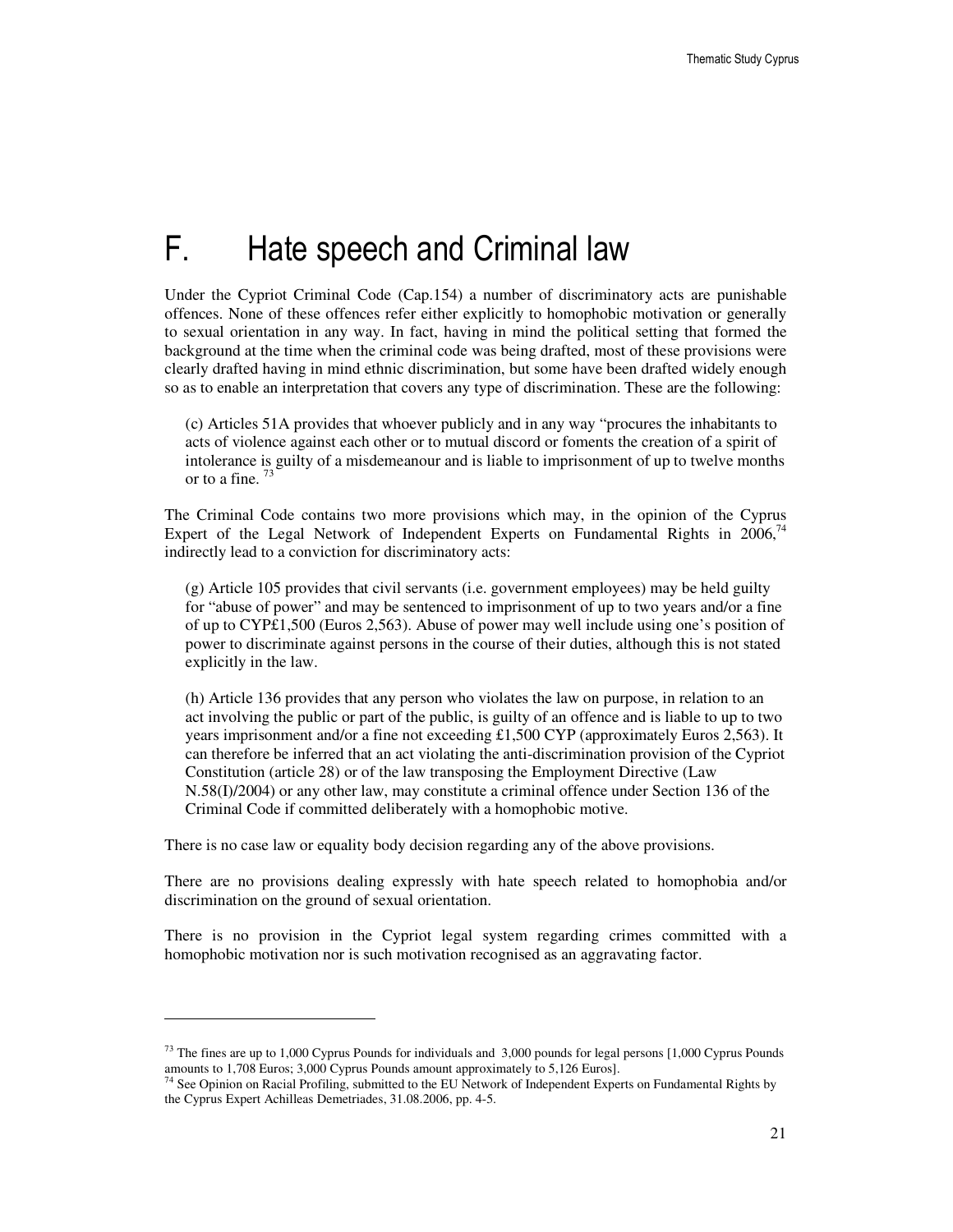# F. Hate speech and Criminal law

Under the Cypriot Criminal Code (Cap.154) a number of discriminatory acts are punishable offences. None of these offences refer either explicitly to homophobic motivation or generally to sexual orientation in any way. In fact, having in mind the political setting that formed the background at the time when the criminal code was being drafted, most of these provisions were clearly drafted having in mind ethnic discrimination, but some have been drafted widely enough so as to enable an interpretation that covers any type of discrimination. These are the following:

> (c) Articles 51A provides that whoever publicly and in any way "procures the inhabitants to acts of violence against each other or to mutual discord or foments the creation of a spirit of intolerance is guilty of a misdemeanour and is liable to imprisonment of up to twelve months or to a fine. [73]

The Criminal Code contains two more provisions which may, in the opinion of the Cyprus Expert of the Legal Network of Independent Experts on Fundamental Rights in 2006,[74] indirectly lead to a conviction for discriminatory acts:

> (g) Article 105 provides that civil servants (i.e. government employees) may be held guilty for "abuse of power" and may be sentenced to imprisonment of up to two years and/or a fine of up to CYP£1,500 (Euros 2,563). Abuse of power may well include using one's position of power to discriminate against persons in the course of their duties, although this is not stated explicitly in the law.
>
> (h) Article 136 provides that any person who violates the law on purpose, in relation to an act involving the public or part of the public, is guilty of an offence and is liable to up to two years imprisonment and/or a fine not exceeding £1,500 CYP (approximately Euros 2,563). It can therefore be inferred that an act violating the anti-discrimination provision of the Cypriot Constitution (article 28) or of the law transposing the Employment Directive (Law N.58(I)/2004) or any other law, may constitute a criminal offence under Section 136 of the Criminal Code if committed deliberately with a homophobic motive.

There is no case law or equality body decision regarding any of the above provisions.

There are no provisions dealing expressly with hate speech related to homophobia and/or discrimination on the ground of sexual orientation.

There is no provision in the Cypriot legal system regarding crimes committed with a homophobic motivation nor is such motivation recognised as an aggravating factor.

---

[73] The fines are up to 1,000 Cyprus Pounds for individuals and 3,000 pounds for legal persons [1,000 Cyprus Pounds amounts to 1,708 Euros; 3,000 Cyprus Pounds amount approximately to 5,126 Euros].

[74] See Opinion on Racial Profiling, submitted to the EU Network of Independent Experts on Fundamental Rights by the Cyprus Expert Achilleas Demetriades, 31.08.2006, pp. 4-5.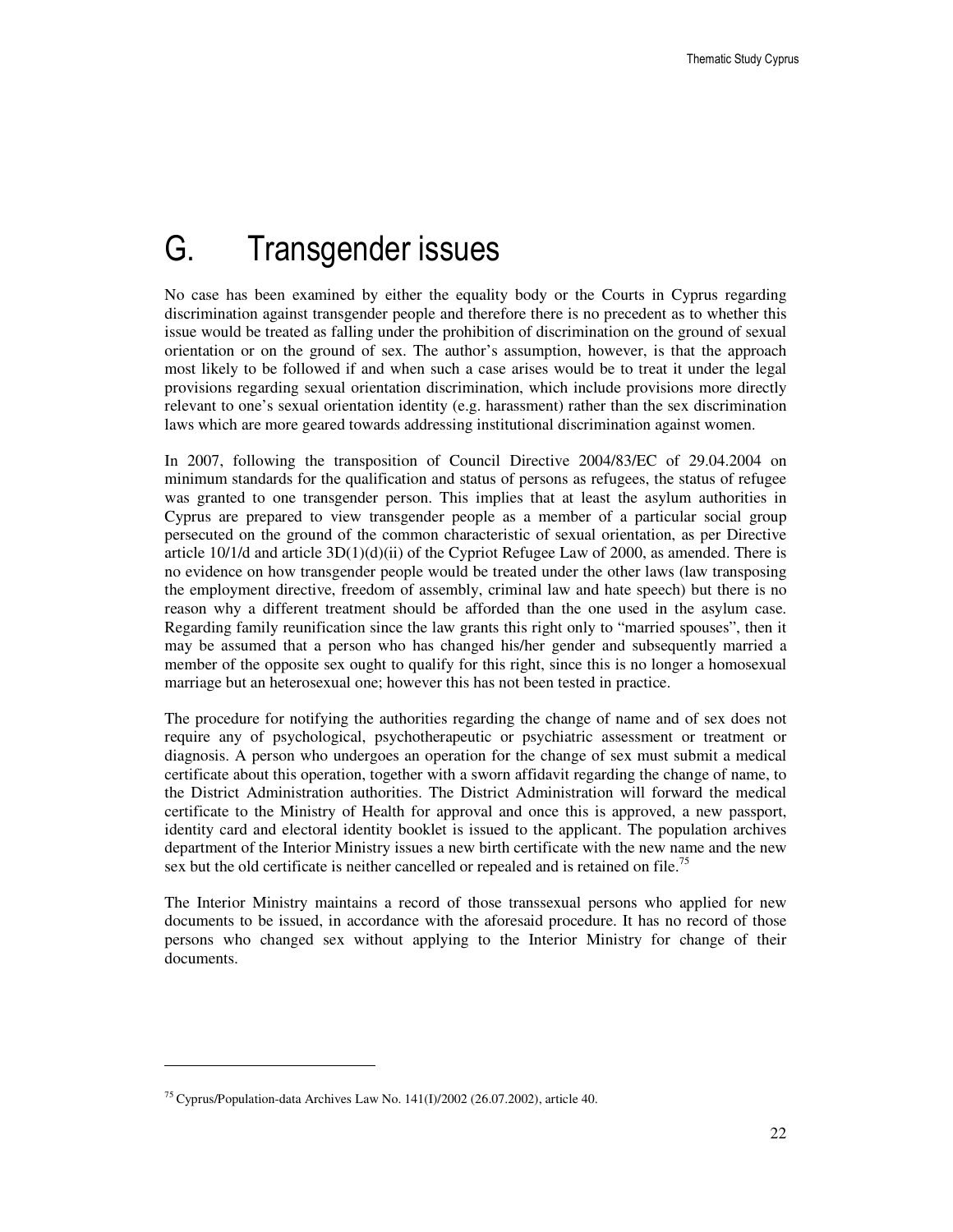# G. Transgender issues

No case has been examined by either the equality body or the Courts in Cyprus regarding discrimination against transgender people and therefore there is no precedent as to whether this issue would be treated as falling under the prohibition of discrimination on the ground of sexual orientation or on the ground of sex. The author's assumption, however, is that the approach most likely to be followed if and when such a case arises would be to treat it under the legal provisions regarding sexual orientation discrimination, which include provisions more directly relevant to one's sexual orientation identity (e.g. harassment) rather than the sex discrimination laws which are more geared towards addressing institutional discrimination against women.

In 2007, following the transposition of Council Directive 2004/83/EC of 29.04.2004 on minimum standards for the qualification and status of persons as refugees, the status of refugee was granted to one transgender person. This implies that at least the asylum authorities in Cyprus are prepared to view transgender people as a member of a particular social group persecuted on the ground of the common characteristic of sexual orientation, as per Directive article 10/1/d and article 3D(1)(d)(ii) of the Cypriot Refugee Law of 2000, as amended. There is no evidence on how transgender people would be treated under the other laws (law transposing the employment directive, freedom of assembly, criminal law and hate speech) but there is no reason why a different treatment should be afforded than the one used in the asylum case. Regarding family reunification since the law grants this right only to "married spouses", then it may be assumed that a person who has changed his/her gender and subsequently married a member of the opposite sex ought to qualify for this right, since this is no longer a homosexual marriage but an heterosexual one; however this has not been tested in practice.

The procedure for notifying the authorities regarding the change of name and of sex does not require any of psychological, psychotherapeutic or psychiatric assessment or treatment or diagnosis. A person who undergoes an operation for the change of sex must submit a medical certificate about this operation, together with a sworn affidavit regarding the change of name, to the District Administration authorities. The District Administration will forward the medical certificate to the Ministry of Health for approval and once this is approved, a new passport, identity card and electoral identity booklet is issued to the applicant. The population archives department of the Interior Ministry issues a new birth certificate with the new name and the new sex but the old certificate is neither cancelled or repealed and is retained on file.[75]

The Interior Ministry maintains a record of those transsexual persons who applied for new documents to be issued, in accordance with the aforesaid procedure. It has no record of those persons who changed sex without applying to the Interior Ministry for change of their documents.

---

[75] Cyprus/Population-data Archives Law No. 141(I)/2002 (26.07.2002), article 40.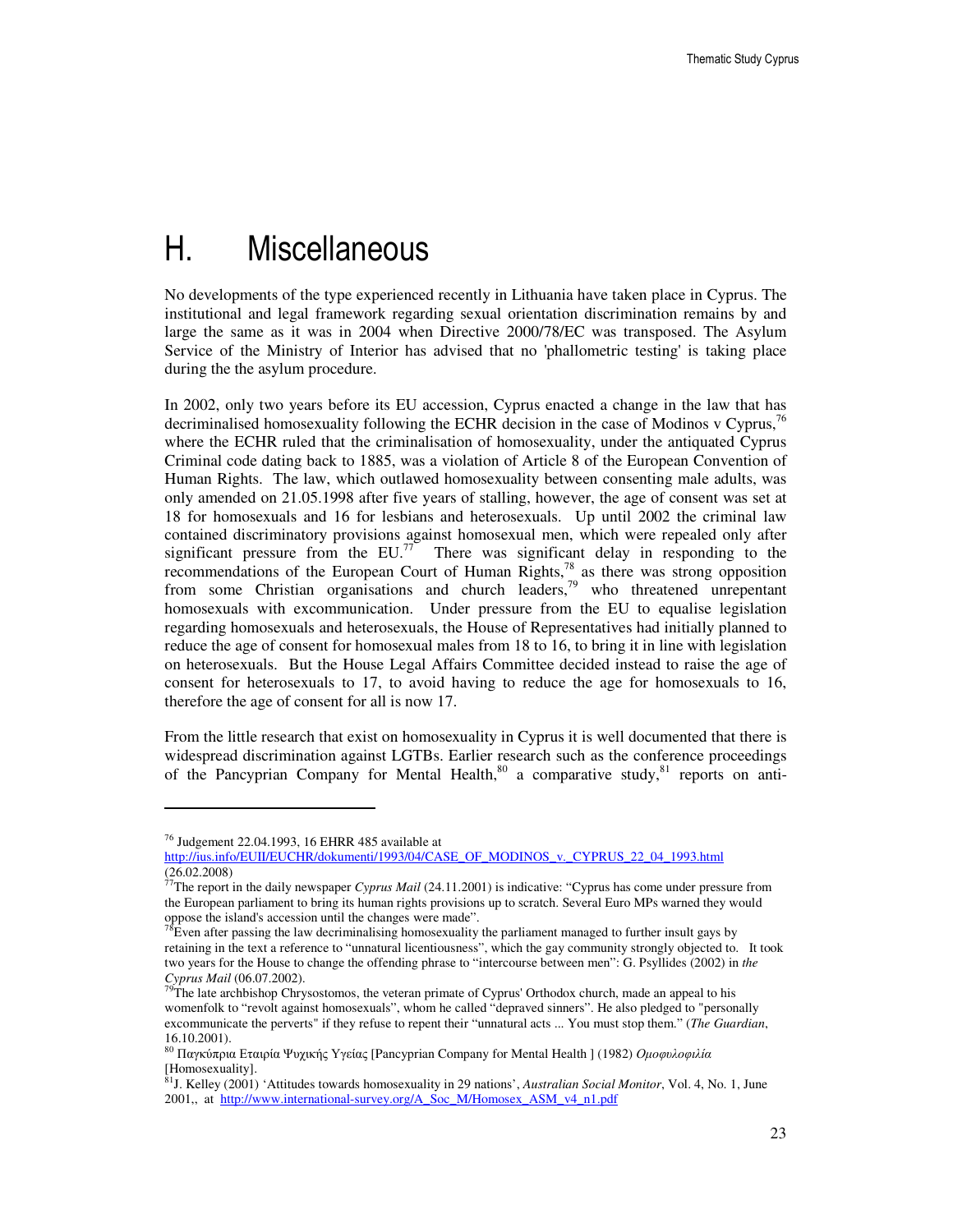# H. Miscellaneous

No developments of the type experienced recently in Lithuania have taken place in Cyprus. The institutional and legal framework regarding sexual orientation discrimination remains by and large the same as it was in 2004 when Directive 2000/78/EC was transposed. The Asylum Service of the Ministry of Interior has advised that no 'phallometric testing' is taking place during the the asylum procedure.

In 2002, only two years before its EU accession, Cyprus enacted a change in the law that has decriminalised homosexuality following the ECHR decision in the case of Modinos v Cyprus,[76] where the ECHR ruled that the criminalisation of homosexuality, under the antiquated Cyprus Criminal code dating back to 1885, was a violation of Article 8 of the European Convention of Human Rights. The law, which outlawed homosexuality between consenting male adults, was only amended on 21.05.1998 after five years of stalling, however, the age of consent was set at 18 for homosexuals and 16 for lesbians and heterosexuals. Up until 2002 the criminal law contained discriminatory provisions against homosexual men, which were repealed only after significant pressure from the EU.[77] There was significant delay in responding to the recommendations of the European Court of Human Rights,[78] as there was strong opposition from some Christian organisations and church leaders,[79] who threatened unrepentant homosexuals with excommunication. Under pressure from the EU to equalise legislation regarding homosexuals and heterosexuals, the House of Representatives had initially planned to reduce the age of consent for homosexual males from 18 to 16, to bring it in line with legislation on heterosexuals. But the House Legal Affairs Committee decided instead to raise the age of consent for heterosexuals to 17, to avoid having to reduce the age for homosexuals to 16, therefore the age of consent for all is now 17.

From the little research that exist on homosexuality in Cyprus it is well documented that there is widespread discrimination against LGTBs. Earlier research such as the conference proceedings of the Pancyprian Company for Mental Health,[80] a comparative study,[81] reports on anti-

---

[76] Judgement 22.04.1993, 16 EHRR 485 available at http://ius.info/EUII/EUCHR/dokumenti/1993/04/CASE_OF_MODINOS_v._CYPRUS_22_04_1993.html (26.02.2008)

[77] The report in the daily newspaper *Cyprus Mail* (24.11.2001) is indicative: "Cyprus has come under pressure from the European parliament to bring its human rights provisions up to scratch. Several Euro MPs warned they would oppose the island's accession until the changes were made".

[78] Even after passing the law decriminalising homosexuality the parliament managed to further insult gays by retaining in the text a reference to "unnatural licentiousness", which the gay community strongly objected to. It took two years for the House to change the offending phrase to "intercourse between men": G. Psyllides (2002) in *the Cyprus Mail* (06.07.2002).

[79] The late archbishop Chrysostomos, the veteran primate of Cyprus' Orthodox church, made an appeal to his womenfolk to "revolt against homosexuals", whom he called "depraved sinners". He also pledged to "personally excommunicate the perverts" if they refuse to repent their "unnatural acts ... You must stop them." (*The Guardian*, 16.10.2001).

[80] Παγκύπρια Εταιρία Ψυχικής Υγείας [Pancyprian Company for Mental Health ] (1982) *Ομοφυλοφιλία* [Homosexuality].

[81] J. Kelley (2001) 'Attitudes towards homosexuality in 29 nations', *Australian Social Monitor*, Vol. 4, No. 1, June 2001,, at http://www.international-survey.org/A_Soc_M/Homosex_ASM_v4_n1.pdf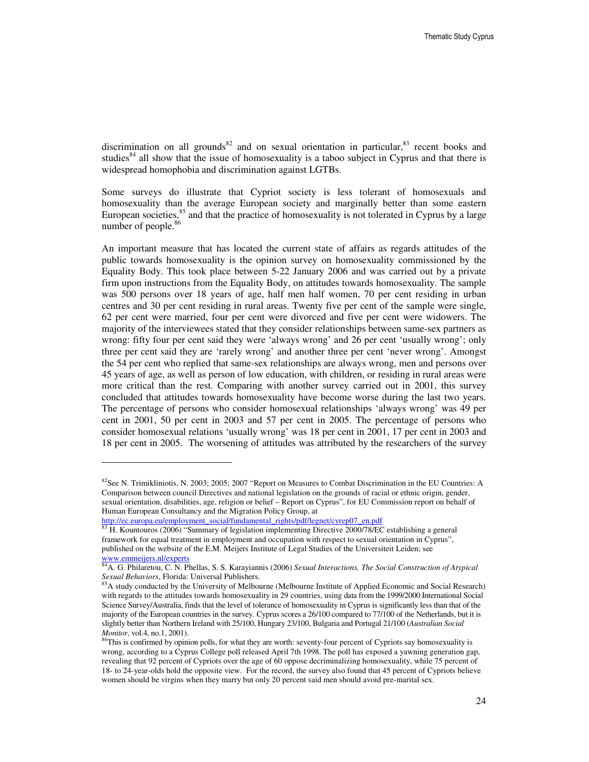discrimination on all grounds[82] and on sexual orientation in particular,[83] recent books and studies[84] all show that the issue of homosexuality is a taboo subject in Cyprus and that there is widespread homophobia and discrimination against LGTBs.

Some surveys do illustrate that Cypriot society is less tolerant of homosexuals and homosexuality than the average European society and marginally better than some eastern European societies,[85] and that the practice of homosexuality is not tolerated in Cyprus by a large number of people.[86]

An important measure that has located the current state of affairs as regards attitudes of the public towards homosexuality is the opinion survey on homosexuality commissioned by the Equality Body. This took place between 5-22 January 2006 and was carried out by a private firm upon instructions from the Equality Body, on attitudes towards homosexuality. The sample was 500 persons over 18 years of age, half men half women, 70 per cent residing in urban centres and 30 per cent residing in rural areas. Twenty five per cent of the sample were single, 62 per cent were married, four per cent were divorced and five per cent were widowers. The majority of the interviewees stated that they consider relationships between same-sex partners as wrong: fifty four per cent said they were 'always wrong' and 26 per cent 'usually wrong'; only three per cent said they are 'rarely wrong' and another three per cent 'never wrong'. Amongst the 54 per cent who replied that same-sex relationships are always wrong, men and persons over 45 years of age, as well as person of low education, with children, or residing in rural areas were more critical than the rest. Comparing with another survey carried out in 2001, this survey concluded that attitudes towards homosexuality have become worse during the last two years. The percentage of persons who consider homosexual relationships 'always wrong' was 49 per cent in 2001, 50 per cent in 2003 and 57 per cent in 2005. The percentage of persons who consider homosexual relations 'usually wrong' was 18 per cent in 2001, 17 per cent in 2003 and 18 per cent in 2005. The worsening of attitudes was attributed by the researchers of the survey

---

[82] See N. Trimikliniotis, N. 2003; 2005; 2007 "Report on Measures to Combat Discrimination in the EU Countries: A Comparison between council Directives and national legislation on the grounds of racial or ethnic origin, gender, sexual orientation, disabilities, age, religion or belief – Report on Cyprus", for EU Commission report on behalf of Human European Consultancy and the Migration Policy Group, at http://ec.europa.eu/employment_social/fundamental_rights/pdf/legnet/cyrep07_en.pdf

[83] H. Kountouros (2006) "Summary of legislation implementing Directive 2000/78/EC establishing a general framework for equal treatment in employment and occupation with respect to sexual orientation in Cyprus", published on the website of the E.M. Meijers Institute of Legal Studies of the Universiteit Leiden; see www.emmeijers.nl/experts

[84] A. G. Philaretou, C. N. Phellas, S. S. Karayiannis (2006) *Sexual Interactions, The Social Construction of Atypical Sexual Behaviors*, Florida: Universal Publishers.

[85] A study conducted by the University of Melbourne (Melbourne Institute of Applied Economic and Social Research) with regards to the attitudes towards homosexuality in 29 countries, using data from the 1999/2000 International Social Science Survey/Australia, finds that the level of tolerance of homosexuality in Cyprus is significantly less than that of the majority of the European countries in the survey. Cyprus scores a 26/100 compared to 77/100 of the Netherlands, but it is slightly better than Northern Ireland with 25/100, Hungary 23/100, Bulgaria and Portugal 21/100 (*Australian Social Monitor*, vol.4, no.1, 2001).

[86] This is confirmed by opinion polls, for what they are worth: seventy-four percent of Cypriots say homosexuality is wrong, according to a Cyprus College poll released April 7th 1998. The poll has exposed a yawning generation gap, revealing that 92 percent of Cypriots over the age of 60 oppose decriminalizing homosexuality, while 75 percent of 18- to 24-year-olds hold the opposite view. For the record, the survey also found that 45 percent of Cypriots believe women should be virgins when they marry but only 20 percent said men should avoid pre-marital sex.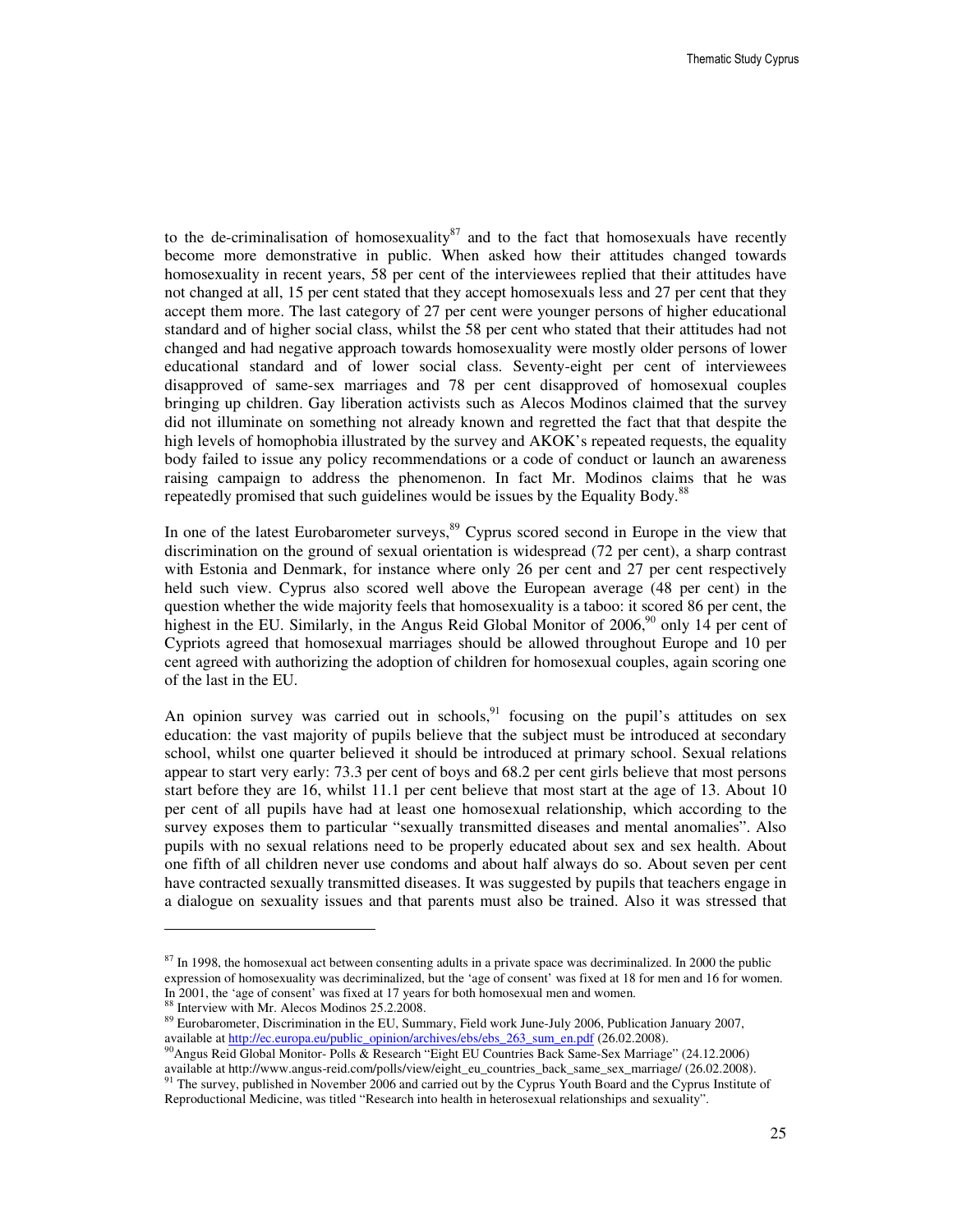to the de-criminalisation of homosexuality[87] and to the fact that homosexuals have recently become more demonstrative in public. When asked how their attitudes changed towards homosexuality in recent years, 58 per cent of the interviewees replied that their attitudes have not changed at all, 15 per cent stated that they accept homosexuals less and 27 per cent that they accept them more. The last category of 27 per cent were younger persons of higher educational standard and of higher social class, whilst the 58 per cent who stated that their attitudes had not changed and had negative approach towards homosexuality were mostly older persons of lower educational standard and of lower social class. Seventy-eight per cent of interviewees disapproved of same-sex marriages and 78 per cent disapproved of homosexual couples bringing up children. Gay liberation activists such as Alecos Modinos claimed that the survey did not illuminate on something not already known and regretted the fact that that despite the high levels of homophobia illustrated by the survey and AKOK's repeated requests, the equality body failed to issue any policy recommendations or a code of conduct or launch an awareness raising campaign to address the phenomenon. In fact Mr. Modinos claims that he was repeatedly promised that such guidelines would be issues by the Equality Body.[88]

In one of the latest Eurobarometer surveys,[89] Cyprus scored second in Europe in the view that discrimination on the ground of sexual orientation is widespread (72 per cent), a sharp contrast with Estonia and Denmark, for instance where only 26 per cent and 27 per cent respectively held such view. Cyprus also scored well above the European average (48 per cent) in the question whether the wide majority feels that homosexuality is a taboo: it scored 86 per cent, the highest in the EU. Similarly, in the Angus Reid Global Monitor of 2006,[90] only 14 per cent of Cypriots agreed that homosexual marriages should be allowed throughout Europe and 10 per cent agreed with authorizing the adoption of children for homosexual couples, again scoring one of the last in the EU.

An opinion survey was carried out in schools,[91] focusing on the pupil's attitudes on sex education: the vast majority of pupils believe that the subject must be introduced at secondary school, whilst one quarter believed it should be introduced at primary school. Sexual relations appear to start very early: 73.3 per cent of boys and 68.2 per cent girls believe that most persons start before they are 16, whilst 11.1 per cent believe that most start at the age of 13. About 10 per cent of all pupils have had at least one homosexual relationship, which according to the survey exposes them to particular "sexually transmitted diseases and mental anomalies". Also pupils with no sexual relations need to be properly educated about sex and sex health. About one fifth of all children never use condoms and about half always do so. About seven per cent have contracted sexually transmitted diseases. It was suggested by pupils that teachers engage in a dialogue on sexuality issues and that parents must also be trained. Also it was stressed that

---

[87] In 1998, the homosexual act between consenting adults in a private space was decriminalized. In 2000 the public expression of homosexuality was decriminalized, but the 'age of consent' was fixed at 18 for men and 16 for women. In 2001, the 'age of consent' was fixed at 17 years for both homosexual men and women.

[88] Interview with Mr. Alecos Modinos 25.2.2008.

[89] Eurobarometer, Discrimination in the EU, Summary, Field work June-July 2006, Publication January 2007, available at http://ec.europa.eu/public_opinion/archives/ebs/ebs_263_sum_en.pdf (26.02.2008).

[90] Angus Reid Global Monitor- Polls & Research "Eight EU Countries Back Same-Sex Marriage" (24.12.2006) available at http://www.angus-reid.com/polls/view/eight_eu_countries_back_same_sex_marriage/ (26.02.2008).

[91] The survey, published in November 2006 and carried out by the Cyprus Youth Board and the Cyprus Institute of Reproductional Medicine, was titled "Research into health in heterosexual relationships and sexuality".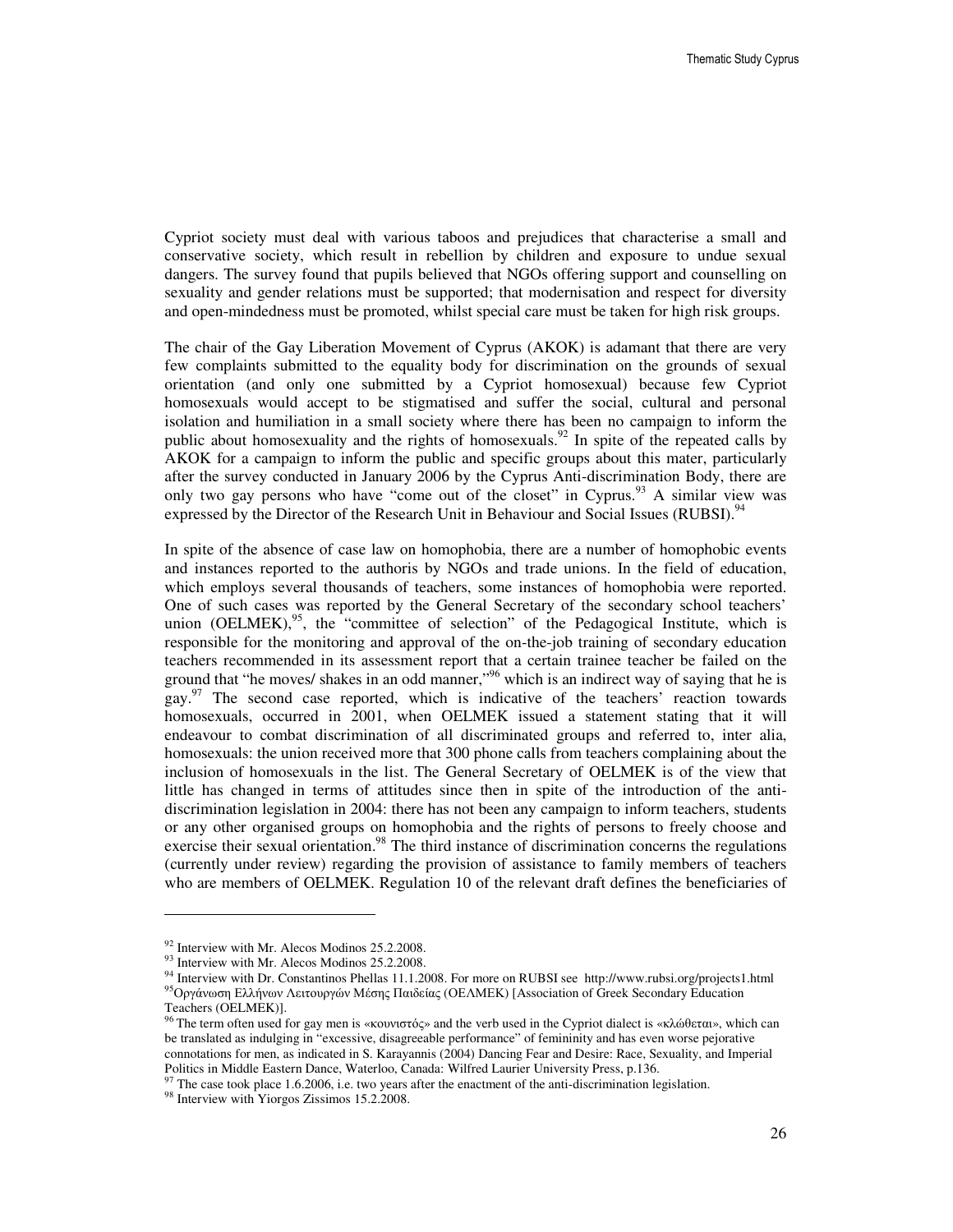Cypriot society must deal with various taboos and prejudices that characterise a small and conservative society, which result in rebellion by children and exposure to undue sexual dangers. The survey found that pupils believed that NGOs offering support and counselling on sexuality and gender relations must be supported; that modernisation and respect for diversity and open-mindedness must be promoted, whilst special care must be taken for high risk groups.

The chair of the Gay Liberation Movement of Cyprus (AKOK) is adamant that there are very few complaints submitted to the equality body for discrimination on the grounds of sexual orientation (and only one submitted by a Cypriot homosexual) because few Cypriot homosexuals would accept to be stigmatised and suffer the social, cultural and personal isolation and humiliation in a small society where there has been no campaign to inform the public about homosexuality and the rights of homosexuals.[92] In spite of the repeated calls by AKOK for a campaign to inform the public and specific groups about this mater, particularly after the survey conducted in January 2006 by the Cyprus Anti-discrimination Body, there are only two gay persons who have "come out of the closet" in Cyprus.[93] A similar view was expressed by the Director of the Research Unit in Behaviour and Social Issues (RUBSI).[94]

In spite of the absence of case law on homophobia, there are a number of homophobic events and instances reported to the authoris by NGOs and trade unions. In the field of education, which employs several thousands of teachers, some instances of homophobia were reported. One of such cases was reported by the General Secretary of the secondary school teachers' union (OELMEK),[95], the "committee of selection" of the Pedagogical Institute, which is responsible for the monitoring and approval of the on-the-job training of secondary education teachers recommended in its assessment report that a certain trainee teacher be failed on the ground that "he moves/ shakes in an odd manner,"[96] which is an indirect way of saying that he is gay.[97] The second case reported, which is indicative of the teachers' reaction towards homosexuals, occurred in 2001, when OELMEK issued a statement stating that it will endeavour to combat discrimination of all discriminated groups and referred to, inter alia, homosexuals: the union received more that 300 phone calls from teachers complaining about the inclusion of homosexuals in the list. The General Secretary of OELMEK is of the view that little has changed in terms of attitudes since then in spite of the introduction of the anti-discrimination legislation in 2004: there has not been any campaign to inform teachers, students or any other organised groups on homophobia and the rights of persons to freely choose and exercise their sexual orientation.[98] The third instance of discrimination concerns the regulations (currently under review) regarding the provision of assistance to family members of teachers who are members of OELMEK. Regulation 10 of the relevant draft defines the beneficiaries of

---

[92] Interview with Mr. Alecos Modinos 25.2.2008.

[93] Interview with Mr. Alecos Modinos 25.2.2008.

[94] Interview with Dr. Constantinos Phellas 11.1.2008. For more on RUBSI see http://www.rubsi.org/projects1.html

[95] Οργάνωση Ελλήνων Λειτουργών Μέσης Παιδείας (ΟΕΛΜΕΚ) [Association of Greek Secondary Education Teachers (OELMEK)].

[96] The term often used for gay men is «κουνιστός» and the verb used in the Cypriot dialect is «κλώθεται», which can be translated as indulging in "excessive, disagreeable performance" of femininity and has even worse pejorative connotations for men, as indicated in S. Karayannis (2004) Dancing Fear and Desire: Race, Sexuality, and Imperial Politics in Middle Eastern Dance, Waterloo, Canada: Wilfred Laurier University Press, p.136.

[97] The case took place 1.6.2006, i.e. two years after the enactment of the anti-discrimination legislation.

[98] Interview with Yiorgos Zissimos 15.2.2008.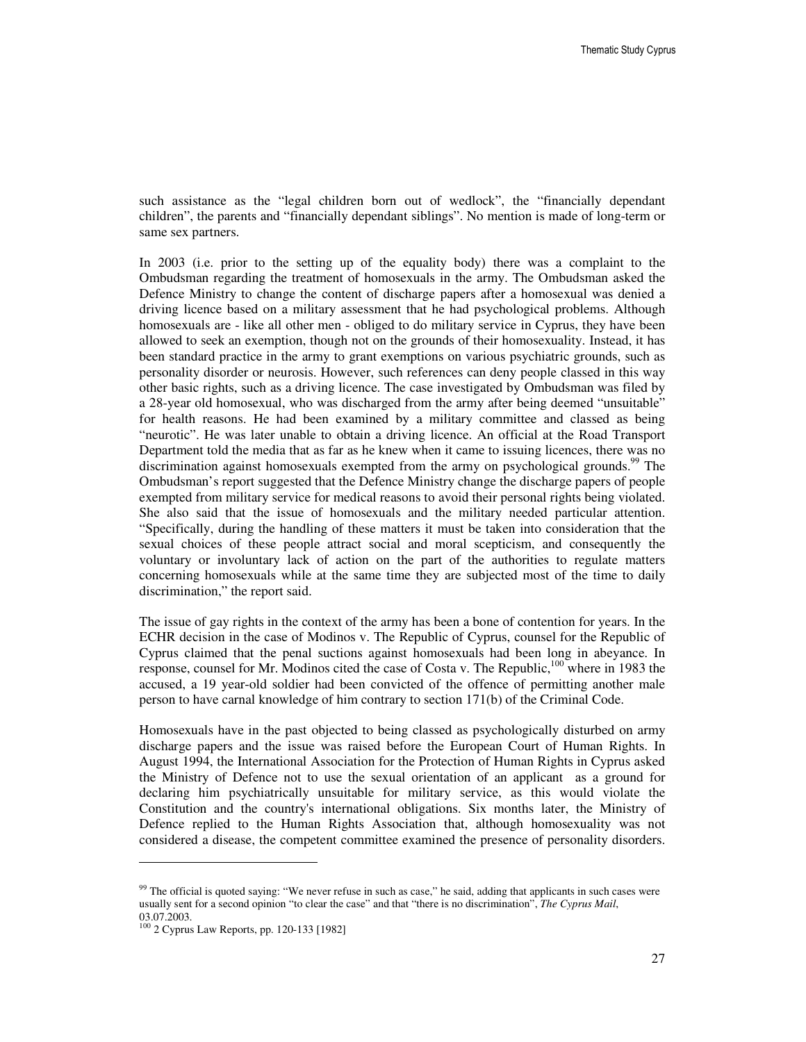such assistance as the "legal children born out of wedlock", the "financially dependant children", the parents and "financially dependant siblings". No mention is made of long-term or same sex partners.

In 2003 (i.e. prior to the setting up of the equality body) there was a complaint to the Ombudsman regarding the treatment of homosexuals in the army. The Ombudsman asked the Defence Ministry to change the content of discharge papers after a homosexual was denied a driving licence based on a military assessment that he had psychological problems. Although homosexuals are - like all other men - obliged to do military service in Cyprus, they have been allowed to seek an exemption, though not on the grounds of their homosexuality. Instead, it has been standard practice in the army to grant exemptions on various psychiatric grounds, such as personality disorder or neurosis. However, such references can deny people classed in this way other basic rights, such as a driving licence. The case investigated by Ombudsman was filed by a 28-year old homosexual, who was discharged from the army after being deemed "unsuitable" for health reasons. He had been examined by a military committee and classed as being "neurotic". He was later unable to obtain a driving licence. An official at the Road Transport Department told the media that as far as he knew when it came to issuing licences, there was no discrimination against homosexuals exempted from the army on psychological grounds.[99] The Ombudsman's report suggested that the Defence Ministry change the discharge papers of people exempted from military service for medical reasons to avoid their personal rights being violated. She also said that the issue of homosexuals and the military needed particular attention. "Specifically, during the handling of these matters it must be taken into consideration that the sexual choices of these people attract social and moral scepticism, and consequently the voluntary or involuntary lack of action on the part of the authorities to regulate matters concerning homosexuals while at the same time they are subjected most of the time to daily discrimination," the report said.

The issue of gay rights in the context of the army has been a bone of contention for years. In the ECHR decision in the case of Modinos v. The Republic of Cyprus, counsel for the Republic of Cyprus claimed that the penal suctions against homosexuals had been long in abeyance. In response, counsel for Mr. Modinos cited the case of Costa v. The Republic,[100] where in 1983 the accused, a 19 year-old soldier had been convicted of the offence of permitting another male person to have carnal knowledge of him contrary to section 171(b) of the Criminal Code.

Homosexuals have in the past objected to being classed as psychologically disturbed on army discharge papers and the issue was raised before the European Court of Human Rights. In August 1994, the International Association for the Protection of Human Rights in Cyprus asked the Ministry of Defence not to use the sexual orientation of an applicant as a ground for declaring him psychiatrically unsuitable for military service, as this would violate the Constitution and the country's international obligations. Six months later, the Ministry of Defence replied to the Human Rights Association that, although homosexuality was not considered a disease, the competent committee examined the presence of personality disorders.

---

[99] The official is quoted saying: "We never refuse in such as case," he said, adding that applicants in such cases were usually sent for a second opinion "to clear the case" and that "there is no discrimination", *The Cyprus Mail*, 03.07.2003.

[100] 2 Cyprus Law Reports, pp. 120-133 [1982]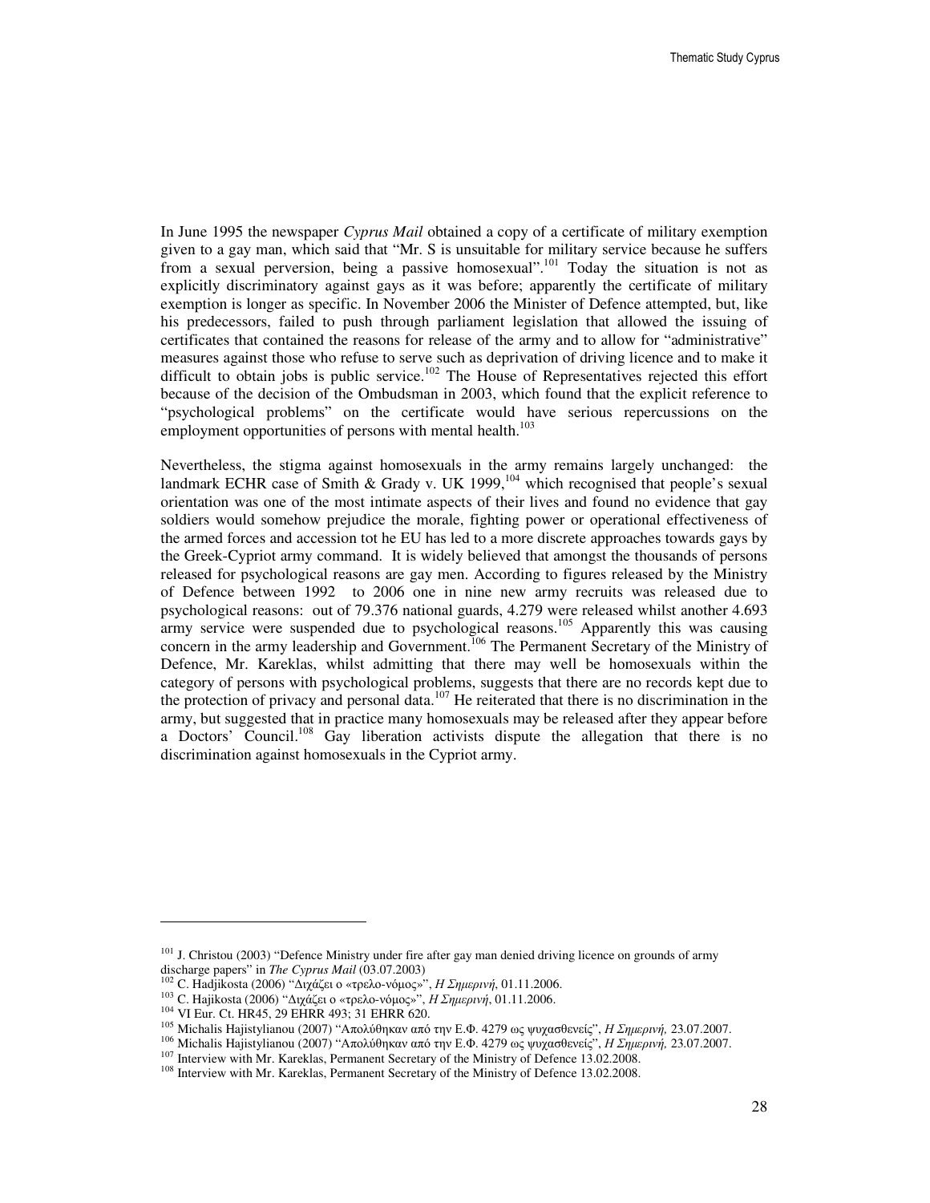In June 1995 the newspaper *Cyprus Mail* obtained a copy of a certificate of military exemption given to a gay man, which said that "Mr. S is unsuitable for military service because he suffers from a sexual perversion, being a passive homosexual".[101] Today the situation is not as explicitly discriminatory against gays as it was before; apparently the certificate of military exemption is longer as specific. In November 2006 the Minister of Defence attempted, but, like his predecessors, failed to push through parliament legislation that allowed the issuing of certificates that contained the reasons for release of the army and to allow for "administrative" measures against those who refuse to serve such as deprivation of driving licence and to make it difficult to obtain jobs is public service.[102] The House of Representatives rejected this effort because of the decision of the Ombudsman in 2003, which found that the explicit reference to "psychological problems" on the certificate would have serious repercussions on the employment opportunities of persons with mental health.[103]

Nevertheless, the stigma against homosexuals in the army remains largely unchanged: the landmark ECHR case of Smith & Grady v. UK 1999,[104] which recognised that people's sexual orientation was one of the most intimate aspects of their lives and found no evidence that gay soldiers would somehow prejudice the morale, fighting power or operational effectiveness of the armed forces and accession tot he EU has led to a more discrete approaches towards gays by the Greek-Cypriot army command. It is widely believed that amongst the thousands of persons released for psychological reasons are gay men. According to figures released by the Ministry of Defence between 1992 to 2006 one in nine new army recruits was released due to psychological reasons: out of 79.376 national guards, 4.279 were released whilst another 4.693 army service were suspended due to psychological reasons.[105] Apparently this was causing concern in the army leadership and Government.[106] The Permanent Secretary of the Ministry of Defence, Mr. Kareklas, whilst admitting that there may well be homosexuals within the category of persons with psychological problems, suggests that there are no records kept due to the protection of privacy and personal data.[107] He reiterated that there is no discrimination in the army, but suggested that in practice many homosexuals may be released after they appear before a Doctors' Council.[108] Gay liberation activists dispute the allegation that there is no discrimination against homosexuals in the Cypriot army.

---

[101] J. Christou (2003) "Defence Ministry under fire after gay man denied driving licence on grounds of army discharge papers" in *The Cyprus Mail* (03.07.2003)

[102] C. Hadjikosta (2006) "Διχάζει ο «τρελο-νόμος»", *Η Σημερινή*, 01.11.2006.

[103] C. Hajikosta (2006) "Διχάζει ο «τρελο-νόμος»", *Η Σημερινή*, 01.11.2006.

[104] VI Eur. Ct. HR45, 29 EHRR 493; 31 EHRR 620.

[105] Michalis Hajistylianou (2007) "Απολύθηκαν από την Ε.Φ. 4279 ως ψυχασθενείς", *Η Σημερινή,* 23.07.2007.

[106] Michalis Hajistylianou (2007) "Απολύθηκαν από την Ε.Φ. 4279 ως ψυχασθενείς", *Η Σημερινή,* 23.07.2007.

[107] Interview with Mr. Kareklas, Permanent Secretary of the Ministry of Defence 13.02.2008.

[108] Interview with Mr. Kareklas, Permanent Secretary of the Ministry of Defence 13.02.2008.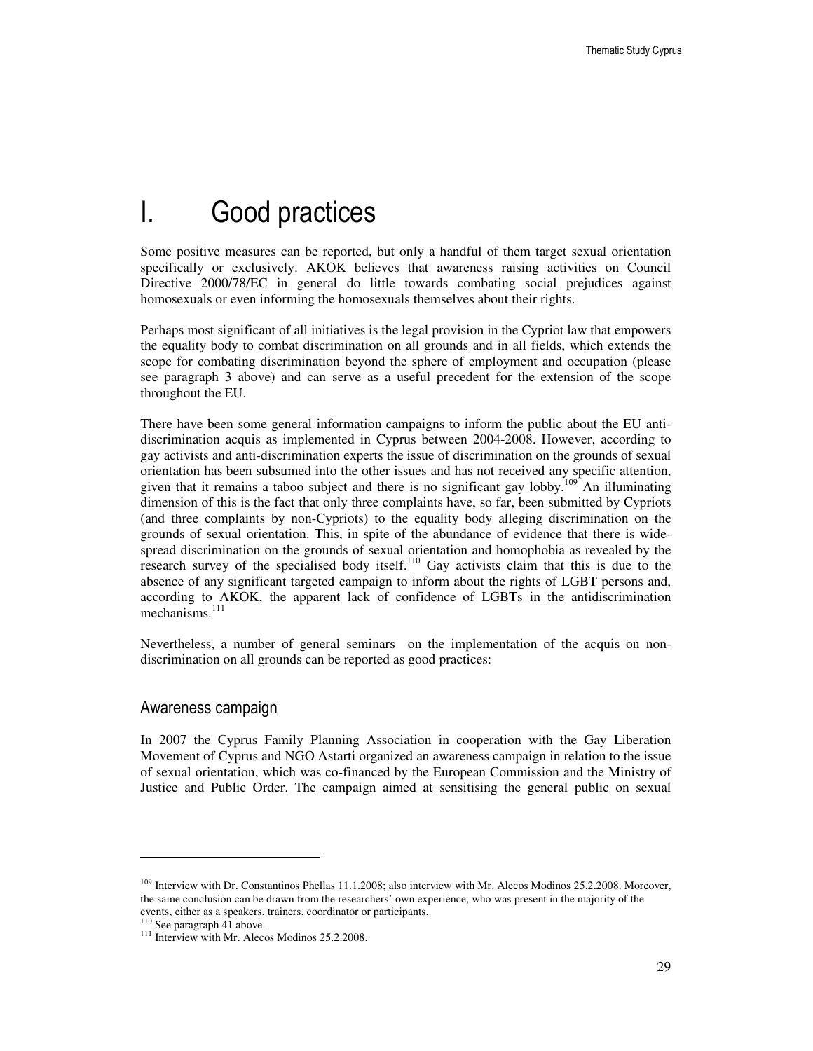# I. Good practices

Some positive measures can be reported, but only a handful of them target sexual orientation specifically or exclusively. AKOK believes that awareness raising activities on Council Directive 2000/78/EC in general do little towards combating social prejudices against homosexuals or even informing the homosexuals themselves about their rights.

Perhaps most significant of all initiatives is the legal provision in the Cypriot law that empowers the equality body to combat discrimination on all grounds and in all fields, which extends the scope for combating discrimination beyond the sphere of employment and occupation (please see paragraph 3 above) and can serve as a useful precedent for the extension of the scope throughout the EU.

There have been some general information campaigns to inform the public about the EU anti-discrimination acquis as implemented in Cyprus between 2004-2008. However, according to gay activists and anti-discrimination experts the issue of discrimination on the grounds of sexual orientation has been subsumed into the other issues and has not received any specific attention, given that it remains a taboo subject and there is no significant gay lobby.[109] An illuminating dimension of this is the fact that only three complaints have, so far, been submitted by Cypriots (and three complaints by non-Cypriots) to the equality body alleging discrimination on the grounds of sexual orientation. This, in spite of the abundance of evidence that there is wide-spread discrimination on the grounds of sexual orientation and homophobia as revealed by the research survey of the specialised body itself.[110] Gay activists claim that this is due to the absence of any significant targeted campaign to inform about the rights of LGBT persons and, according to AKOK, the apparent lack of confidence of LGBTs in the antidiscrimination mechanisms.[111]

Nevertheless, a number of general seminars on the implementation of the acquis on non-discrimination on all grounds can be reported as good practices:

## Awareness campaign

In 2007 the Cyprus Family Planning Association in cooperation with the Gay Liberation Movement of Cyprus and NGO Astarti organized an awareness campaign in relation to the issue of sexual orientation, which was co-financed by the European Commission and the Ministry of Justice and Public Order. The campaign aimed at sensitising the general public on sexual

---

[109] Interview with Dr. Constantinos Phellas 11.1.2008; also interview with Mr. Alecos Modinos 25.2.2008. Moreover, the same conclusion can be drawn from the researchers' own experience, who was present in the majority of the events, either as a speakers, trainers, coordinator or participants.

[110] See paragraph 41 above.

[111] Interview with Mr. Alecos Modinos 25.2.2008.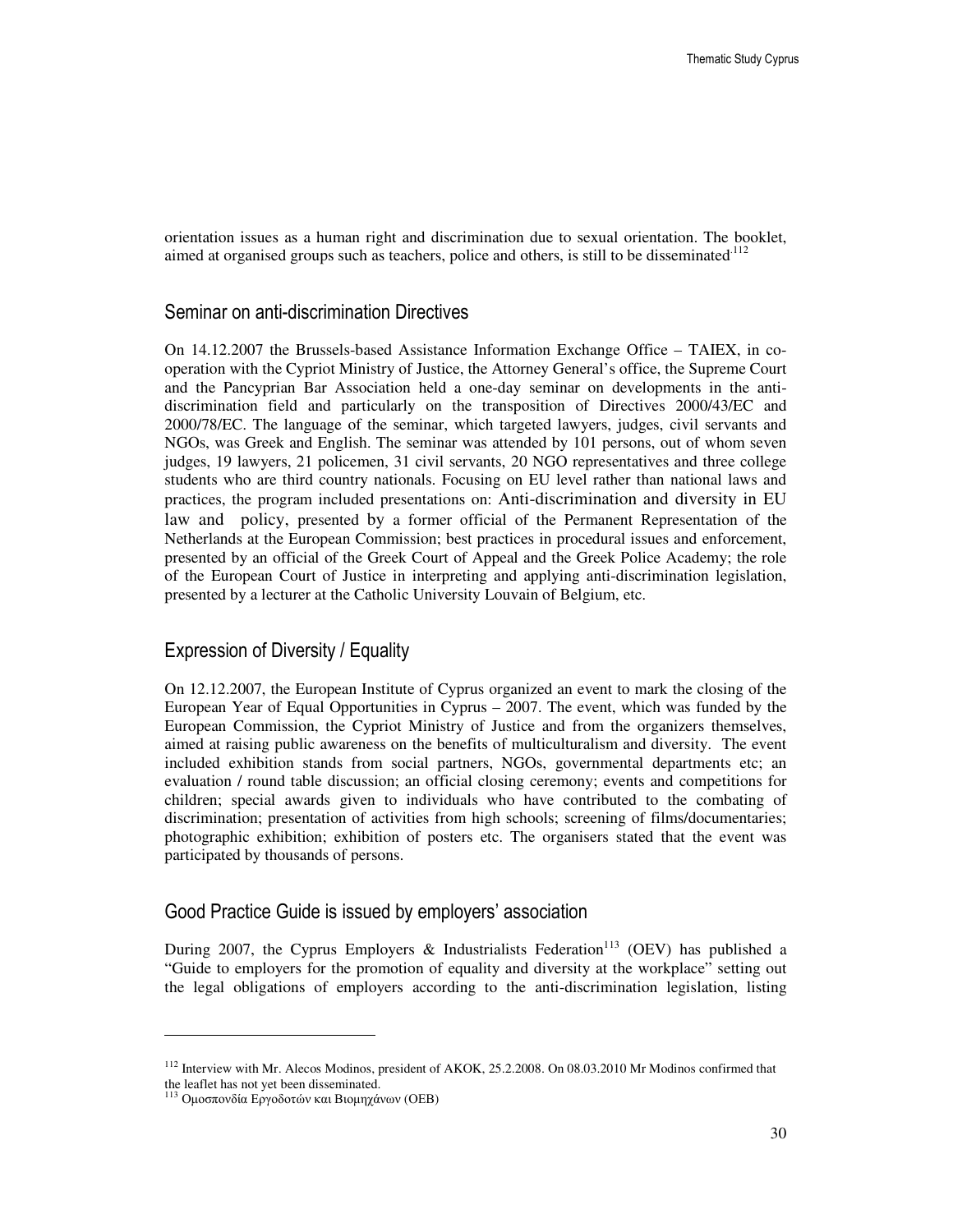orientation issues as a human right and discrimination due to sexual orientation. The booklet, aimed at organised groups such as teachers, police and others, is still to be disseminated.[112]

## Seminar on anti-discrimination Directives

On 14.12.2007 the Brussels-based Assistance Information Exchange Office – TAIEX, in co-operation with the Cypriot Ministry of Justice, the Attorney General's office, the Supreme Court and the Pancyprian Bar Association held a one-day seminar on developments in the anti-discrimination field and particularly on the transposition of Directives 2000/43/EC and 2000/78/EC. The language of the seminar, which targeted lawyers, judges, civil servants and NGOs, was Greek and English. The seminar was attended by 101 persons, out of whom seven judges, 19 lawyers, 21 policemen, 31 civil servants, 20 NGO representatives and three college students who are third country nationals. Focusing on EU level rather than national laws and practices, the program included presentations on: Anti-discrimination and diversity in EU law and policy, presented by a former official of the Permanent Representation of the Netherlands at the European Commission; best practices in procedural issues and enforcement, presented by an official of the Greek Court of Appeal and the Greek Police Academy; the role of the European Court of Justice in interpreting and applying anti-discrimination legislation, presented by a lecturer at the Catholic University Louvain of Belgium, etc.

## Expression of Diversity / Equality

On 12.12.2007, the European Institute of Cyprus organized an event to mark the closing of the European Year of Equal Opportunities in Cyprus – 2007. The event, which was funded by the European Commission, the Cypriot Ministry of Justice and from the organizers themselves, aimed at raising public awareness on the benefits of multiculturalism and diversity. The event included exhibition stands from social partners, NGOs, governmental departments etc; an evaluation / round table discussion; an official closing ceremony; events and competitions for children; special awards given to individuals who have contributed to the combating of discrimination; presentation of activities from high schools; screening of films/documentaries; photographic exhibition; exhibition of posters etc. The organisers stated that the event was participated by thousands of persons.

## Good Practice Guide is issued by employers' association

During 2007, the Cyprus Employers & Industrialists Federation[113] (OEV) has published a "Guide to employers for the promotion of equality and diversity at the workplace" setting out the legal obligations of employers according to the anti-discrimination legislation, listing

---

[112] Interview with Mr. Alecos Modinos, president of AKOK, 25.2.2008. On 08.03.2010 Mr Modinos confirmed that the leaflet has not yet been disseminated.

[113] Ομοσπονδία Εργοδοτών και Βιομηχάνων (ΟΕΒ)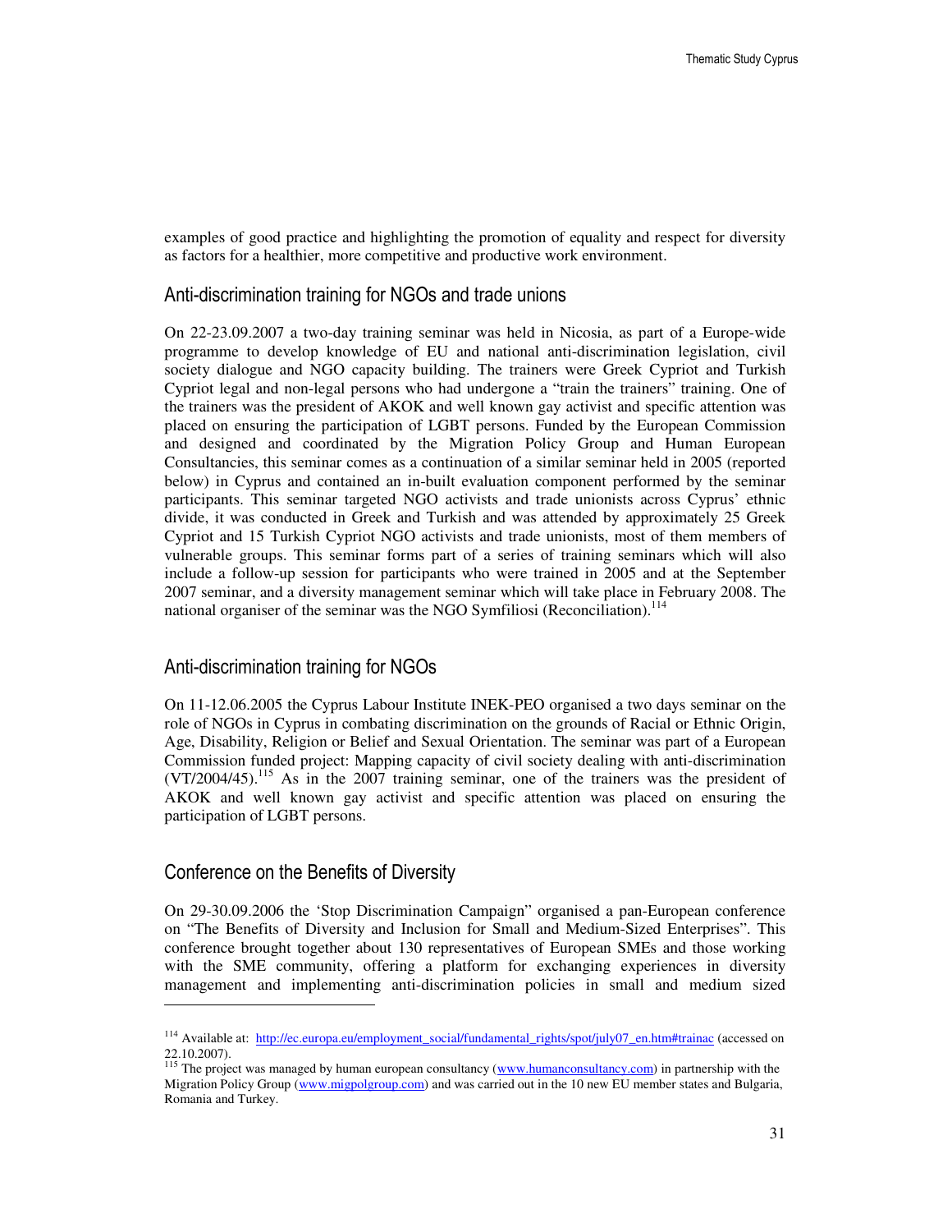examples of good practice and highlighting the promotion of equality and respect for diversity as factors for a healthier, more competitive and productive work environment.

## Anti-discrimination training for NGOs and trade unions

On 22-23.09.2007 a two-day training seminar was held in Nicosia, as part of a Europe-wide programme to develop knowledge of EU and national anti-discrimination legislation, civil society dialogue and NGO capacity building. The trainers were Greek Cypriot and Turkish Cypriot legal and non-legal persons who had undergone a "train the trainers" training. One of the trainers was the president of AKOK and well known gay activist and specific attention was placed on ensuring the participation of LGBT persons. Funded by the European Commission and designed and coordinated by the Migration Policy Group and Human European Consultancies, this seminar comes as a continuation of a similar seminar held in 2005 (reported below) in Cyprus and contained an in-built evaluation component performed by the seminar participants. This seminar targeted NGO activists and trade unionists across Cyprus' ethnic divide, it was conducted in Greek and Turkish and was attended by approximately 25 Greek Cypriot and 15 Turkish Cypriot NGO activists and trade unionists, most of them members of vulnerable groups. This seminar forms part of a series of training seminars which will also include a follow-up session for participants who were trained in 2005 and at the September 2007 seminar, and a diversity management seminar which will take place in February 2008. The national organiser of the seminar was the NGO Symfiliosi (Reconciliation).[114]

## Anti-discrimination training for NGOs

On 11-12.06.2005 the Cyprus Labour Institute INEK-PEO organised a two days seminar on the role of NGOs in Cyprus in combating discrimination on the grounds of Racial or Ethnic Origin, Age, Disability, Religion or Belief and Sexual Orientation. The seminar was part of a European Commission funded project: Mapping capacity of civil society dealing with anti-discrimination (VT/2004/45).[115] As in the 2007 training seminar, one of the trainers was the president of AKOK and well known gay activist and specific attention was placed on ensuring the participation of LGBT persons.

## Conference on the Benefits of Diversity

On 29-30.09.2006 the 'Stop Discrimination Campaign" organised a pan-European conference on "The Benefits of Diversity and Inclusion for Small and Medium-Sized Enterprises". This conference brought together about 130 representatives of European SMEs and those working with the SME community, offering a platform for exchanging experiences in diversity management and implementing anti-discrimination policies in small and medium sized

---

[114] Available at: http://ec.europa.eu/employment_social/fundamental_rights/spot/july07_en.htm#trainac (accessed on 22.10.2007).

[115] The project was managed by human european consultancy (www.humanconsultancy.com) in partnership with the Migration Policy Group (www.migpolgroup.com) and was carried out in the 10 new EU member states and Bulgaria, Romania and Turkey.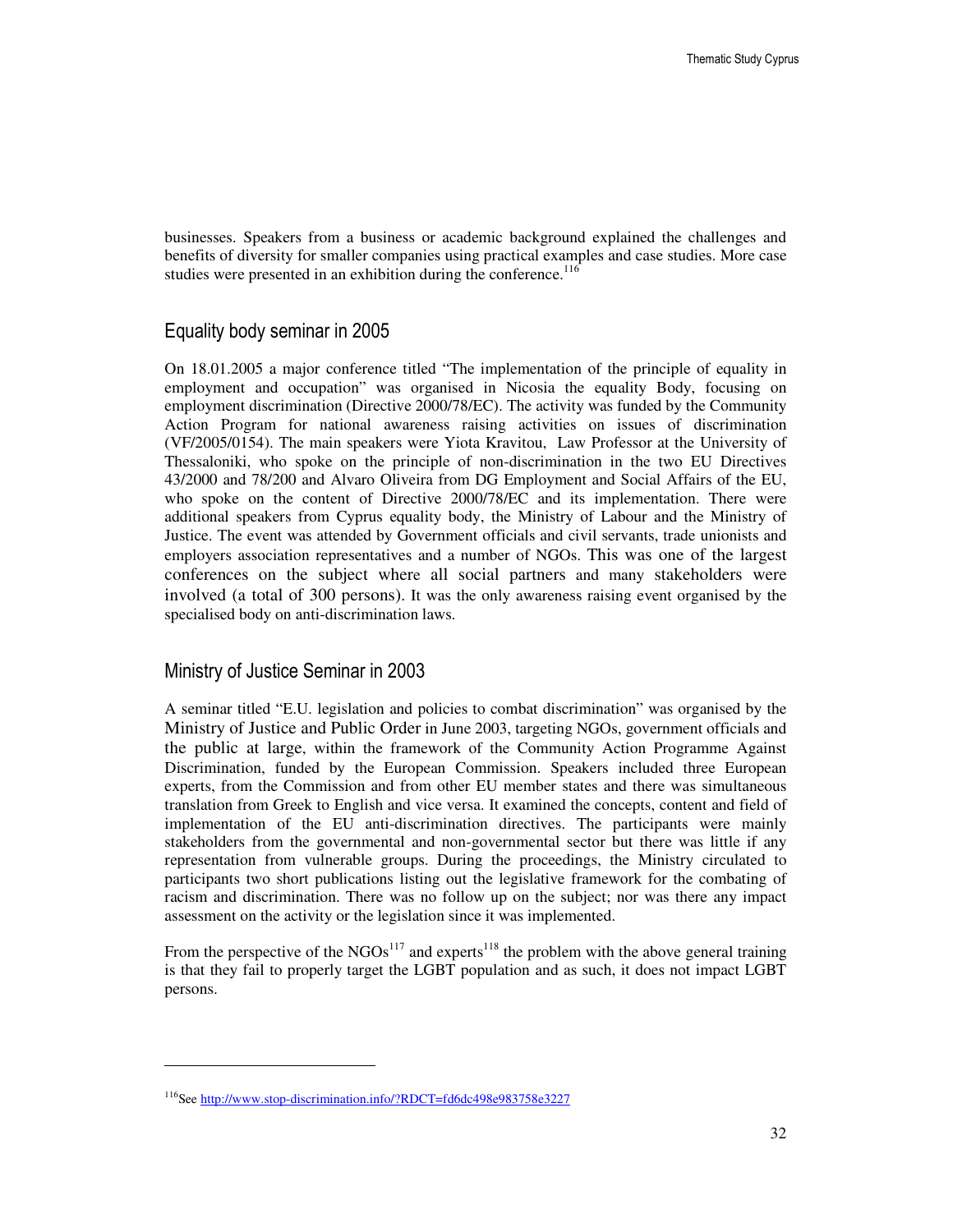businesses. Speakers from a business or academic background explained the challenges and benefits of diversity for smaller companies using practical examples and case studies. More case studies were presented in an exhibition during the conference.[116]

## Equality body seminar in 2005

On 18.01.2005 a major conference titled "The implementation of the principle of equality in employment and occupation" was organised in Nicosia the equality Body, focusing on employment discrimination (Directive 2000/78/EC). The activity was funded by the Community Action Program for national awareness raising activities on issues of discrimination (VF/2005/0154). The main speakers were Yiota Kravitou, Law Professor at the University of Thessaloniki, who spoke on the principle of non-discrimination in the two EU Directives 43/2000 and 78/200 and Alvaro Oliveira from DG Employment and Social Affairs of the EU, who spoke on the content of Directive 2000/78/EC and its implementation. There were additional speakers from Cyprus equality body, the Ministry of Labour and the Ministry of Justice. The event was attended by Government officials and civil servants, trade unionists and employers association representatives and a number of NGOs. This was one of the largest conferences on the subject where all social partners and many stakeholders were involved (a total of 300 persons). It was the only awareness raising event organised by the specialised body on anti-discrimination laws.

## Ministry of Justice Seminar in 2003

A seminar titled "E.U. legislation and policies to combat discrimination" was organised by the Ministry of Justice and Public Order in June 2003, targeting NGOs, government officials and the public at large, within the framework of the Community Action Programme Against Discrimination, funded by the European Commission. Speakers included three European experts, from the Commission and from other EU member states and there was simultaneous translation from Greek to English and vice versa. It examined the concepts, content and field of implementation of the EU anti-discrimination directives. The participants were mainly stakeholders from the governmental and non-governmental sector but there was little if any representation from vulnerable groups. During the proceedings, the Ministry circulated to participants two short publications listing out the legislative framework for the combating of racism and discrimination. There was no follow up on the subject; nor was there any impact assessment on the activity or the legislation since it was implemented.

From the perspective of the NGOs[117] and experts[118] the problem with the above general training is that they fail to properly target the LGBT population and as such, it does not impact LGBT persons.

---

[116]See http://www.stop-discrimination.info/?RDCT=fd6dc498e983758e3227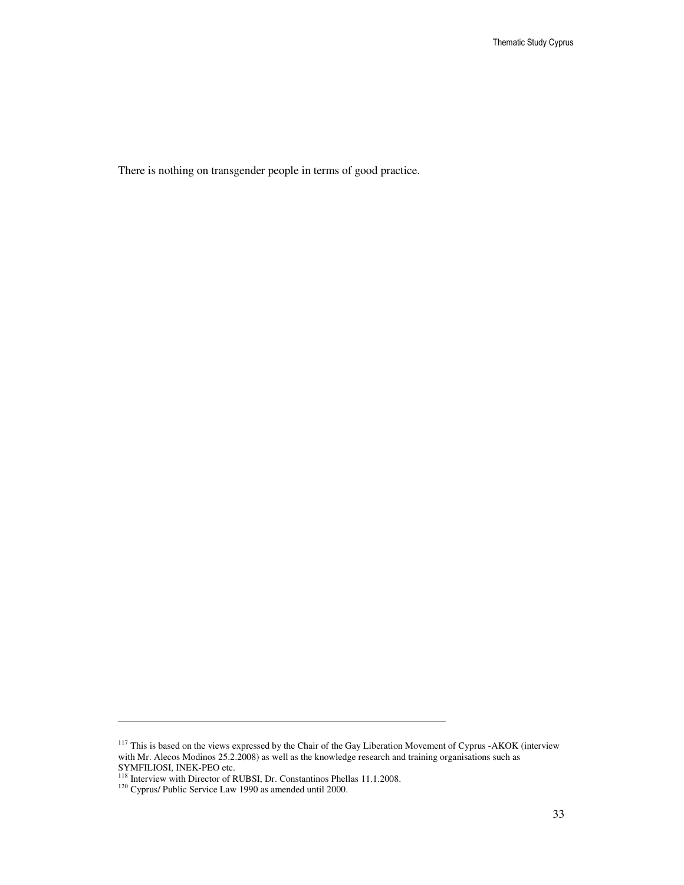There is nothing on transgender people in terms of good practice.

---

[117] This is based on the views expressed by the Chair of the Gay Liberation Movement of Cyprus -AKOK (interview with Mr. Alecos Modinos 25.2.2008) as well as the knowledge research and training organisations such as SYMFILIOSI, INEK-PEO etc.

[118] Interview with Director of RUBSI, Dr. Constantinos Phellas 11.1.2008.

[120] Cyprus/ Public Service Law 1990 as amended until 2000.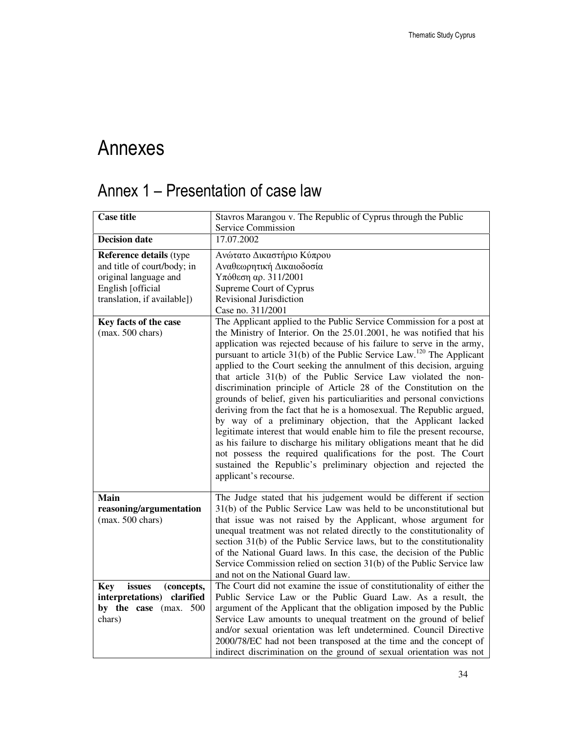# Annexes

## Annex 1 – Presentation of case law

| **Case title** | Stavros Marangou v. The Republic of Cyprus through the Public Service Commission |
|---|---|
| **Decision date** | 17.07.2002 |
| **Reference details** (type and title of court/body; in original language and English [official translation, if available]) | Ανώτατο Δικαστήριο Κύπρου<br>Αναθεωρητική Δικαιοδοσία<br>Υπόθεση αρ. 311/2001<br>Supreme Court of Cyprus<br>Revisional Jurisdiction<br>Case no. 311/2001 |
| **Key facts of the case** (max. 500 chars) | The Applicant applied to the Public Service Commission for a post at the Ministry of Interior. On the 25.01.2001, he was notified that his application was rejected because of his failure to serve in the army, pursuant to article 31(b) of the Public Service Law.[120] The Applicant applied to the Court seeking the annulment of this decision, arguing that article 31(b) of the Public Service Law violated the non-discrimination principle of Article 28 of the Constitution on the grounds of belief, given his particuliarities and personal convictions deriving from the fact that he is a homosexual. The Republic argued, by way of a preliminary objection, that the Applicant lacked legitimate interest that would enable him to file the present recourse, as his failure to discharge his military obligations meant that he did not possess the required qualifications for the post. The Court sustained the Republic's preliminary objection and rejected the applicant's recourse. |
| **Main reasoning/argumentation** (max. 500 chars) | The Judge stated that his judgement would be different if section 31(b) of the Public Service Law was held to be unconstitutional but that issue was not raised by the Applicant, whose argument for unequal treatment was not related directly to the constitutionality of section 31(b) of the Public Service laws, but to the constitutionality of the National Guard laws. In this case, the decision of the Public Service Commission relied on section 31(b) of the Public Service law and not on the National Guard law. |
| **Key issues (concepts, interpretations) clarified by the case** (max. 500 chars) | The Court did not examine the issue of constitutionality of either the Public Service Law or the Public Guard Law. As a result, the argument of the Applicant that the obligation imposed by the Public Service Law amounts to unequal treatment on the ground of belief and/or sexual orientation was left undetermined. Council Directive 2000/78/EC had not been transposed at the time and the concept of indirect discrimination on the ground of sexual orientation was not |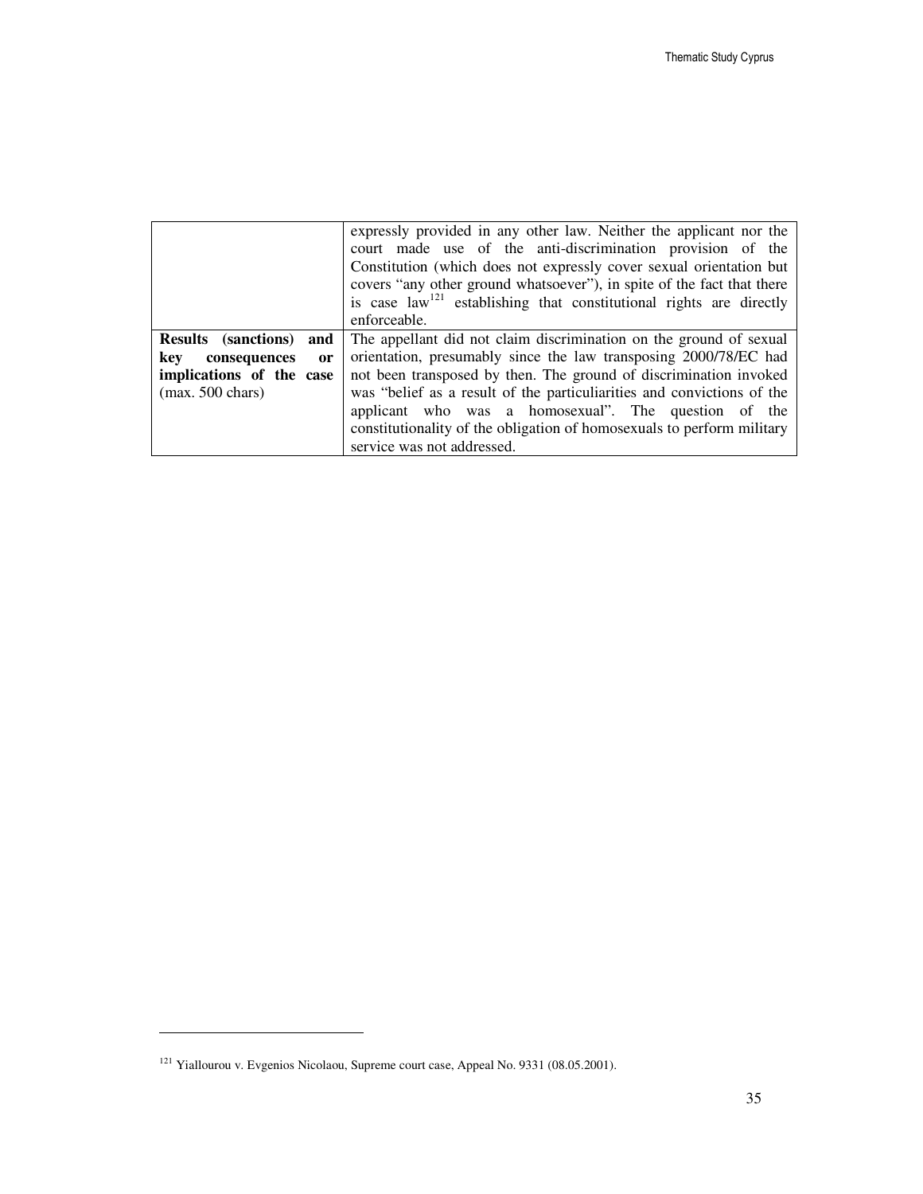| | |
|---|---|
| | expressly provided in any other law. Neither the applicant nor the court made use of the anti-discrimination provision of the Constitution (which does not expressly cover sexual orientation but covers "any other ground whatsoever"), in spite of the fact that there is case law[121] establishing that constitutional rights are directly enforceable. |
| **Results (sanctions) and key consequences or implications of the case** (max. 500 chars) | The appellant did not claim discrimination on the ground of sexual orientation, presumably since the law transposing 2000/78/EC had not been transposed by then. The ground of discrimination invoked was "belief as a result of the particuliarities and convictions of the applicant who was a homosexual". The question of the constitutionality of the obligation of homosexuals to perform military service was not addressed. |

[121] Yiallourou v. Evgenios Nicolaou, Supreme court case, Appeal No. 9331 (08.05.2001).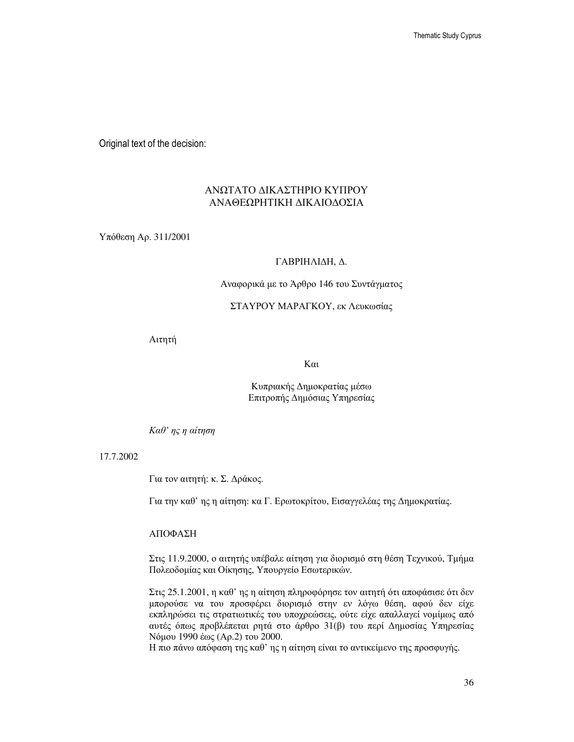Original text of the decision:

ΑΝΩΤΑΤΟ ΔΙΚΑΣΤΗΡΙΟ ΚΥΠΡΟΥ
ΑΝΑΘΕΩΡΗΤΙΚΗ ΔΙΚΑΙΟΔΟΣΙΑ

Υπόθεση Αρ. 311/2001

ΓΑΒΡΙΗΛΙΔΗ, Δ.

Αναφορικά με το Άρθρο 146 του Συντάγματος

ΣΤΑΥΡΟΥ ΜΑΡΑΓΚΟΥ, εκ Λευκωσίας

Αιτητή

Και

Κυπριακής Δημοκρατίας μέσω
Επιτροπής Δημόσιας Υπηρεσίας

*Καθ' ης η αίτηση*

17.7.2002

Για τον αιτητή: κ. Σ. Δράκος.

Για την καθ' ης η αίτηση: κα Γ. Ερωτοκρίτου, Εισαγγελέας της Δημοκρατίας.

ΑΠΟΦΑΣΗ

Στις 11.9.2000, ο αιτητής υπέβαλε αίτηση για διορισμό στη θέση Τεχνικού, Τμήμα Πολεοδομίας και Οίκησης, Υπουργείο Εσωτερικών.

Στις 25.1.2001, η καθ' ης η αίτηση πληροφόρησε τον αιτητή ότι αποφάσισε ότι δεν μπορούσε να του προσφέρει διορισμό στην εν λόγω θέση, αφού δεν είχε εκπληρώσει τις στρατιωτικές του υποχρεώσεις, ούτε είχε απαλλαγεί νομίμως από αυτές όπως προβλέπεται ρητά στο άρθρο 31(β) του περί Δημόσιας Υπηρεσίας Νόμου 1990 έως (Αρ.2) του 2000.
Η πιο πάνω απόφαση της καθ' ης η αίτηση είναι το αντικείμενο της προσφυγής.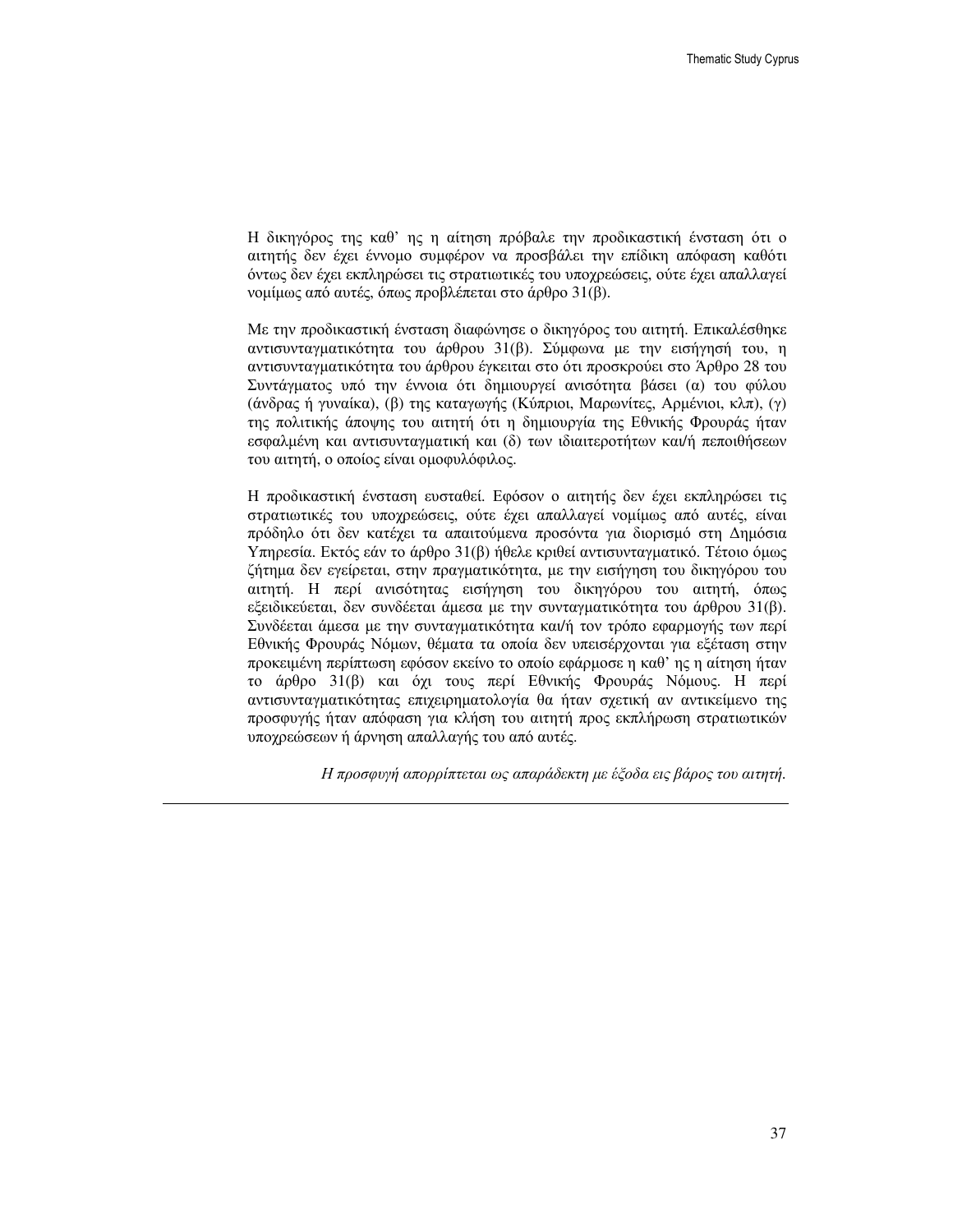Η δικηγόρος της καθ' ης η αίτηση πρόβαλε την προδικαστική ένσταση ότι ο αιτητής δεν έχει έννομο συμφέρον να προσβάλει την επίδικη απόφαση καθότι όντως δεν έχει εκπληρώσει τις στρατιωτικές του υποχρεώσεις, ούτε έχει απαλλαγεί νομίμως από αυτές, όπως προβλέπεται στο άρθρο 31(β).

Με την προδικαστική ένσταση διαφώνησε ο δικηγόρος του αιτητή. Επικαλέσθηκε αντισυνταγματικότητα του άρθρου 31(β). Σύμφωνα με την εισήγησή του, η αντισυνταγματικότητα του άρθρου έγκειται στο ότι προσκρούει στο Άρθρο 28 του Συντάγματος υπό την έννοια ότι δημιουργεί ανισότητα βάσει (α) του φύλου (άνδρας ή γυναίκα), (β) της καταγωγής (Κύπριοι, Μαρωνίτες, Αρμένιοι, κλπ), (γ) της πολιτικής άποψης του αιτητή ότι η δημιουργία της Εθνικής Φρουράς ήταν εσφαλμένη και αντισυνταγματική και (δ) των ιδιαιτεροτήτων και/ή πεποιθήσεων του αιτητή, ο οποίος είναι ομοφυλόφιλος.

Η προδικαστική ένσταση ευσταθεί. Εφόσον ο αιτητής δεν έχει εκπληρώσει τις στρατιωτικές του υποχρεώσεις, ούτε έχει απαλλαγεί νομίμως από αυτές, είναι πρόδηλο ότι δεν κατέχει τα απαιτούμενα προσόντα για διορισμό στη Δημόσια Υπηρεσία. Εκτός εάν το άρθρο 31(β) ήθελε κριθεί αντισυνταγματικό. Τέτοιο όμως ζήτημα δεν εγείρεται, στην πραγματικότητα, με την εισήγηση του δικηγόρου του αιτητή. Η περί ανισότητας εισήγηση του δικηγόρου του αιτητή, όπως εξειδικεύεται, δεν συνδέεται άμεσα με την συνταγματικότητα του άρθρου 31(β). Συνδέεται άμεσα με την συνταγματικότητα και/ή τον τρόπο εφαρμογής των περί Εθνικής Φρουράς Νόμων, θέματα τα οποία δεν υπεισέρχονται για εξέταση στην προκειμένη περίπτωση εφόσον εκείνο το οποίο εφάρμοσε η καθ' ης η αίτηση ήταν το άρθρο 31(β) και όχι τους περί Εθνικής Φρουράς Νόμους. Η περί αντισυνταγματικότητας επιχειρηματολογία θα ήταν σχετική αν αντικείμενο της προσφυγής ήταν απόφαση για κλήση του αιτητή προς εκπλήρωση στρατιωτικών υποχρεώσεων ή άρνηση απαλλαγής του από αυτές.

*Η προσφυγή απορρίπτεται ως απαράδεκτη με έξοδα εις βάρος του αιτητή.*

---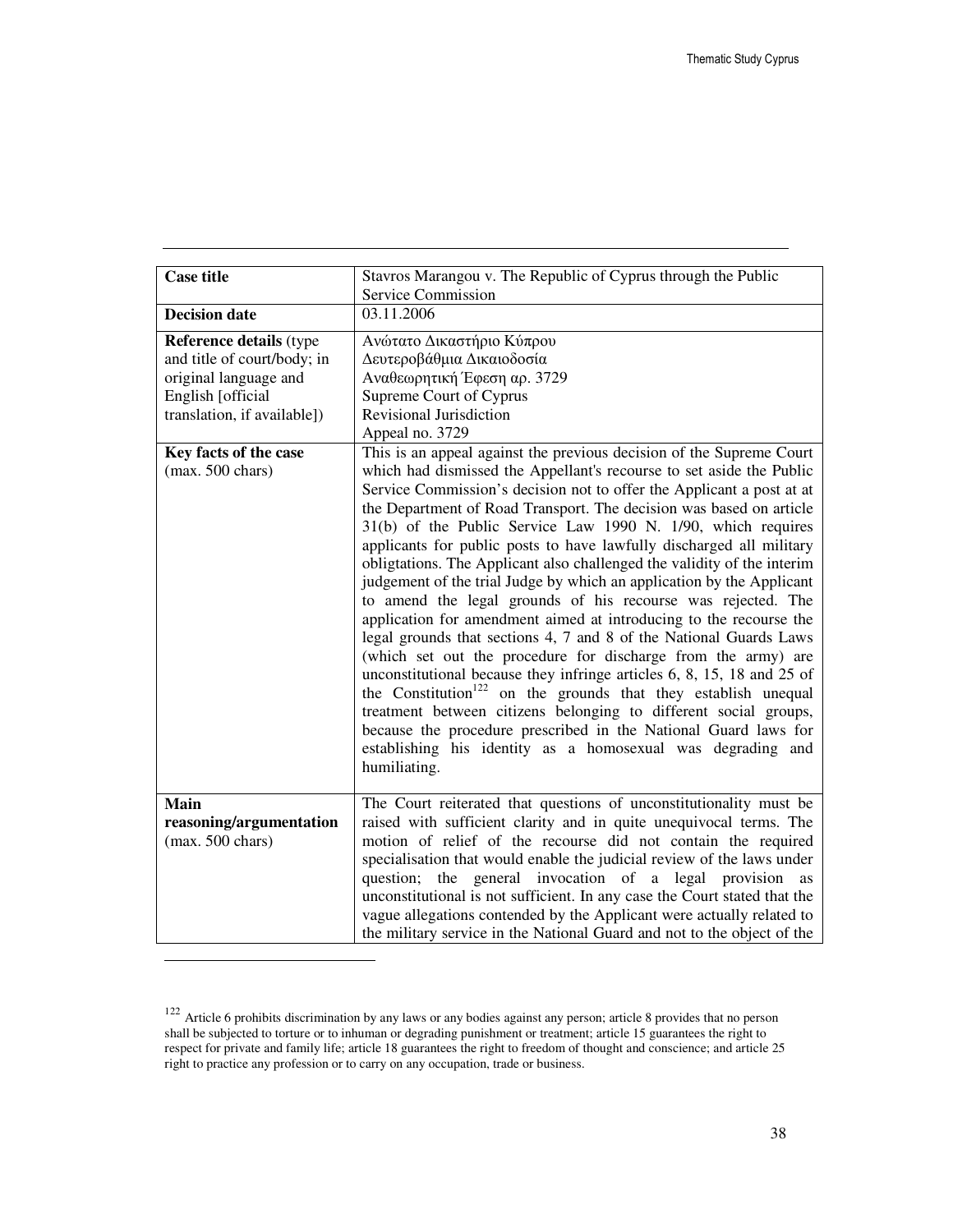| Case title | Stavros Marangou v. The Republic of Cyprus through the Public Service Commission |
| --- | --- |
| **Decision date** | 03.11.2006 |
| **Reference details** (type and title of court/body; in original language and English [official translation, if available]) | Ανώτατο Δικαστήριο Κύπρου<br>Δευτεροβάθμια Δικαιοδοσία<br>Αναθεωρητική Έφεση αρ. 3729<br>Supreme Court of Cyprus<br>Revisional Jurisdiction<br>Appeal no. 3729 |
| **Key facts of the case** (max. 500 chars) | This is an appeal against the previous decision of the Supreme Court which had dismissed the Appellant's recourse to set aside the Public Service Commission's decision not to offer the Applicant a post at at the Department of Road Transport. The decision was based on article 31(b) of the Public Service Law 1990 N. 1/90, which requires applicants for public posts to have lawfully discharged all military obligtations. The Applicant also challenged the validity of the interim judgement of the trial Judge by which an application by the Applicant to amend the legal grounds of his recourse was rejected. The application for amendment aimed at introducing to the recourse the legal grounds that sections 4, 7 and 8 of the National Guards Laws (which set out the procedure for discharge from the army) are unconstitutional because they infringe articles 6, 8, 15, 18 and 25 of the Constitution[122] on the grounds that they establish unequal treatment between citizens belonging to different social groups, because the procedure prescribed in the National Guard laws for establishing his identity as a homosexual was degrading and humiliating. |
| **Main reasoning/argumentation** (max. 500 chars) | The Court reiterated that questions of unconstitutionality must be raised with sufficient clarity and in quite unequivocal terms. The motion of relief of the recourse did not contain the required specialisation that would enable the judicial review of the laws under question; the general invocation of a legal provision as unconstitutional is not sufficient. In any case the Court stated that the vague allegations contended by the Applicant were actually related to the military service in the National Guard and not to the object of the |

[122] Article 6 prohibits discrimination by any laws or any bodies against any person; article 8 provides that no person shall be subjected to torture or to inhuman or degrading punishment or treatment; article 15 guarantees the right to respect for private and family life; article 18 guarantees the right to freedom of thought and conscience; and article 25 right to practice any profession or to carry on any occupation, trade or business.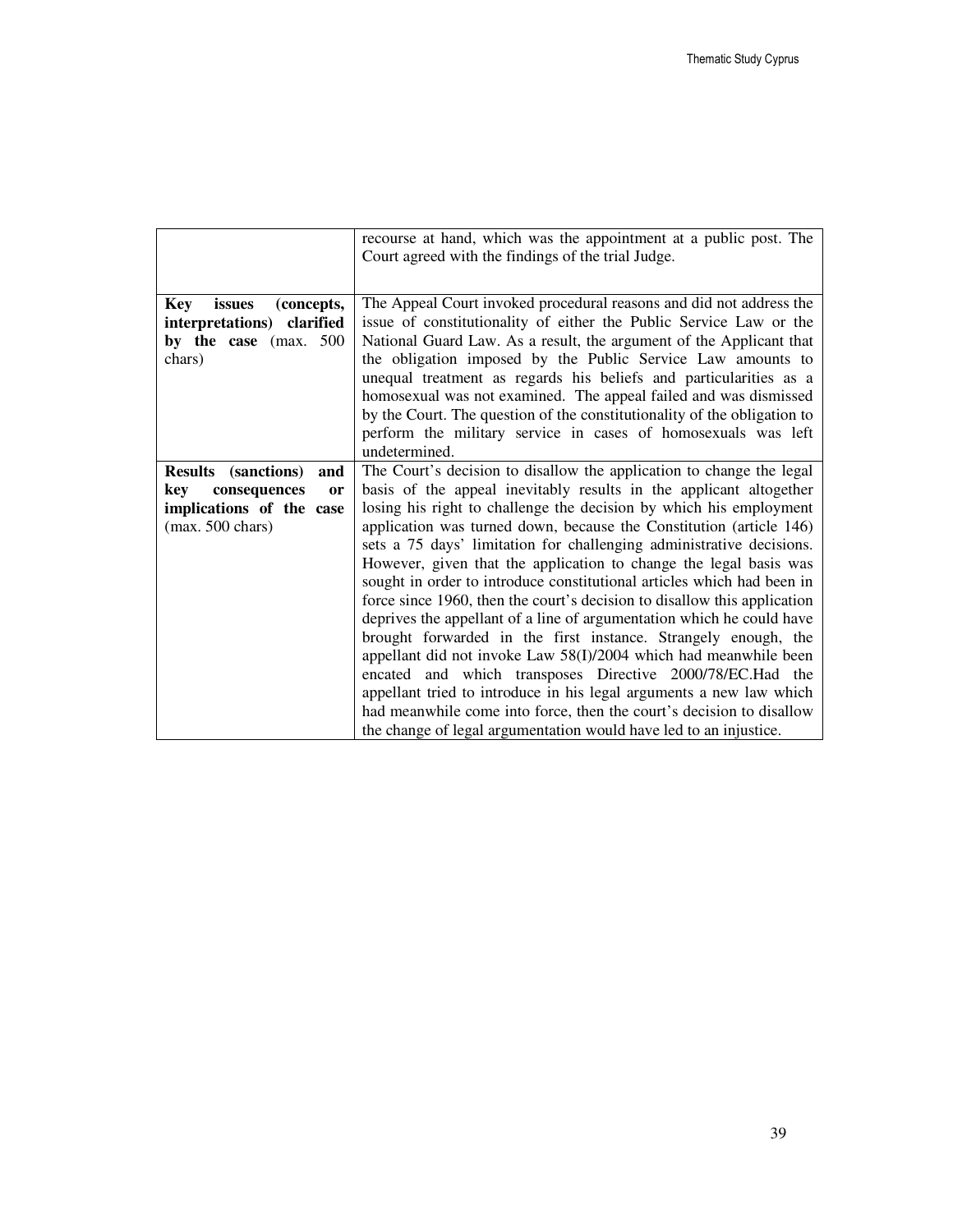| | |
|---|---|
| | recourse at hand, which was the appointment at a public post. The Court agreed with the findings of the trial Judge. |
| **Key issues (concepts, interpretations) clarified by the case** (max. 500 chars) | The Appeal Court invoked procedural reasons and did not address the issue of constitutionality of either the Public Service Law or the National Guard Law. As a result, the argument of the Applicant that the obligation imposed by the Public Service Law amounts to unequal treatment as regards his beliefs and particularities as a homosexual was not examined. The appeal failed and was dismissed by the Court. The question of the constitutionality of the obligation to perform the military service in cases of homosexuals was left undetermined. |
| **Results (sanctions) and key consequences or implications of the case** (max. 500 chars) | The Court's decision to disallow the application to change the legal basis of the appeal inevitably results in the applicant altogether losing his right to challenge the decision by which his employment application was turned down, because the Constitution (article 146) sets a 75 days' limitation for challenging administrative decisions. However, given that the application to change the legal basis was sought in order to introduce constitutional articles which had been in force since 1960, then the court's decision to disallow this application deprives the appellant of a line of argumentation which he could have brought forwarded in the first instance. Strangely enough, the appellant did not invoke Law 58(I)/2004 which had meanwhile been encated and which transposes Directive 2000/78/EC.Had the appellant tried to introduce in his legal arguments a new law which had meanwhile come into force, then the court's decision to disallow the change of legal argumentation would have led to an injustice. |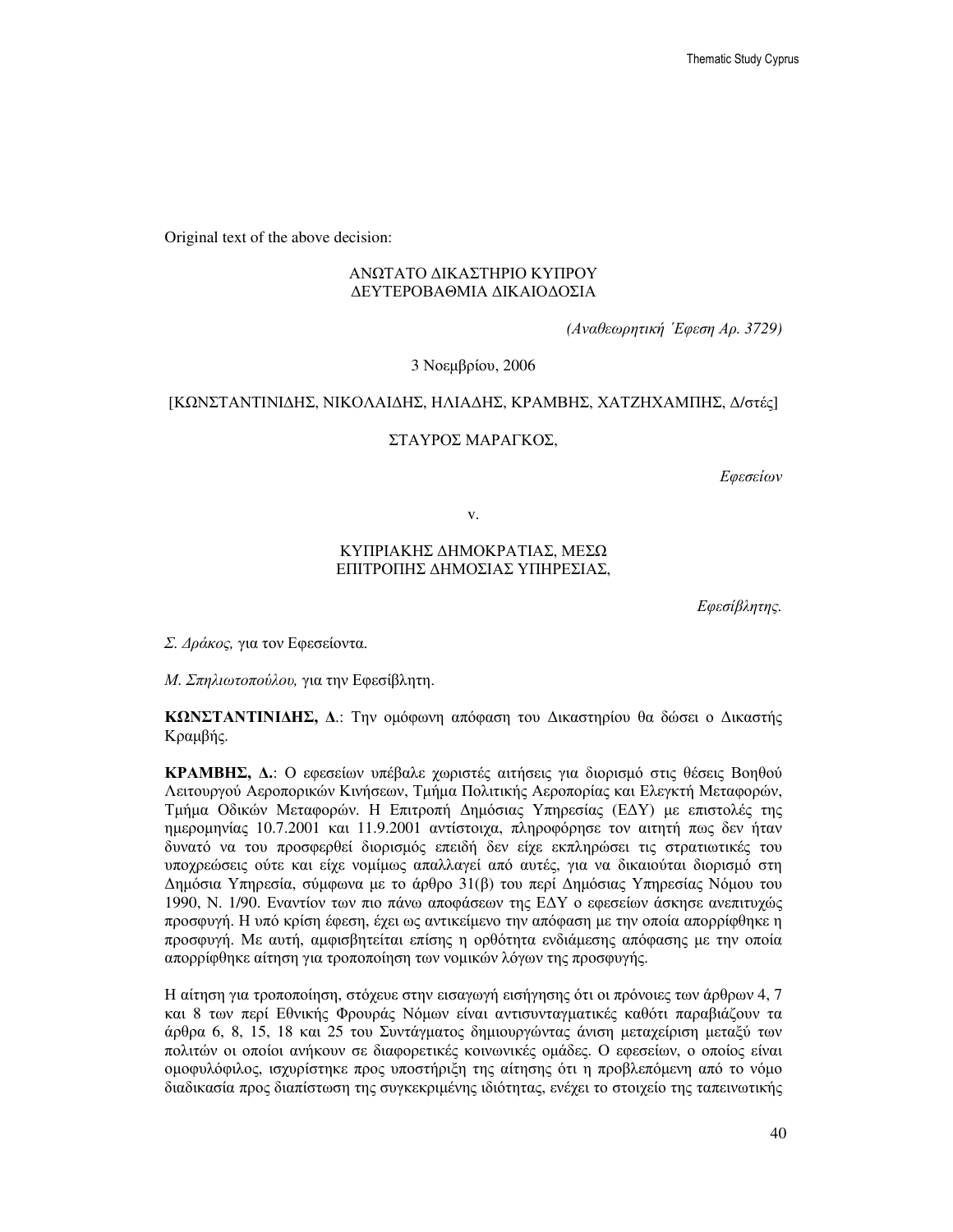Original text of the above decision:

ΑΝΩΤΑΤΟ ΔΙΚΑΣΤΗΡΙΟ ΚΥΠΡΟΥ
ΔΕΥΤΕΡΟΒΑΘΜΙΑ ΔΙΚΑΙΟΔΟΣΙΑ

*(Αναθεωρητική Έφεση Αρ. 3729)*

3 Νοεμβρίου, 2006

[ΚΩΝΣΤΑΝΤΙΝΙΔΗΣ, ΝΙΚΟΛΑΙΔΗΣ, ΗΛΙΑΔΗΣ, ΚΡΑΜΒΗΣ, ΧΑΤΖΗΧΑΜΠΗΣ, Δ/στές]

ΣΤΑΥΡΟΣ ΜΑΡΑΓΚΟΣ,

*Εφεσείων*

v.

ΚΥΠΡΙΑΚΗΣ ΔΗΜΟΚΡΑΤΙΑΣ, ΜΕΣΩ
ΕΠΙΤΡΟΠΗΣ ΔΗΜΟΣΙΑΣ ΥΠΗΡΕΣΙΑΣ,

*Εφεσίβλητης.*

*Σ. Δράκος,* για τον Εφεσείοντα.

*Μ. Σπηλιωτοπούλου,* για την Εφεσίβλητη.

**ΚΩΝΣΤΑΝΤΙΝΙΔΗΣ, Δ.**: Την ομόφωνη απόφαση του Δικαστηρίου θα δώσει ο Δικαστής Κραμβής.

**ΚΡΑΜΒΗΣ, Δ.**: Ο εφεσείων υπέβαλε χωριστές αιτήσεις για διορισμό στις θέσεις Βοηθού Λειτουργού Αεροπορικών Κινήσεων, Τμήμα Πολιτικής Αεροπορίας και Ελεγκτή Μεταφορών, Τμήμα Οδικών Μεταφορών. Η Επιτροπή Δημόσιας Υπηρεσίας (ΕΔΥ) με επιστολές της ημερομηνίας 10.7.2001 και 11.9.2001 αντίστοιχα, πληροφόρησε τον αιτητή πως δεν ήταν δυνατό να του προσφερθεί διορισμός επειδή δεν είχε εκπληρώσει τις στρατιωτικές του υποχρεώσεις ούτε και είχε νομίμως απαλλαγεί από αυτές, για να δικαιούται διορισμό στη Δημόσια Υπηρεσία, σύμφωνα με το άρθρο 31(β) του περί Δημόσιας Υπηρεσίας Νόμου του 1990, Ν. 1/90. Εναντίον των πιο πάνω αποφάσεων της ΕΔΥ ο εφεσείων άσκησε ανεπιτυχώς προσφυγή. Η υπό κρίση έφεση, έχει ως αντικείμενο την απόφαση με την οποία απορρίφθηκε η προσφυγή. Με αυτή, αμφισβητείται επίσης η ορθότητα ενδιάμεσης απόφασης με την οποία απορρίφθηκε αίτηση για τροποποίηση των νομικών λόγων της προσφυγής.

Η αίτηση για τροποποίηση, στόχευε στην εισαγωγή εισήγησης ότι οι πρόνοιες των άρθρων 4, 7 και 8 των περί Εθνικής Φρουράς Νόμων είναι αντισυνταγματικές καθότι παραβιάζουν τα άρθρα 6, 8, 15, 18 και 25 του Συντάγματος δημιουργώντας άνιση μεταχείριση μεταξύ των πολιτών οι οποίοι ανήκουν σε διαφορετικές κοινωνικές ομάδες. Ο εφεσείων, ο οποίος είναι ομοφυλόφιλος, ισχυρίστηκε προς υποστήριξη της αίτησης ότι η προβλεπόμενη από το νόμο διαδικασία προς διαπίστωση της συγκεκριμένης ιδιότητας, ενέχει το στοιχείο της ταπεινωτικής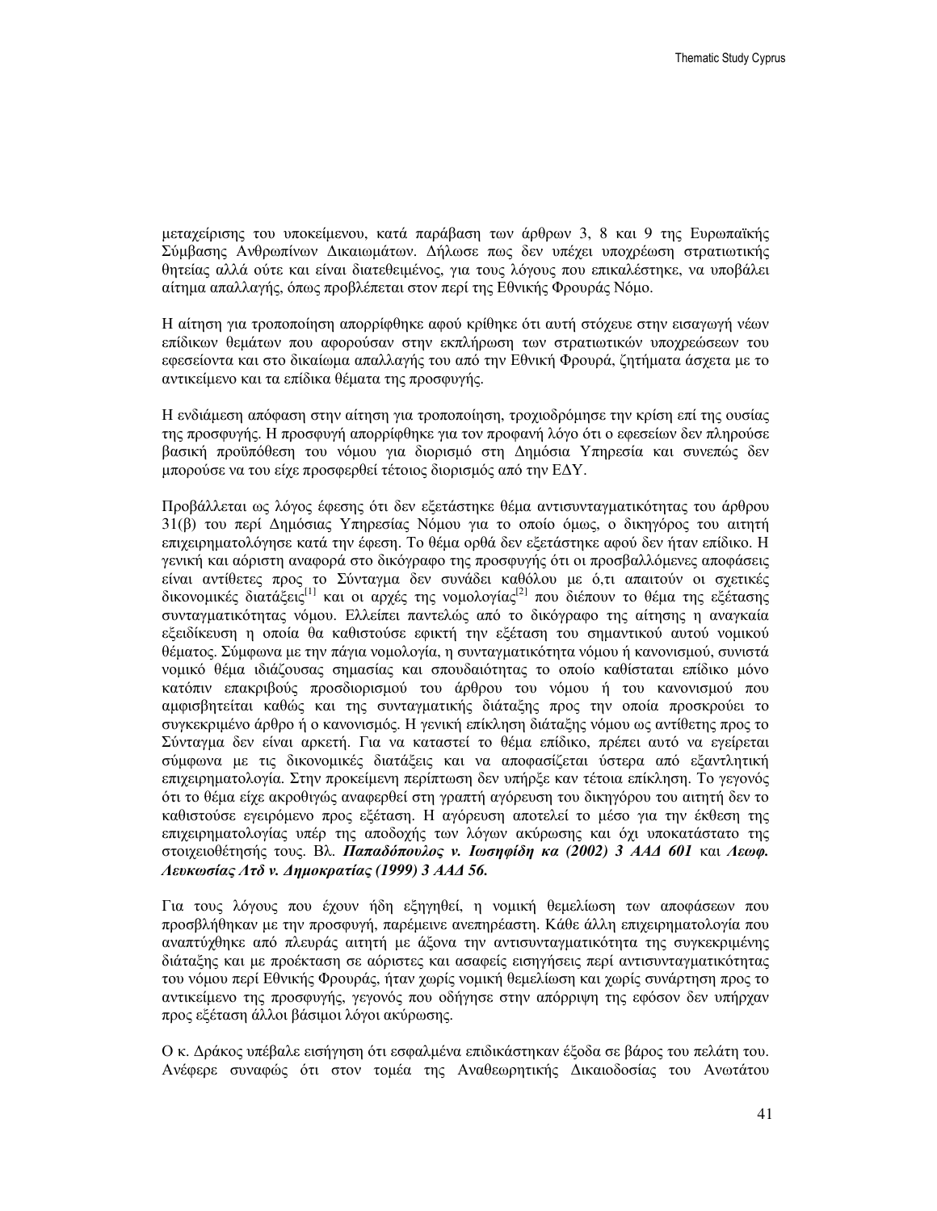μεταχείρισης του υποκείμενου, κατά παράβαση των άρθρων 3, 8 και 9 της Ευρωπαϊκής Σύμβασης Ανθρωπίνων Δικαιωμάτων. Δήλωσε πως δεν υπέχει υποχρέωση στρατιωτικής θητείας αλλά ούτε και είναι διατεθειμένος, για τους λόγους που επικαλέστηκε, να υποβάλει αίτημα απαλλαγής, όπως προβλέπεται στον περί της Εθνικής Φρουράς Νόμο.

Η αίτηση για τροποποίηση απορρίφθηκε αφού κρίθηκε ότι αυτή στόχευε στην εισαγωγή νέων επίδικων θεμάτων που αφορούσαν στην εκπλήρωση των στρατιωτικών υποχρεώσεων του εφεσείοντα και στο δικαίωμα απαλλαγής του από την Εθνική Φρουρά, ζητήματα άσχετα με το αντικείμενο και τα επίδικα θέματα της προσφυγής.

Η ενδιάμεση απόφαση στην αίτηση για τροποποίηση, τροχιοδρόμησε την κρίση επί της ουσίας της προσφυγής. Η προσφυγή απορρίφθηκε για τον προφανή λόγο ότι ο εφεσείων δεν πληρούσε βασική προϋπόθεση του νόμου για διορισμό στη Δημόσια Υπηρεσία και συνεπώς δεν μπορούσε να του είχε προσφερθεί τέτοιος διορισμός από την ΕΔΥ.

Προβάλλεται ως λόγος έφεσης ότι δεν εξετάστηκε θέμα αντισυνταγματικότητας του άρθρου 31(β) του περί Δημόσιας Υπηρεσίας Νόμου για το οποίο όμως, ο δικηγόρος του αιτητή επιχειρηματολόγησε κατά την έφεση. Το θέμα ορθά δεν εξετάστηκε αφού δεν ήταν επίδικο. Η γενική και αόριστη αναφορά στο δικόγραφο της προσφυγής ότι οι προσβαλλόμενες αποφάσεις είναι αντίθετες προς το Σύνταγμα δεν συνάδει καθόλου με ό,τι απαιτούν οι σχετικές δικονομικές διατάξεις[1] και οι αρχές της νομολογίας[2] που διέπουν το θέμα της εξέτασης συνταγματικότητας νόμου. Ελλείπει παντελώς από το δικόγραφο της αίτησης η αναγκαία εξειδίκευση η οποία θα καθιστούσε εφικτή την εξέταση του σημαντικού αυτού νομικού θέματος. Σύμφωνα με την πάγια νομολογία, η συνταγματικότητα νόμου ή κανονισμού, συνιστά νομικό θέμα ιδιάζουσας σημασίας και σπουδαιότητας το οποίο καθίσταται επίδικο μόνο κατόπιν επακριβούς προσδιορισμού του άρθρου του νόμου ή του κανονισμού που αμφισβητείται καθώς και της συνταγματικής διάταξης προς την οποία προσκρούει το συγκεκριμένο άρθρο ή ο κανονισμός. Η γενική επίκληση διάταξης νόμου ως αντίθετης προς το Σύνταγμα δεν είναι αρκετή. Για να καταστεί το θέμα επίδικο, πρέπει αυτό να εγείρεται σύμφωνα με τις δικονομικές διατάξεις και να αποφασίζεται ύστερα από εξαντλητική επιχειρηματολογία. Στην προκειμένη περίπτωση δεν υπήρξε καν τέτοια επίκληση. Το γεγονός ότι το θέμα είχε ακροθιγώς αναφερθεί στη γραπτή αγόρευση του δικηγόρου του αιτητή δεν το καθιστούσε εγειρόμενο προς εξέταση. Η αγόρευση αποτελεί το μέσο για την έκθεση της επιχειρηματολογίας υπέρ της αποδοχής των λόγων ακύρωσης και όχι υποκατάστατο της στοιχειοθέτησής τους. Βλ. ***Παπαδόπουλος ν. Ιωσηφίδη κα (2002) 3 ΑΑΔ 601*** και ***Λεωφ. Λευκωσίας Λτδ ν. Δημοκρατίας (1999) 3 ΑΑΔ 56.***

Για τους λόγους που έχουν ήδη εξηγηθεί, η νομική θεμελίωση των αποφάσεων που προσβλήθηκαν με την προσφυγή, παρέμεινε ανεπηρέαστη. Κάθε άλλη επιχειρηματολογία που αναπτύχθηκε από πλευράς αιτητή με άξονα την αντισυνταγματικότητα της συγκεκριμένης διάταξης και με προέκταση σε αόριστες και ασαφείς εισηγήσεις περί αντισυνταγματικότητας του νόμου περί Εθνικής Φρουράς, ήταν χωρίς νομική θεμελίωση και χωρίς συνάρτηση προς το αντικείμενο της προσφυγής, γεγονός που οδήγησε στην απόρριψη της εφόσον δεν υπήρχαν προς εξέταση άλλοι βάσιμοι λόγοι ακύρωσης.

Ο κ. Δράκος υπέβαλε εισήγηση ότι εσφαλμένα επιδικάστηκαν έξοδα σε βάρος του πελάτη του. Ανέφερε συναφώς ότι στον τομέα της Αναθεωρητικής Δικαιοδοσίας του Ανωτάτου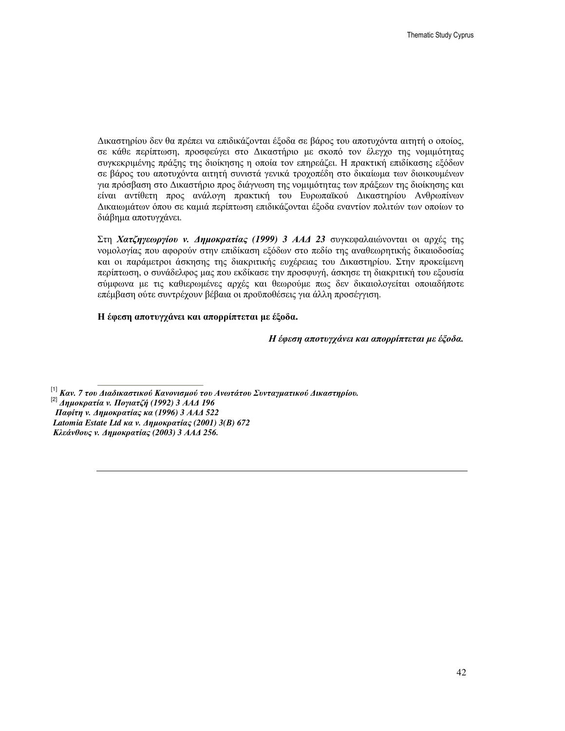Δικαστηρίου δεν θα πρέπει να επιδικάζονται έξοδα σε βάρος του αποτυχόντα αιτητή ο οποίος, σε κάθε περίπτωση, προσφεύγει στο Δικαστήριο με σκοπό τον έλεγχο της νομιμότητας συγκεκριμένης πράξης της διοίκησης η οποία τον επηρεάζει. Η πρακτική επιδίκασης εξόδων σε βάρος του αποτυχόντα αιτητή συνιστά γενικά τροχοπέδη στο δικαίωμα των διοικουμένων για πρόσβαση στο Δικαστήριο προς διάγνωση της νομιμότητας των πράξεων της διοίκησης και είναι αντίθετη προς ανάλογη πρακτική του Ευρωπαϊκού Δικαστηρίου Ανθρωπίνων Δικαιωμάτων όπου σε καμιά περίπτωση επιδικάζονται έξοδα εναντίον πολιτών των οποίων το διάβημα αποτυγχάνει.

Στη ***Χατζηγεωργίου ν. Δημοκρατίας (1999) 3 ΑΑΔ 23*** συγκεφαλαιώνονται οι αρχές της νομολογίας που αφορούν στην επιδίκαση εξόδων στο πεδίο της αναθεωρητικής δικαιοδοσίας και οι παράμετροι άσκησης της διακριτικής ευχέρειας του Δικαστηρίου. Στην προκείμενη περίπτωση, ο συνάδελφος μας που εκδίκασε την προσφυγή, άσκησε τη διακριτική του εξουσία σύμφωνα με τις καθιερωμένες αρχές και θεωρούμε πως δεν δικαιολογείται οποιαδήποτε επέμβαση ούτε συντρέχουν βέβαια οι προϋποθέσεις για άλλη προσέγγιση.

**Η έφεση αποτυγχάνει και απορρίπτεται με έξοδα.**

***Η έφεση αποτυγχάνει και απορρίπτεται με έξοδα.***

---

[1] ***Καν. 7 του Διαδικαστικού Κανονισμού του Ανωτάτου Συνταγματικού Δικαστηρίου.***

[2] ***Δημοκρατία ν. Πογιατζή (1992) 3 ΑΑΔ 196***
***Παφίτη ν. Δημοκρατίας κα (1996) 3 ΑΑΔ 522***
***Latomia Estate Ltd κα ν. Δημοκρατίας (2001) 3(Β) 672***
***Κλεάνθους ν. Δημοκρατίας (2003) 3 ΑΑΔ 256.***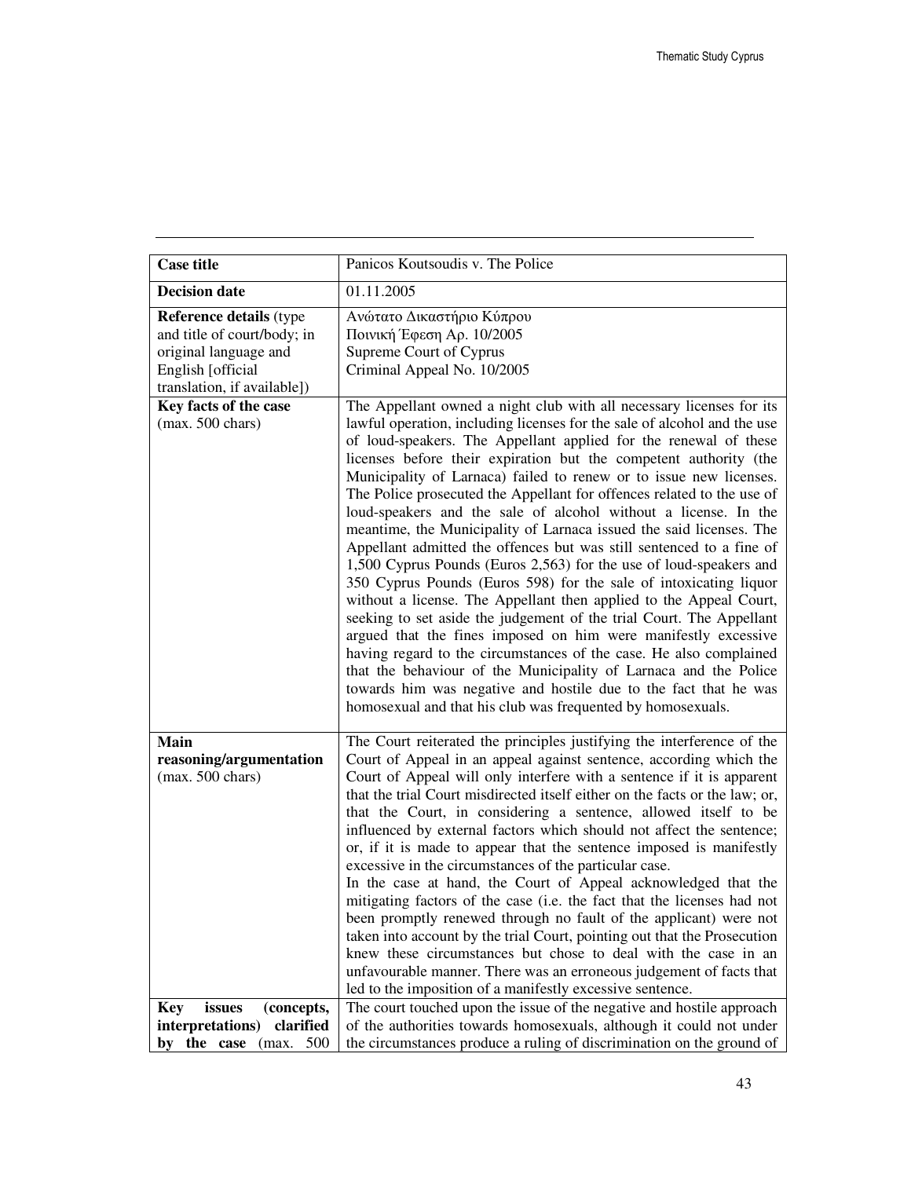| Case title | Panicos Koutsoudis v. The Police |
|---|---|
| **Decision date** | 01.11.2005 |
| **Reference details** (type and title of court/body; in original language and English [official translation, if available]) | Ανώτατο Δικαστήριο Κύπρου<br>Ποινική Έφεση Αρ. 10/2005<br>Supreme Court of Cyprus<br>Criminal Appeal No. 10/2005 |
| **Key facts of the case** (max. 500 chars) | The Appellant owned a night club with all necessary licenses for its lawful operation, including licenses for the sale of alcohol and the use of loud-speakers. The Appellant applied for the renewal of these licenses before their expiration but the competent authority (the Municipality of Larnaca) failed to renew or to issue new licenses. The Police prosecuted the Appellant for offences related to the use of loud-speakers and the sale of alcohol without a license. In the meantime, the Municipality of Larnaca issued the said licenses. The Appellant admitted the offences but was still sentenced to a fine of 1,500 Cyprus Pounds (Euros 2,563) for the use of loud-speakers and 350 Cyprus Pounds (Euros 598) for the sale of intoxicating liquor without a license. The Appellant then applied to the Appeal Court, seeking to set aside the judgement of the trial Court. The Appellant argued that the fines imposed on him were manifestly excessive having regard to the circumstances of the case. He also complained that the behaviour of the Municipality of Larnaca and the Police towards him was negative and hostile due to the fact that he was homosexual and that his club was frequented by homosexuals. |
| **Main reasoning/argumentation** (max. 500 chars) | The Court reiterated the principles justifying the interference of the Court of Appeal in an appeal against sentence, according which the Court of Appeal will only interfere with a sentence if it is apparent that the trial Court misdirected itself either on the facts or the law; or, that the Court, in considering a sentence, allowed itself to be influenced by external factors which should not affect the sentence; or, if it is made to appear that the sentence imposed is manifestly excessive in the circumstances of the particular case.<br>In the case at hand, the Court of Appeal acknowledged that the mitigating factors of the case (i.e. the fact that the licenses had not been promptly renewed through no fault of the applicant) were not taken into account by the trial Court, pointing out that the Prosecution knew these circumstances but chose to deal with the case in an unfavourable manner. There was an erroneous judgement of facts that led to the imposition of a manifestly excessive sentence. |
| **Key issues (concepts, interpretations) clarified by the case** (max. 500 | The court touched upon the issue of the negative and hostile approach of the authorities towards homosexuals, although it could not under the circumstances produce a ruling of discrimination on the ground of |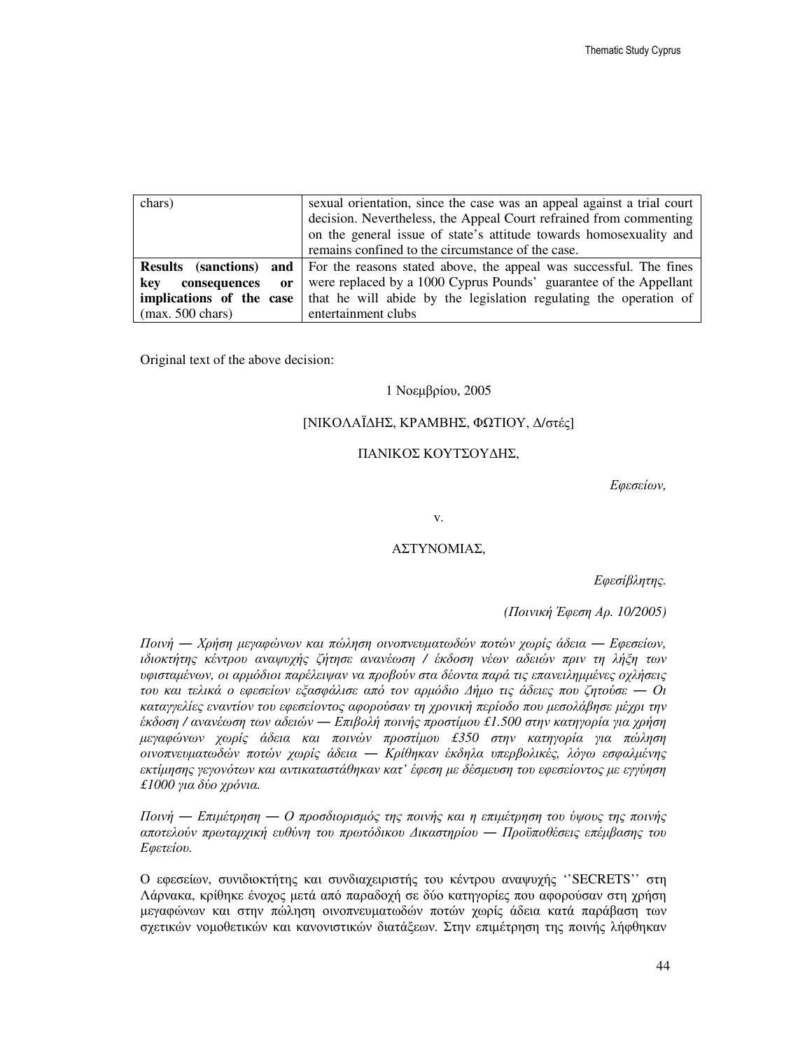| | |
|---|---|
| chars) | sexual orientation, since the case was an appeal against a trial court decision. Nevertheless, the Appeal Court refrained from commenting on the general issue of state's attitude towards homosexuality and remains confined to the circumstance of the case. |
| **Results (sanctions) and key consequences or implications of the case** (max. 500 chars) | For the reasons stated above, the appeal was successful. The fines were replaced by a 1000 Cyprus Pounds' guarantee of the Appellant that he will abide by the legislation regulating the operation of entertainment clubs |

Original text of the above decision:

1 Νοεμβρίου, 2005

[ΝΙΚΟΛΑΪΔΗΣ, ΚΡΑΜΒΗΣ, ΦΩΤΙΟΥ, Δ/στές]

ΠΑΝΙΚΟΣ ΚΟΥΤΣΟΥΔΗΣ,

*Εφεσείων,*

v.

ΑΣΤΥΝΟΜΙΑΣ,

*Εφεσίβλητης.*

*(Ποινική Έφεση Αρ. 10/2005)*

*Ποινή — Χρήση μεγαφώνων και πώληση οινοπνευματωδών ποτών χωρίς άδεια — Εφεσείων, ιδιοκτήτης κέντρου αναψυχής ζήτησε ανανέωση / έκδοση νέων αδειών πριν τη λήξη των υφισταμένων, οι αρμόδιοι παρέλειψαν να προβούν στα δέοντα παρά τις επανειλημμένες οχλήσεις του και τελικά ο εφεσείων εξασφάλισε από τον αρμόδιο Δήμο τις άδειες που ζητούσε — Οι καταγγελίες εναντίον του εφεσείοντος αφορούσαν τη χρονική περίοδο που μεσολάβησε μέχρι την έκδοση / ανανέωση των αδειών — Επιβολή ποινής προστίμου £1.500 στην κατηγορία για χρήση μεγαφώνων χωρίς άδεια και ποινών προστίμου £350 στην κατηγορία για πώληση οινοπνευματωδών ποτών χωρίς άδεια — Κρίθηκαν έκδηλα υπερβολικές, λόγω εσφαλμένης εκτίμησης γεγονότων και αντικαταστάθηκαν κατ' έφεση με δέσμευση του εφεσείοντος με εγγύηση £1000 για δύο χρόνια.*

*Ποινή — Επιμέτρηση — Ο προσδιορισμός της ποινής και η επιμέτρηση του ύψους της ποινής αποτελούν πρωταρχική ευθύνη του πρωτόδικου Δικαστηρίου — Προϋποθέσεις επέμβασης του Εφετείου.*

Ο εφεσείων, συνιδιοκτήτης και συνδιαχειριστής του κέντρου αναψυχής ''SECRETS'' στη Λάρνακα, κρίθηκε ένοχος μετά από παραδοχή σε δύο κατηγορίες που αφορούσαν στη χρήση μεγαφώνων και στην πώληση οινοπνευματωδών ποτών χωρίς άδεια κατά παράβαση των σχετικών νομοθετικών και κανονιστικών διατάξεων. Στην επιμέτρηση της ποινής λήφθηκαν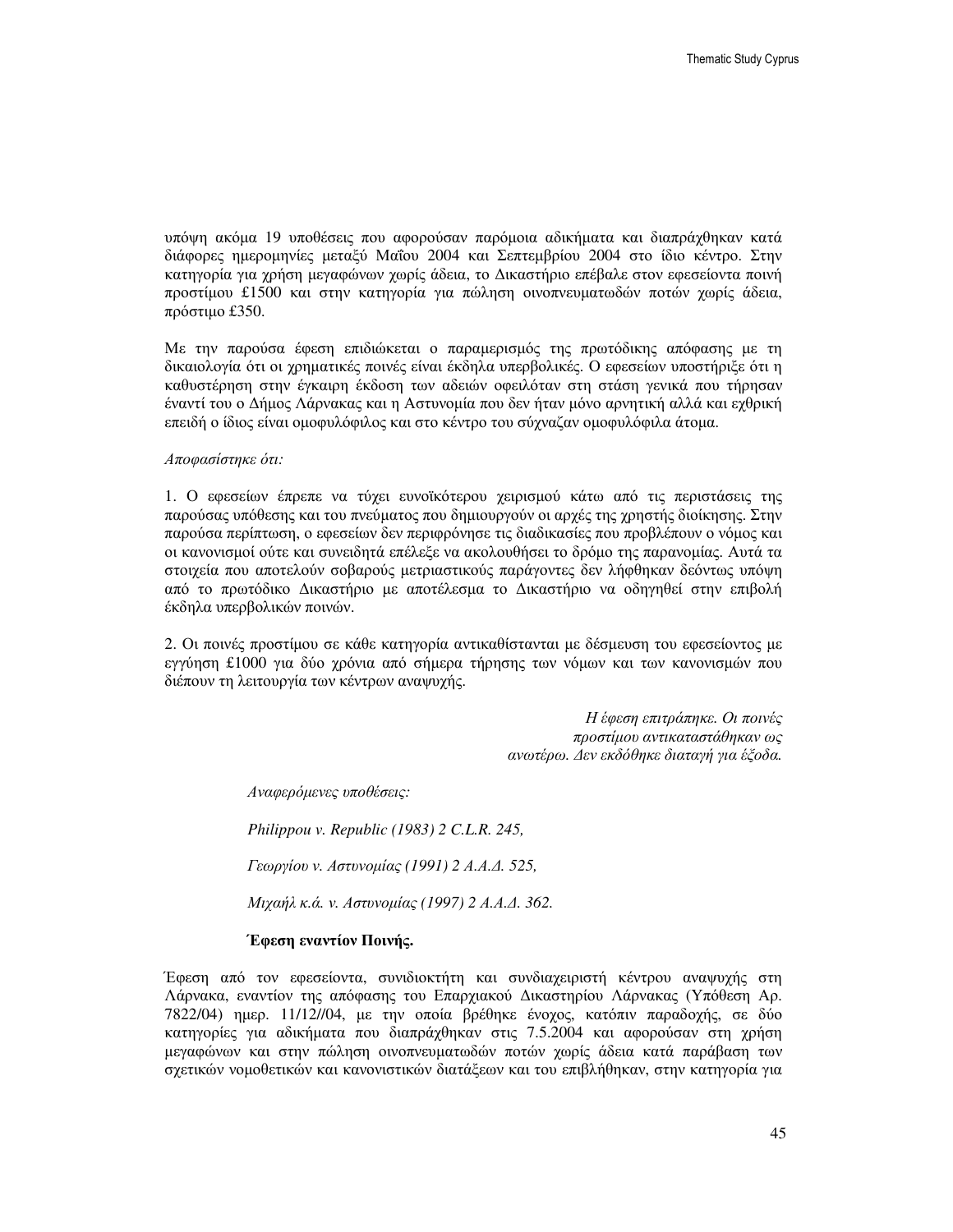υπόψη ακόμα 19 υποθέσεις που αφορούσαν παρόμοια αδικήματα και διαπράχθηκαν κατά διάφορες ημερομηνίες μεταξύ Μαΐου 2004 και Σεπτεμβρίου 2004 στο ίδιο κέντρο. Στην κατηγορία για χρήση μεγαφώνων χωρίς άδεια, το Δικαστήριο επέβαλε στον εφεσείοντα ποινή προστίμου £1500 και στην κατηγορία για πώληση οινοπνευματωδών ποτών χωρίς άδεια, πρόστιμο £350.

Με την παρούσα έφεση επιδιώκεται ο παραμερισμός της πρωτόδικης απόφασης με τη δικαιολογία ότι οι χρηματικές ποινές είναι έκδηλα υπερβολικές. Ο εφεσείων υποστήριξε ότι η καθυστέρηση στην έγκαιρη έκδοση των αδειών οφειλόταν στη στάση γενικά που τήρησαν έναντί του ο Δήμος Λάρνακας και η Αστυνομία που δεν ήταν μόνο αρνητική αλλά και εχθρική επειδή ο ίδιος είναι ομοφυλόφιλος και στο κέντρο του σύχναζαν ομοφυλόφιλα άτομα.

*Αποφασίστηκε ότι:*

1. Ο εφεσείων έπρεπε να τύχει ευνοϊκότερου χειρισμού κάτω από τις περιστάσεις της παρούσας υπόθεσης και του πνεύματος που δημιουργούν οι αρχές της χρηστής διοίκησης. Στην παρούσα περίπτωση, ο εφεσείων δεν περιφρόνησε τις διαδικασίες που προβλέπουν ο νόμος και οι κανονισμοί ούτε και συνειδητά επέλεξε να ακολουθήσει το δρόμο της παρανομίας. Αυτά τα στοιχεία που αποτελούν σοβαρούς μετριαστικούς παράγοντες δεν λήφθηκαν δεόντως υπόψη από το πρωτόδικο Δικαστήριο με αποτέλεσμα το Δικαστήριο να οδηγηθεί στην επιβολή έκδηλα υπερβολικών ποινών.

2. Οι ποινές προστίμου σε κάθε κατηγορία αντικαθίστανται με δέσμευση του εφεσείοντος με εγγύηση £1000 για δύο χρόνια από σήμερα τήρησης των νόμων και των κανονισμών που διέπουν τη λειτουργία των κέντρων αναψυχής.

*Η έφεση επιτράπηκε. Οι ποινές προστίμου αντικαταστάθηκαν ως ανωτέρω. Δεν εκδόθηκε διαταγή για έξοδα.*

*Αναφερόμενες υποθέσεις:*

*Philippou v. Republic (1983) 2 C.L.R. 245,*

*Γεωργίου ν. Αστυνομίας (1991) 2 Α.Α.Δ. 525,*

*Μιχαήλ κ.ά. ν. Αστυνομίας (1997) 2 Α.Α.Δ. 362.*

**Έφεση εναντίον Ποινής.**

Έφεση από τον εφεσείοντα, συνιδιοκτήτη και συνδιαχειριστή κέντρου αναψυχής στη Λάρνακα, εναντίον της απόφασης του Επαρχιακού Δικαστηρίου Λάρνακας (Υπόθεση Αρ. 7822/04) ημερ. 11/12//04, με την οποία βρέθηκε ένοχος, κατόπιν παραδοχής, σε δύο κατηγορίες για αδικήματα που διαπράχθηκαν στις 7.5.2004 και αφορούσαν στη χρήση μεγαφώνων και στην πώληση οινοπνευματωδών ποτών χωρίς άδεια κατά παράβαση των σχετικών νομοθετικών και κανονιστικών διατάξεων και του επιβλήθηκαν, στην κατηγορία για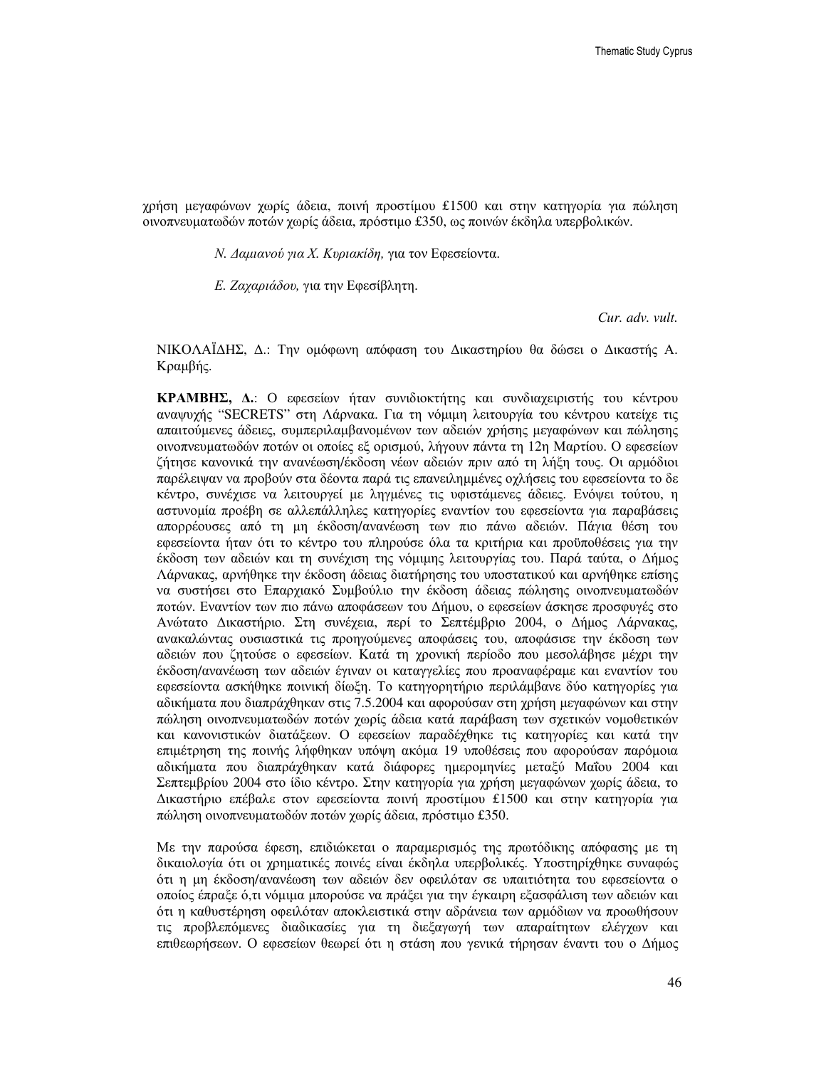χρήση μεγαφώνων χωρίς άδεια, ποινή προστίμου £1500 και στην κατηγορία για πώληση οινοπνευματωδών ποτών χωρίς άδεια, πρόστιμο £350, ως ποινών έκδηλα υπερβολικών.

*Ν. Δαμιανού για Χ. Κυριακίδη,* για τον Εφεσείοντα.

*Ε. Ζαχαριάδου,* για την Εφεσίβλητη.

*Cur. adv. vult.*

ΝΙΚΟΛΑΪΔΗΣ, Δ.: Την ομόφωνη απόφαση του Δικαστηρίου θα δώσει ο Δικαστής Α. Κραμβής.

**ΚΡΑΜΒΗΣ, Δ.**: Ο εφεσείων ήταν συνιδιοκτήτης και συνδιαχειριστής του κέντρου αναψυχής "SECRETS" στη Λάρνακα. Για τη νόμιμη λειτουργία του κέντρου κατείχε τις απαιτούμενες άδειες, συμπεριλαμβανομένων των αδειών χρήσης μεγαφώνων και πώλησης οινοπνευματωδών ποτών οι οποίες εξ ορισμού, λήγουν πάντα τη 12η Μαρτίου. Ο εφεσείων ζήτησε κανονικά την ανανέωση/έκδοση νέων αδειών πριν από τη λήξη τους. Οι αρμόδιοι παρέλειψαν να προβούν στα δέοντα παρά τις επανειλημμένες οχλήσεις του εφεσείοντα το δε κέντρο, συνέχισε να λειτουργεί με ληγμένες τις υφιστάμενες άδειες. Ενόψει τούτου, η αστυνομία προέβη σε αλλεπάλληλες κατηγορίες εναντίον του εφεσείοντα για παραβάσεις απορρέουσες από τη μη έκδοση/ανανέωση των πιο πάνω αδειών. Πάγια θέση του εφεσείοντα ήταν ότι το κέντρο του πληρούσε όλα τα κριτήρια και προϋποθέσεις για την έκδοση των αδειών και τη συνέχιση της νόμιμης λειτουργίας του. Παρά ταύτα, ο Δήμος Λάρνακας, αρνήθηκε την έκδοση άδειας διατήρησης του υποστατικού και αρνήθηκε επίσης να συστήσει στο Επαρχιακό Συμβούλιο την έκδοση άδειας πώλησης οινοπνευματωδών ποτών. Εναντίον των πιο πάνω αποφάσεων του Δήμου, ο εφεσείων άσκησε προσφυγές στο Ανώτατο Δικαστήριο. Στη συνέχεια, περί το Σεπτέμβριο 2004, ο Δήμος Λάρνακας, ανακαλώντας ουσιαστικά τις προηγούμενες αποφάσεις του, αποφάσισε την έκδοση των αδειών που ζητούσε ο εφεσείων. Κατά τη χρονική περίοδο που μεσολάβησε μέχρι την έκδοση/ανανέωση των αδειών έγιναν οι καταγγελίες που προαναφέραμε και εναντίον του εφεσείοντα ασκήθηκε ποινική δίωξη. Το κατηγορητήριο περιλάμβανε δύο κατηγορίες για αδικήματα που διαπράχθηκαν στις 7.5.2004 και αφορούσαν στη χρήση μεγαφώνων και στην πώληση οινοπνευματωδών ποτών χωρίς άδεια κατά παράβαση των σχετικών νομοθετικών και κανονιστικών διατάξεων. Ο εφεσείων παραδέχθηκε τις κατηγορίες και κατά την επιμέτρηση της ποινής λήφθηκαν υπόψη ακόμα 19 υποθέσεις που αφορούσαν παρόμοια αδικήματα που διαπράχθηκαν κατά διάφορες ημερομηνίες μεταξύ Μαΐου 2004 και Σεπτεμβρίου 2004 στο ίδιο κέντρο. Στην κατηγορία για χρήση μεγαφώνων χωρίς άδεια, το Δικαστήριο επέβαλε στον εφεσείοντα ποινή προστίμου £1500 και στην κατηγορία για πώληση οινοπνευματωδών ποτών χωρίς άδεια, πρόστιμο £350.

Με την παρούσα έφεση, επιδιώκεται ο παραμερισμός της πρωτόδικης απόφασης με τη δικαιολογία ότι οι χρηματικές ποινές είναι έκδηλα υπερβολικές. Υποστηρίχθηκε συναφώς ότι η μη έκδοση/ανανέωση των αδειών δεν οφειλόταν σε υπαιτιότητα του εφεσείοντα ο οποίος έπραξε ό,τι νόμιμα μπορούσε να πράξει για την έγκαιρη εξασφάλιση των αδειών και ότι η καθυστέρηση οφειλόταν αποκλειστικά στην αδράνεια των αρμόδιων να προωθήσουν τις προβλεπόμενες διαδικασίες για τη διεξαγωγή των απαραίτητων ελέγχων και επιθεωρήσεων. Ο εφεσείων θεωρεί ότι η στάση που γενικά τήρησαν έναντι του ο Δήμος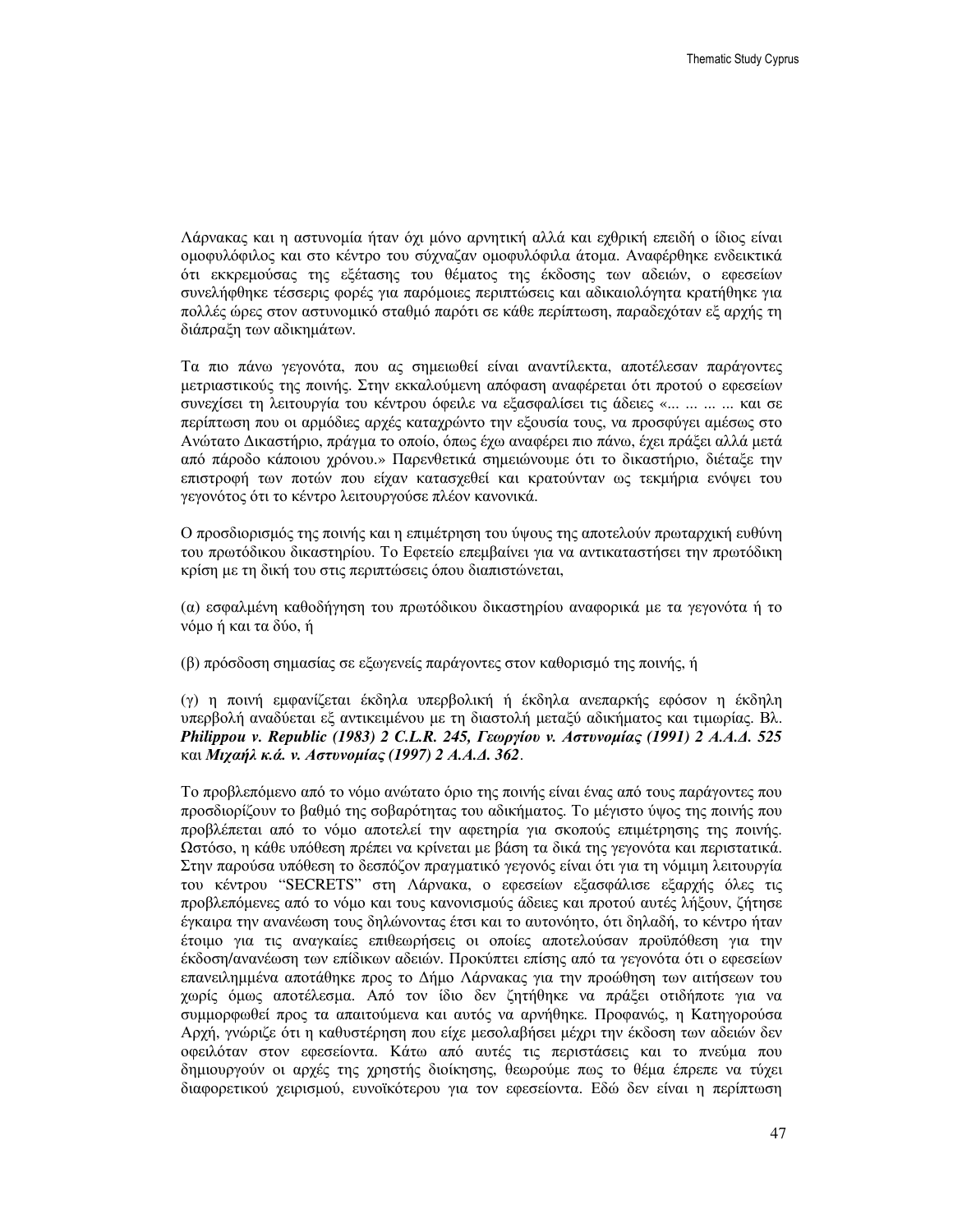Λάρνακας και η αστυνομία ήταν όχι μόνο αρνητική αλλά και εχθρική επειδή ο ίδιος είναι ομοφυλόφιλος και στο κέντρο του σύχναζαν ομοφυλόφιλα άτομα. Αναφέρθηκε ενδεικτικά ότι εκκρεμούσας της εξέτασης του θέματος της έκδοσης των αδειών, ο εφεσείων συνελήφθηκε τέσσερις φορές για παρόμοιες περιπτώσεις και αδικαιολόγητα κρατήθηκε για πολλές ώρες στον αστυνομικό σταθμό παρότι σε κάθε περίπτωση, παραδεχόταν εξ αρχής τη διάπραξη των αδικημάτων.

Τα πιο πάνω γεγονότα, που ας σημειωθεί είναι αναντίλεκτα, αποτέλεσαν παράγοντες μετριαστικούς της ποινής. Στην εκκαλούμενη απόφαση αναφέρεται ότι προτού ο εφεσείων συνεχίσει τη λειτουργία του κέντρου όφειλε να εξασφαλίσει τις άδειες «... ... ... ... και σε περίπτωση που οι αρμόδιες αρχές καταχρώντο την εξουσία τους, να προσφύγει αμέσως στο Ανώτατο Δικαστήριο, πράγμα το οποίο, όπως έχω αναφέρει πιο πάνω, έχει πράξει αλλά μετά από πάροδο κάποιου χρόνου.» Παρενθετικά σημειώνουμε ότι το δικαστήριο, διέταξε την επιστροφή των ποτών που είχαν κατασχεθεί και κρατούνταν ως τεκμήρια ενόψει του γεγονότος ότι το κέντρο λειτουργούσε πλέον κανονικά.

Ο προσδιορισμός της ποινής και η επιμέτρηση του ύψους της αποτελούν πρωταρχική ευθύνη του πρωτόδικου δικαστηρίου. Το Εφετείο επεμβαίνει για να αντικαταστήσει την πρωτόδικη κρίση με τη δική του στις περιπτώσεις όπου διαπιστώνεται,

(α) εσφαλμένη καθοδήγηση του πρωτόδικου δικαστηρίου αναφορικά με τα γεγονότα ή το νόμο ή και τα δύο, ή

(β) πρόσδοση σημασίας σε εξωγενείς παράγοντες στον καθορισμό της ποινής, ή

(γ) η ποινή εμφανίζεται έκδηλα υπερβολική ή έκδηλα ανεπαρκής εφόσον η έκδηλη υπερβολή αναδύεται εξ αντικειμένου με τη διαστολή μεταξύ αδικήματος και τιμωρίας. Βλ. ***Philippou v. Republic (1983) 2 C.L.R. 245, Γεωργίου ν. Αστυνομίας (1991) 2 Α.Α.Δ. 525*** και ***Μιχαήλ κ.ά. ν. Αστυνομίας (1997) 2 Α.Α.Δ. 362***.

Το προβλεπόμενο από το νόμο ανώτατο όριο της ποινής είναι ένας από τους παράγοντες που προσδιορίζουν το βαθμό της σοβαρότητας του αδικήματος. Το μέγιστο ύψος της ποινής που προβλέπεται από το νόμο αποτελεί την αφετηρία για σκοπούς επιμέτρησης της ποινής. Ωστόσο, η κάθε υπόθεση πρέπει να κρίνεται με βάση τα δικά της γεγονότα και περιστατικά. Στην παρούσα υπόθεση το δεσπόζον πραγματικό γεγονός είναι ότι για τη νόμιμη λειτουργία του κέντρου "SECRETS" στη Λάρνακα, ο εφεσείων εξασφάλισε εξαρχής όλες τις προβλεπόμενες από το νόμο και τους κανονισμούς άδειες και προτού αυτές λήξουν, ζήτησε έγκαιρα την ανανέωση τους δηλώνοντας έτσι και το αυτονόητο, ότι δηλαδή, το κέντρο ήταν έτοιμο για τις αναγκαίες επιθεωρήσεις οι οποίες αποτελούσαν προϋπόθεση για την έκδοση/ανανέωση των επίδικων αδειών. Προκύπτει επίσης από τα γεγονότα ότι ο εφεσείων επανειλημμένα αποτάθηκε προς το Δήμο Λάρνακας για την προώθηση των αιτήσεων του χωρίς όμως αποτέλεσμα. Από τον ίδιο δεν ζητήθηκε να πράξει οτιδήποτε για να συμμορφωθεί προς τα απαιτούμενα και αυτός να αρνήθηκε. Προφανώς, η Κατηγορούσα Αρχή, γνώριζε ότι η καθυστέρηση που είχε μεσολαβήσει μέχρι την έκδοση των αδειών δεν οφειλόταν στον εφεσείοντα. Κάτω από αυτές τις περιστάσεις και το πνεύμα που δημιουργούν οι αρχές της χρηστής διοίκησης, θεωρούμε πως το θέμα έπρεπε να τύχει διαφορετικού χειρισμού, ευνοϊκότερου για τον εφεσείοντα. Εδώ δεν είναι η περίπτωση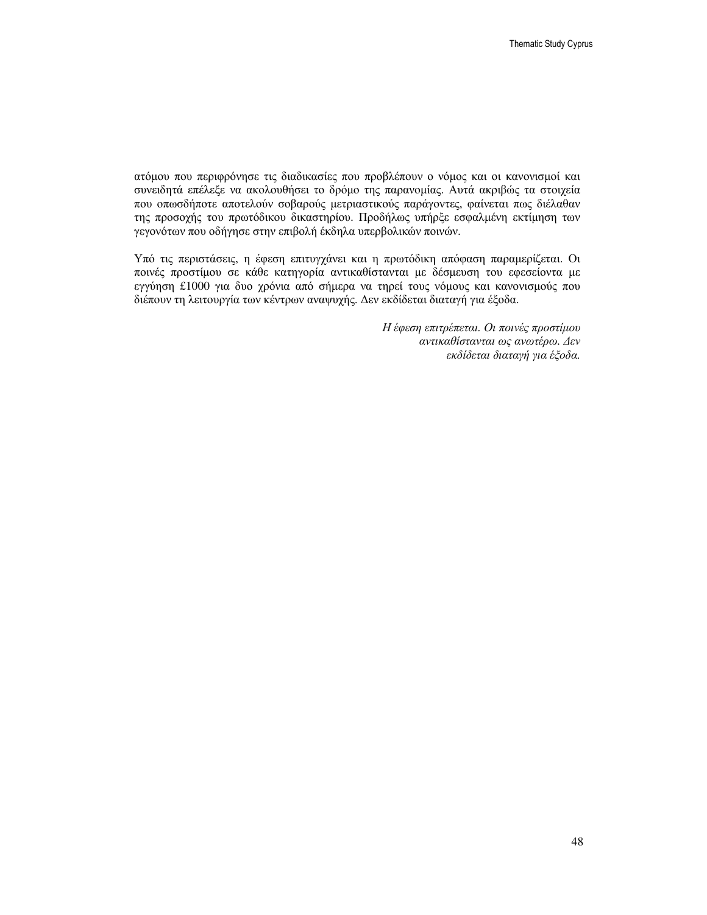ατόμου που περιφρόνησε τις διαδικασίες που προβλέπουν ο νόμος και οι κανονισμοί και συνειδητά επέλεξε να ακολουθήσει το δρόμο της παρανομίας. Αυτά ακριβώς τα στοιχεία που οπωσδήποτε αποτελούν σοβαρούς μετριαστικούς παράγοντες, φαίνεται πως διέλαθαν της προσοχής του πρωτόδικου δικαστηρίου. Προδήλως υπήρξε εσφαλμένη εκτίμηση των γεγονότων που οδήγησε στην επιβολή έκδηλα υπερβολικών ποινών.

Υπό τις περιστάσεις, η έφεση επιτυγχάνει και η πρωτόδικη απόφαση παραμερίζεται. Οι ποινές προστίμου σε κάθε κατηγορία αντικαθίστανται με δέσμευση του εφεσείοντα με εγγύηση £1000 για δυο χρόνια από σήμερα να τηρεί τους νόμους και κανονισμούς που διέπουν τη λειτουργία των κέντρων αναψυχής. Δεν εκδίδεται διαταγή για έξοδα.

*Η έφεση επιτρέπεται. Οι ποινές προστίμου αντικαθίστανται ως ανωτέρω. Δεν εκδίδεται διαταγή για έξοδα.*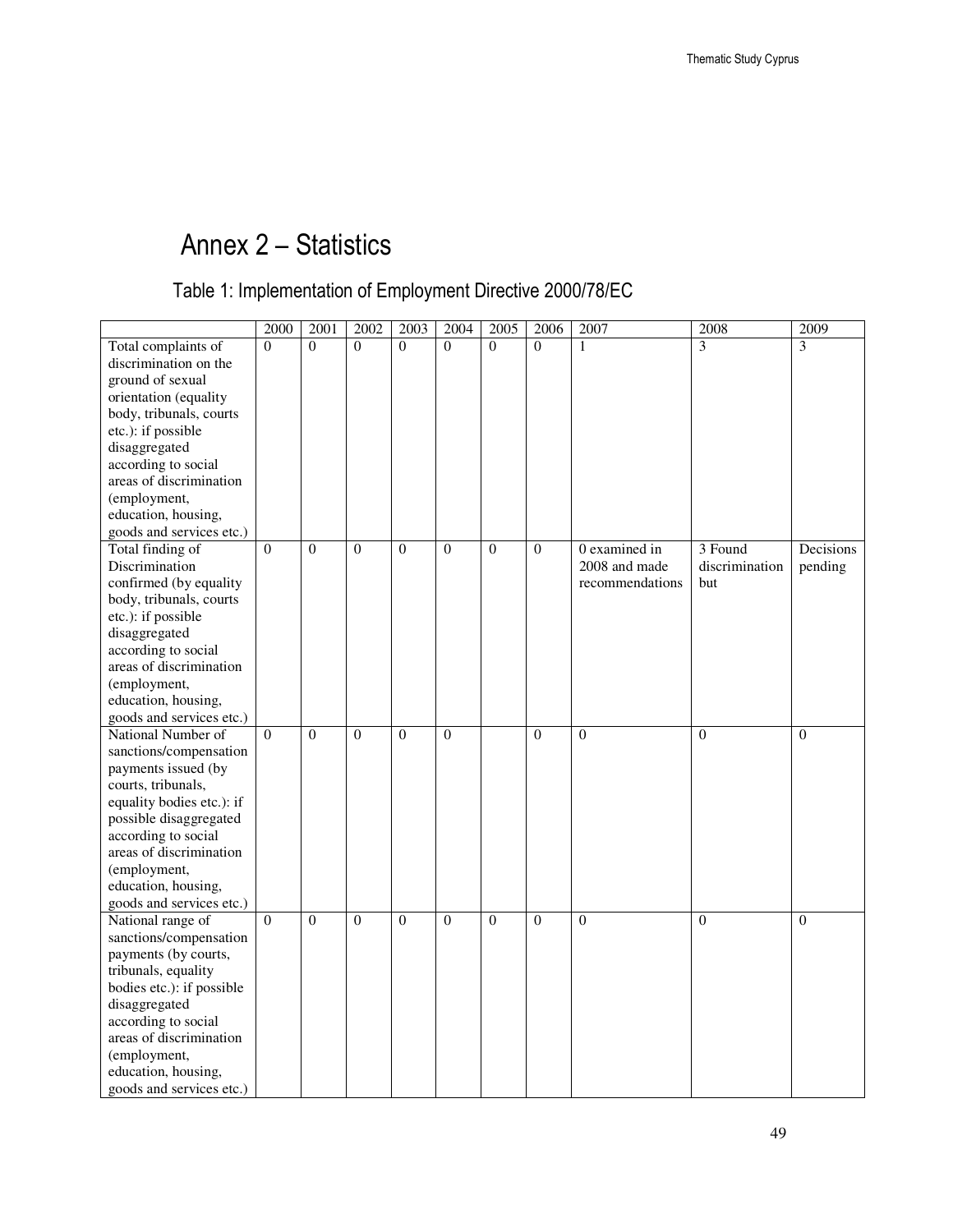# Annex 2 – Statistics

## Table 1: Implementation of Employment Directive 2000/78/EC

| | 2000 | 2001 | 2002 | 2003 | 2004 | 2005 | 2006 | 2007 | 2008 | 2009 |
|---|---|---|---|---|---|---|---|---|---|---|
| Total complaints of discrimination on the ground of sexual orientation (equality body, tribunals, courts etc.): if possible disaggregated according to social areas of discrimination (employment, education, housing, goods and services etc.) | 0 | 0 | 0 | 0 | 0 | 0 | 0 | 1 | 3 | 3 |
| Total finding of Discrimination confirmed (by equality body, tribunals, courts etc.): if possible disaggregated according to social areas of discrimination (employment, education, housing, goods and services etc.) | 0 | 0 | 0 | 0 | 0 | 0 | 0 | 0 examined in 2008 and made recommendations | 3 Found discrimination but | Decisions pending |
| National Number of sanctions/compensation payments issued (by courts, tribunals, equality bodies etc.): if possible disaggregated according to social areas of discrimination (employment, education, housing, goods and services etc.) | 0 | 0 | 0 | 0 | 0 | | 0 | 0 | 0 | 0 |
| National range of sanctions/compensation payments (by courts, tribunals, equality bodies etc.): if possible disaggregated according to social areas of discrimination (employment, education, housing, goods and services etc.) | 0 | 0 | 0 | 0 | 0 | 0 | 0 | 0 | 0 | 0 |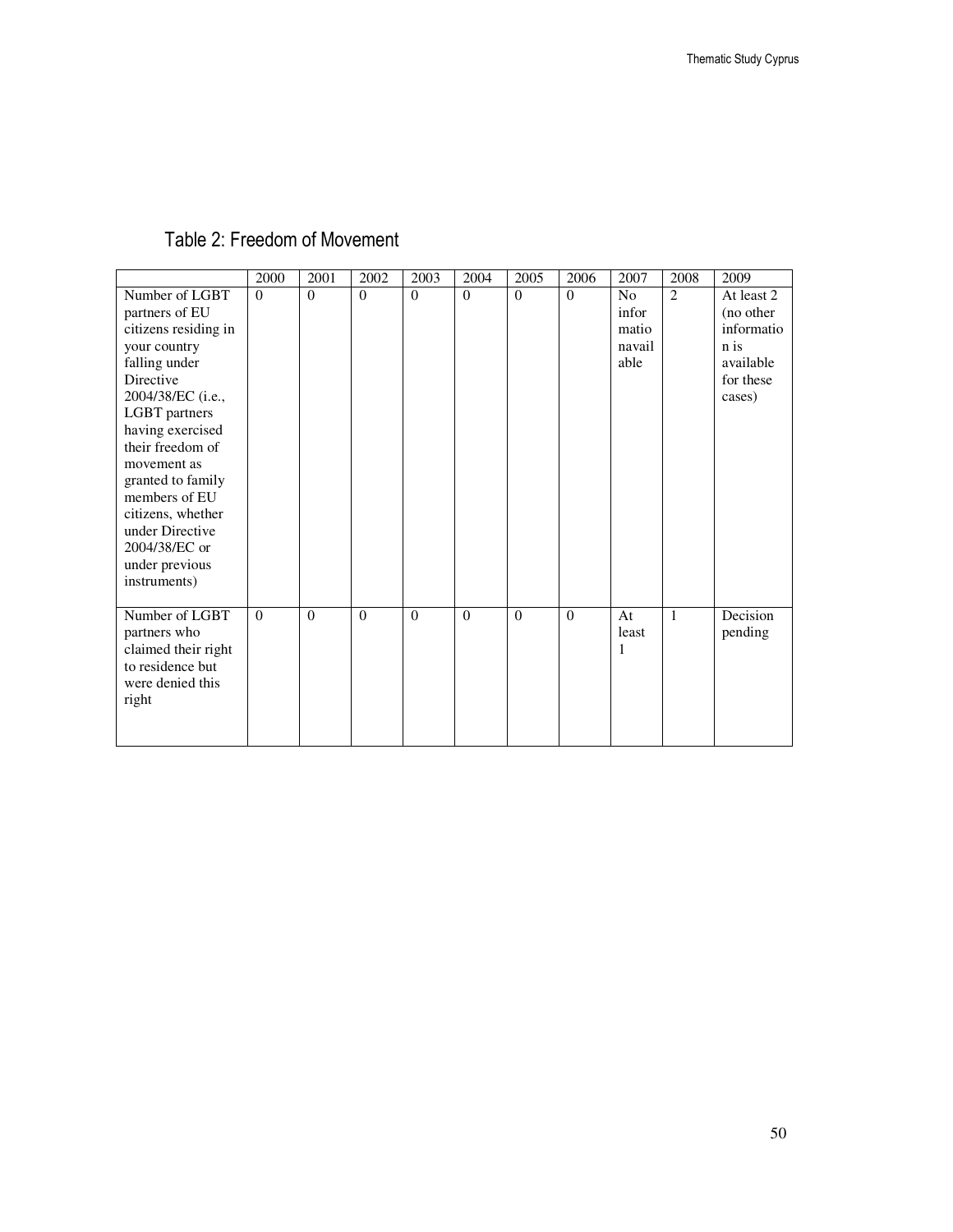## Table 2: Freedom of Movement

| | 2000 | 2001 | 2002 | 2003 | 2004 | 2005 | 2006 | 2007 | 2008 | 2009 |
|---|---|---|---|---|---|---|---|---|---|---|
| Number of LGBT partners of EU citizens residing in your country falling under Directive 2004/38/EC (i.e., LGBT partners having exercised their freedom of movement as granted to family members of EU citizens, whether under Directive 2004/38/EC or under previous instruments) | 0 | 0 | 0 | 0 | 0 | 0 | 0 | No information available | 2 | At least 2 (no other information is available for these cases) |
| Number of LGBT partners who claimed their right to residence but were denied this right | 0 | 0 | 0 | 0 | 0 | 0 | 0 | At least 1 | 1 | Decision pending |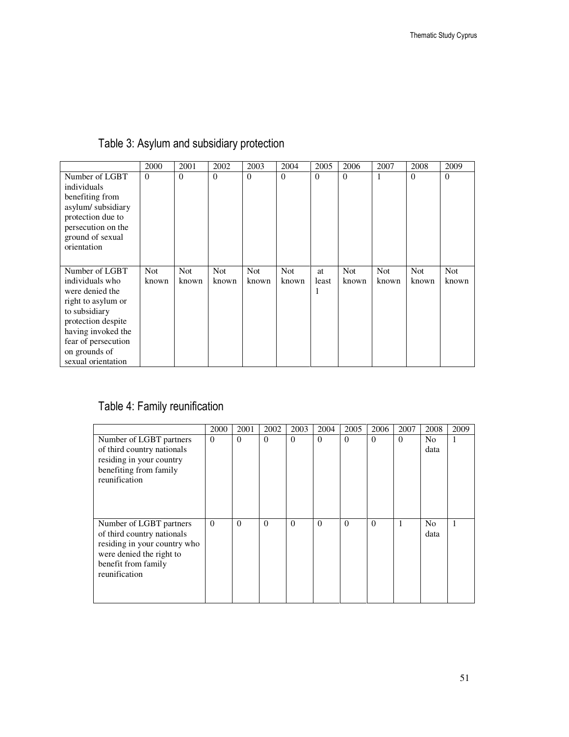## Table 3: Asylum and subsidiary protection

| | 2000 | 2001 | 2002 | 2003 | 2004 | 2005 | 2006 | 2007 | 2008 | 2009 |
|---|---|---|---|---|---|---|---|---|---|---|
| Number of LGBT individuals benefiting from asylum/ subsidiary protection due to persecution on the ground of sexual orientation | 0 | 0 | 0 | 0 | 0 | 0 | 0 | 1 | 0 | 0 |
| Number of LGBT individuals who were denied the right to asylum or to subsidiary protection despite having invoked the fear of persecution on grounds of sexual orientation | Not known | Not known | Not known | Not known | Not known | at least 1 | Not known | Not known | Not known | Not known |

## Table 4: Family reunification

| | 2000 | 2001 | 2002 | 2003 | 2004 | 2005 | 2006 | 2007 | 2008 | 2009 |
|---|---|---|---|---|---|---|---|---|---|---|
| Number of LGBT partners of third country nationals residing in your country benefiting from family reunification | 0 | 0 | 0 | 0 | 0 | 0 | 0 | 0 | No data | 1 |
| Number of LGBT partners of third country nationals residing in your country who were denied the right to benefit from family reunification | 0 | 0 | 0 | 0 | 0 | 0 | 0 | 1 | No data | 1 |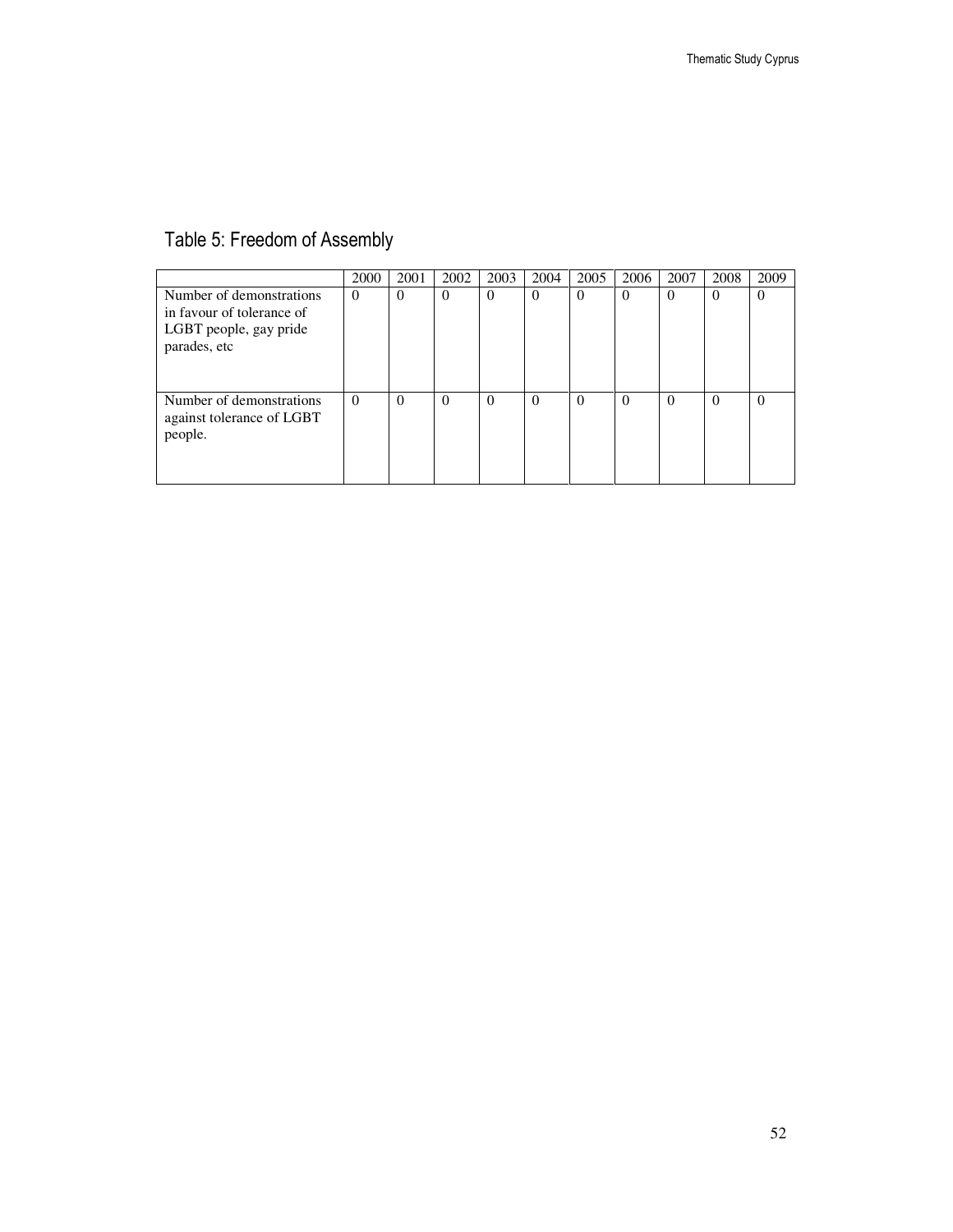## Table 5: Freedom of Assembly

| | 2000 | 2001 | 2002 | 2003 | 2004 | 2005 | 2006 | 2007 | 2008 | 2009 |
|---|---|---|---|---|---|---|---|---|---|---|
| Number of demonstrations in favour of tolerance of LGBT people, gay pride parades, etc | 0 | 0 | 0 | 0 | 0 | 0 | 0 | 0 | 0 | 0 |
| Number of demonstrations against tolerance of LGBT people. | 0 | 0 | 0 | 0 | 0 | 0 | 0 | 0 | 0 | 0 |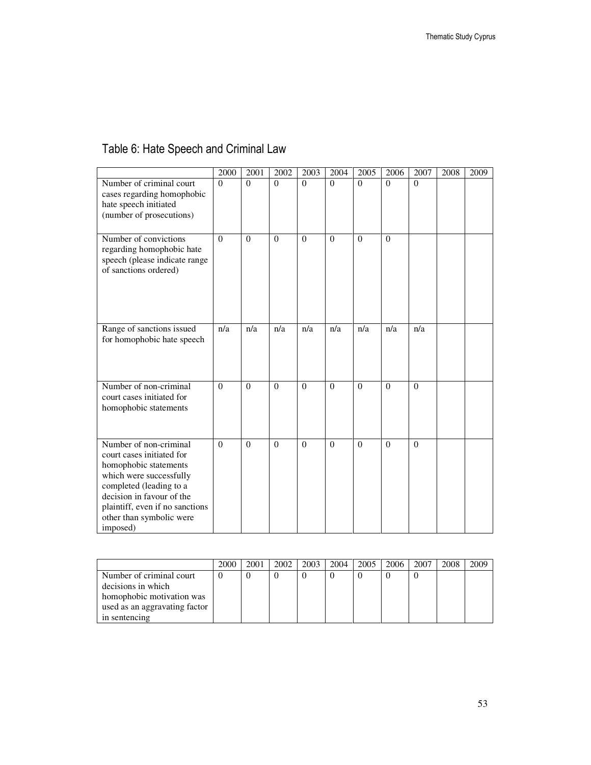## Table 6: Hate Speech and Criminal Law

| | 2000 | 2001 | 2002 | 2003 | 2004 | 2005 | 2006 | 2007 | 2008 | 2009 |
|---|---|---|---|---|---|---|---|---|---|---|
| Number of criminal court cases regarding homophobic hate speech initiated (number of prosecutions) | 0 | 0 | 0 | 0 | 0 | 0 | 0 | 0 | | |
| Number of convictions regarding homophobic hate speech (please indicate range of sanctions ordered) | 0 | 0 | 0 | 0 | 0 | 0 | 0 | | | |
| Range of sanctions issued for homophobic hate speech | n/a | n/a | n/a | n/a | n/a | n/a | n/a | n/a | | |
| Number of non-criminal court cases initiated for homophobic statements | 0 | 0 | 0 | 0 | 0 | 0 | 0 | 0 | | |
| Number of non-criminal court cases initiated for homophobic statements which were successfully completed (leading to a decision in favour of the plaintiff, even if no sanctions other than symbolic were imposed) | 0 | 0 | 0 | 0 | 0 | 0 | 0 | 0 | | |

| | 2000 | 2001 | 2002 | 2003 | 2004 | 2005 | 2006 | 2007 | 2008 | 2009 |
|---|---|---|---|---|---|---|---|---|---|---|
| Number of criminal court decisions in which homophobic motivation was used as an aggravating factor in sentencing | 0 | 0 | 0 | 0 | 0 | 0 | 0 | 0 | | |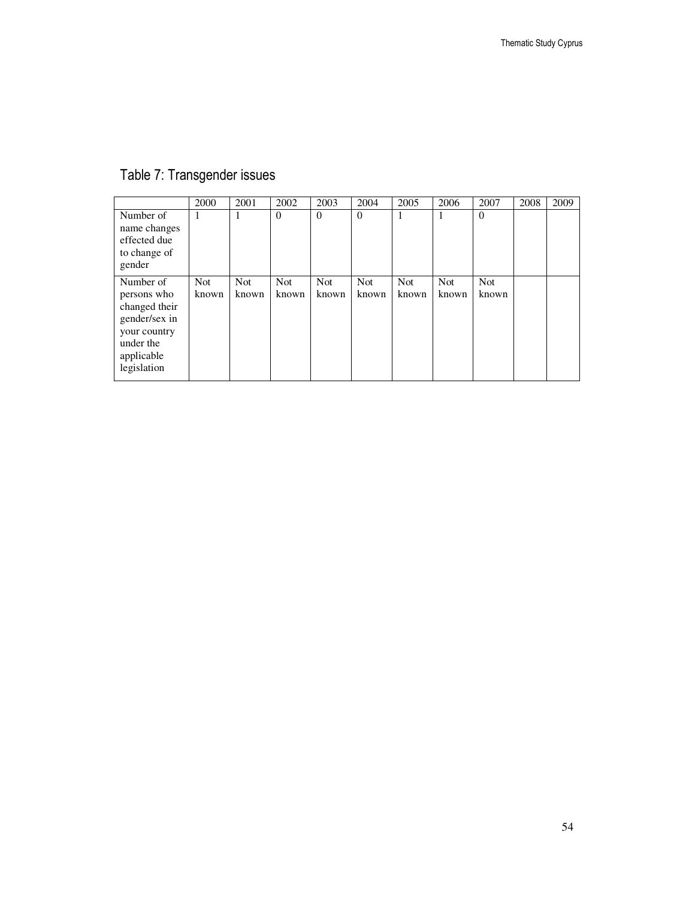## Table 7: Transgender issues

| | 2000 | 2001 | 2002 | 2003 | 2004 | 2005 | 2006 | 2007 | 2008 | 2009 |
|---|---|---|---|---|---|---|---|---|---|---|
| Number of name changes effected due to change of gender | 1 | 1 | 0 | 0 | 0 | 1 | 1 | 0 | | |
| Number of persons who changed their gender/sex in your country under the applicable legislation | Not known | Not known | Not known | Not known | Not known | Not known | Not known | Not known | | |